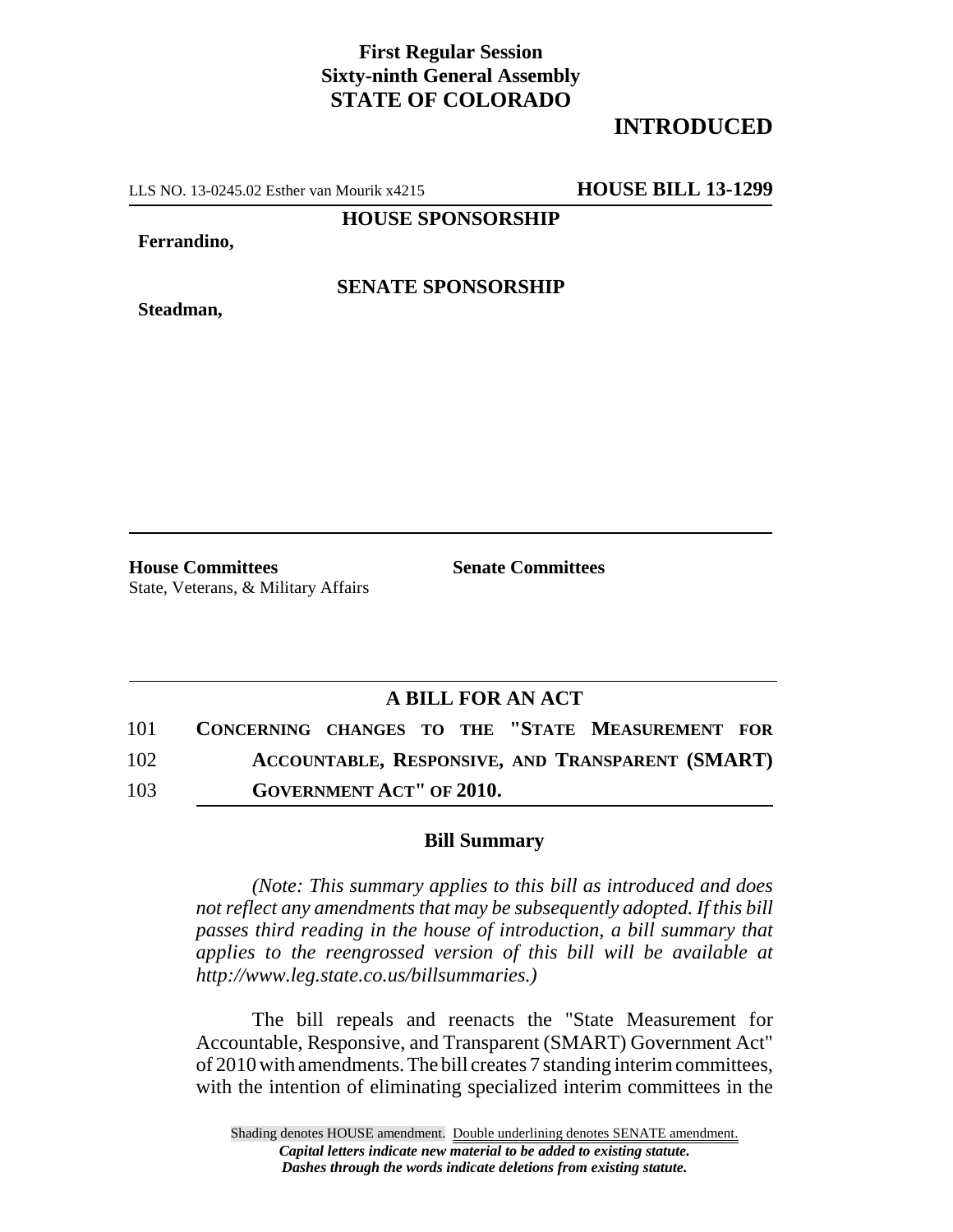**First Regular Session**
**Sixty-ninth General Assembly**
**STATE OF COLORADO**

**INTRODUCED**

LLS NO. 13-0245.02 Esther van Mourik x4215 **HOUSE BILL 13-1299**

**HOUSE SPONSORSHIP**

**Ferrandino,**

**SENATE SPONSORSHIP**

**Steadman,**

**House Committees**
State, Veterans, & Military Affairs

**Senate Committees**

## A BILL FOR AN ACT

101 **CONCERNING CHANGES TO THE "STATE MEASUREMENT FOR**
102 **ACCOUNTABLE, RESPONSIVE, AND TRANSPARENT (SMART)**
103 **GOVERNMENT ACT" OF 2010.**

### Bill Summary

*(Note: This summary applies to this bill as introduced and does not reflect any amendments that may be subsequently adopted. If this bill passes third reading in the house of introduction, a bill summary that applies to the reengrossed version of this bill will be available at http://www.leg.state.co.us/billsummaries.)*

The bill repeals and reenacts the "State Measurement for Accountable, Responsive, and Transparent (SMART) Government Act" of 2010 with amendments. The bill creates 7 standing interim committees, with the intention of eliminating specialized interim committees in the

Shading denotes HOUSE amendment. Double underlining denotes SENATE amendment.
*Capital letters indicate new material to be added to existing statute.*
*Dashes through the words indicate deletions from existing statute.*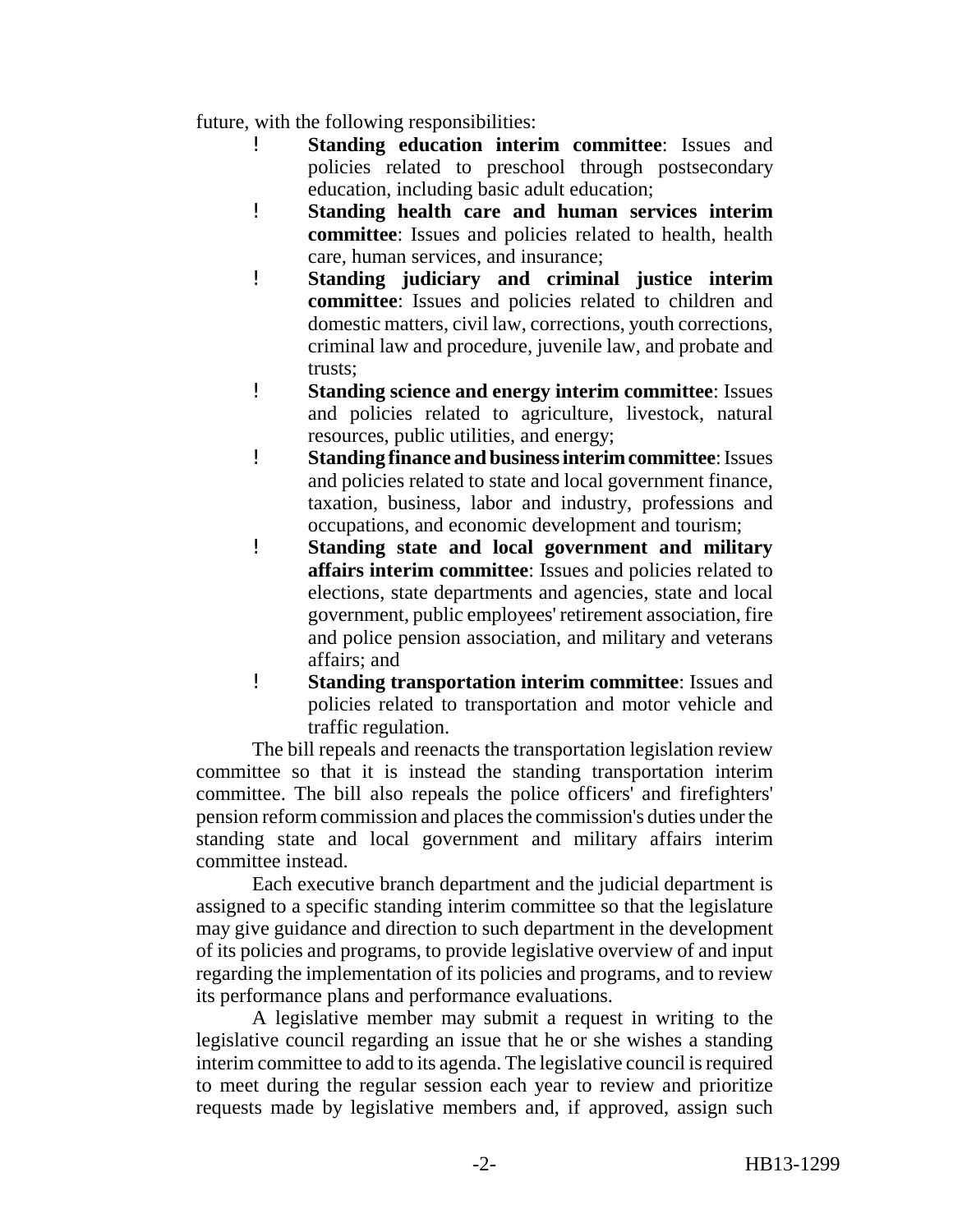future, with the following responsibilities:

- **Standing education interim committee**: Issues and policies related to preschool through postsecondary education, including basic adult education;
- **Standing health care and human services interim committee**: Issues and policies related to health, health care, human services, and insurance;
- **Standing judiciary and criminal justice interim committee**: Issues and policies related to children and domestic matters, civil law, corrections, youth corrections, criminal law and procedure, juvenile law, and probate and trusts;
- **Standing science and energy interim committee**: Issues and policies related to agriculture, livestock, natural resources, public utilities, and energy;
- **Standing finance and business interim committee**: Issues and policies related to state and local government finance, taxation, business, labor and industry, professions and occupations, and economic development and tourism;
- **Standing state and local government and military affairs interim committee**: Issues and policies related to elections, state departments and agencies, state and local government, public employees' retirement association, fire and police pension association, and military and veterans affairs; and
- **Standing transportation interim committee**: Issues and policies related to transportation and motor vehicle and traffic regulation.

The bill repeals and reenacts the transportation legislation review committee so that it is instead the standing transportation interim committee. The bill also repeals the police officers' and firefighters' pension reform commission and places the commission's duties under the standing state and local government and military affairs interim committee instead.

Each executive branch department and the judicial department is assigned to a specific standing interim committee so that the legislature may give guidance and direction to such department in the development of its policies and programs, to provide legislative overview of and input regarding the implementation of its policies and programs, and to review its performance plans and performance evaluations.

A legislative member may submit a request in writing to the legislative council regarding an issue that he or she wishes a standing interim committee to add to its agenda. The legislative council is required to meet during the regular session each year to review and prioritize requests made by legislative members and, if approved, assign such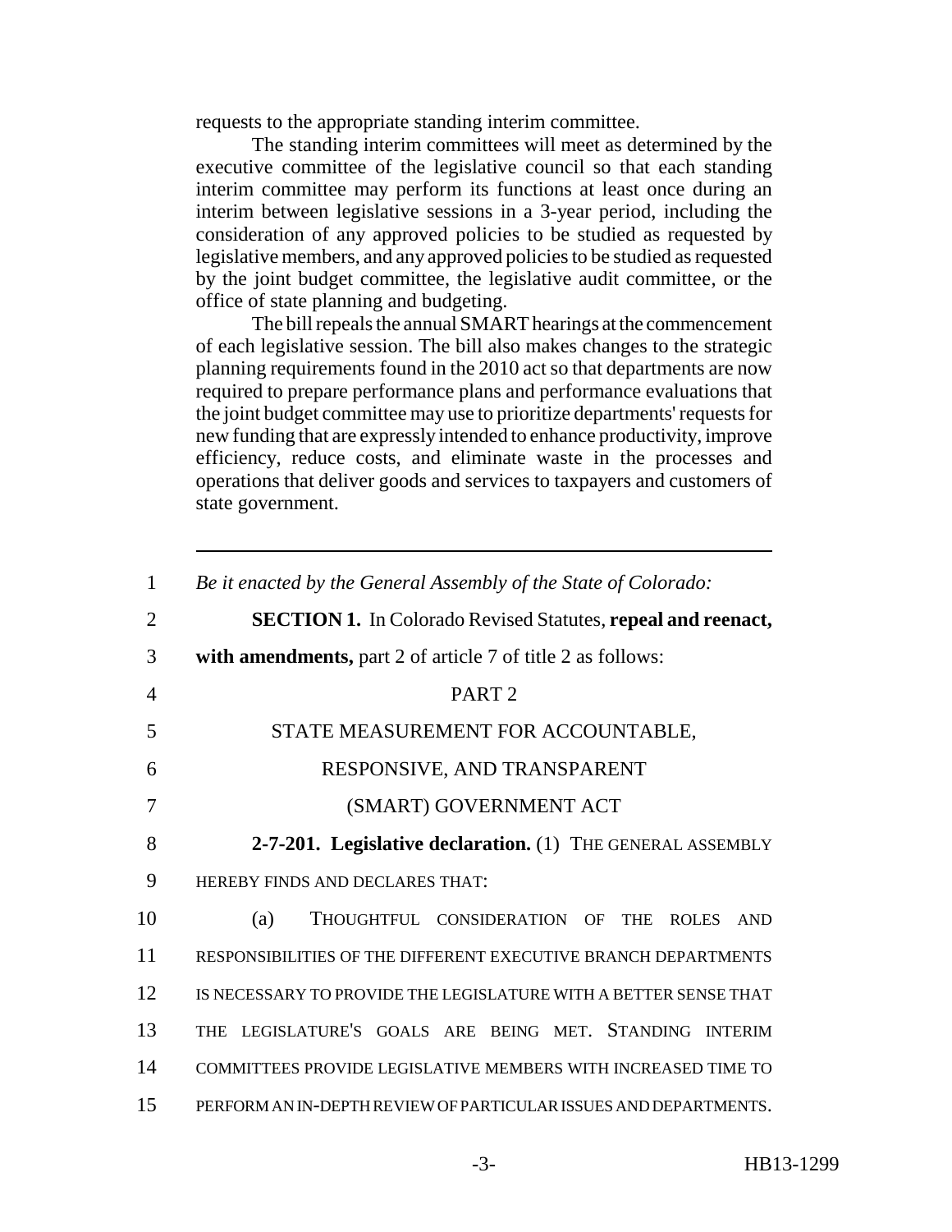requests to the appropriate standing interim committee.

The standing interim committees will meet as determined by the executive committee of the legislative council so that each standing interim committee may perform its functions at least once during an interim between legislative sessions in a 3-year period, including the consideration of any approved policies to be studied as requested by legislative members, and any approved policies to be studied as requested by the joint budget committee, the legislative audit committee, or the office of state planning and budgeting.

The bill repeals the annual SMART hearings at the commencement of each legislative session. The bill also makes changes to the strategic planning requirements found in the 2010 act so that departments are now required to prepare performance plans and performance evaluations that the joint budget committee may use to prioritize departments' requests for new funding that are expressly intended to enhance productivity, improve efficiency, reduce costs, and eliminate waste in the processes and operations that deliver goods and services to taxpayers and customers of state government.

---

1 *Be it enacted by the General Assembly of the State of Colorado:*

2 **SECTION 1.** In Colorado Revised Statutes, **repeal and reenact,**

3 **with amendments,** part 2 of article 7 of title 2 as follows:

4 PART 2

5 STATE MEASUREMENT FOR ACCOUNTABLE,

6 RESPONSIVE, AND TRANSPARENT

7 (SMART) GOVERNMENT ACT

8 **2-7-201. Legislative declaration.** (1) THE GENERAL ASSEMBLY

9 HEREBY FINDS AND DECLARES THAT:

10 (a) THOUGHTFUL CONSIDERATION OF THE ROLES AND

11 RESPONSIBILITIES OF THE DIFFERENT EXECUTIVE BRANCH DEPARTMENTS

12 IS NECESSARY TO PROVIDE THE LEGISLATURE WITH A BETTER SENSE THAT

13 THE LEGISLATURE'S GOALS ARE BEING MET. STANDING INTERIM

14 COMMITTEES PROVIDE LEGISLATIVE MEMBERS WITH INCREASED TIME TO

15 PERFORM AN IN-DEPTH REVIEW OF PARTICULAR ISSUES AND DEPARTMENTS.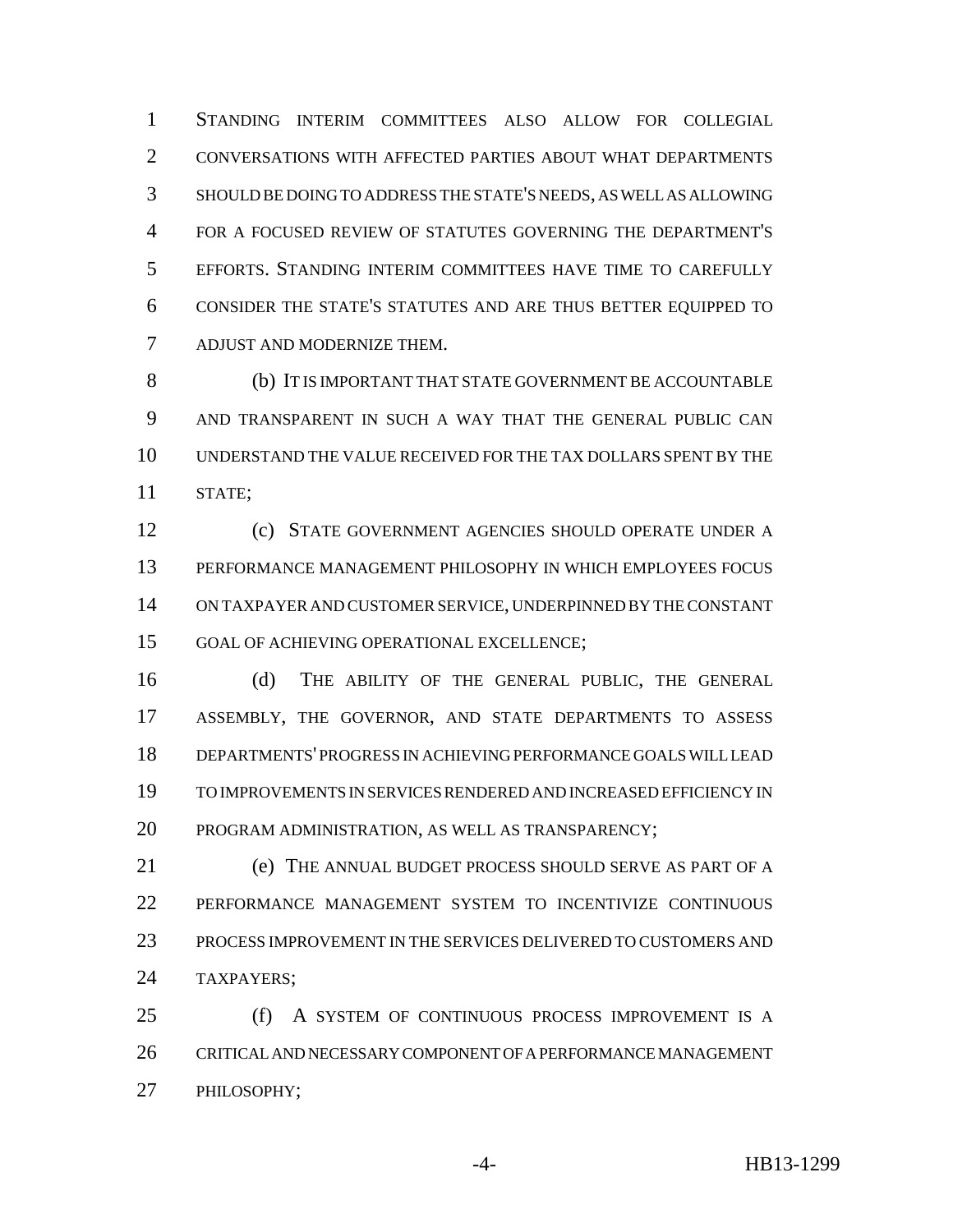STANDING INTERIM COMMITTEES ALSO ALLOW FOR COLLEGIAL CONVERSATIONS WITH AFFECTED PARTIES ABOUT WHAT DEPARTMENTS SHOULD BE DOING TO ADDRESS THE STATE'S NEEDS, AS WELL AS ALLOWING FOR A FOCUSED REVIEW OF STATUTES GOVERNING THE DEPARTMENT'S EFFORTS. STANDING INTERIM COMMITTEES HAVE TIME TO CAREFULLY CONSIDER THE STATE'S STATUTES AND ARE THUS BETTER EQUIPPED TO ADJUST AND MODERNIZE THEM.

(b) IT IS IMPORTANT THAT STATE GOVERNMENT BE ACCOUNTABLE AND TRANSPARENT IN SUCH A WAY THAT THE GENERAL PUBLIC CAN UNDERSTAND THE VALUE RECEIVED FOR THE TAX DOLLARS SPENT BY THE STATE;

(c) STATE GOVERNMENT AGENCIES SHOULD OPERATE UNDER A PERFORMANCE MANAGEMENT PHILOSOPHY IN WHICH EMPLOYEES FOCUS ON TAXPAYER AND CUSTOMER SERVICE, UNDERPINNED BY THE CONSTANT GOAL OF ACHIEVING OPERATIONAL EXCELLENCE;

(d) THE ABILITY OF THE GENERAL PUBLIC, THE GENERAL ASSEMBLY, THE GOVERNOR, AND STATE DEPARTMENTS TO ASSESS DEPARTMENTS' PROGRESS IN ACHIEVING PERFORMANCE GOALS WILL LEAD TO IMPROVEMENTS IN SERVICES RENDERED AND INCREASED EFFICIENCY IN PROGRAM ADMINISTRATION, AS WELL AS TRANSPARENCY;

(e) THE ANNUAL BUDGET PROCESS SHOULD SERVE AS PART OF A PERFORMANCE MANAGEMENT SYSTEM TO INCENTIVIZE CONTINUOUS PROCESS IMPROVEMENT IN THE SERVICES DELIVERED TO CUSTOMERS AND TAXPAYERS;

(f) A SYSTEM OF CONTINUOUS PROCESS IMPROVEMENT IS A CRITICAL AND NECESSARY COMPONENT OF A PERFORMANCE MANAGEMENT PHILOSOPHY;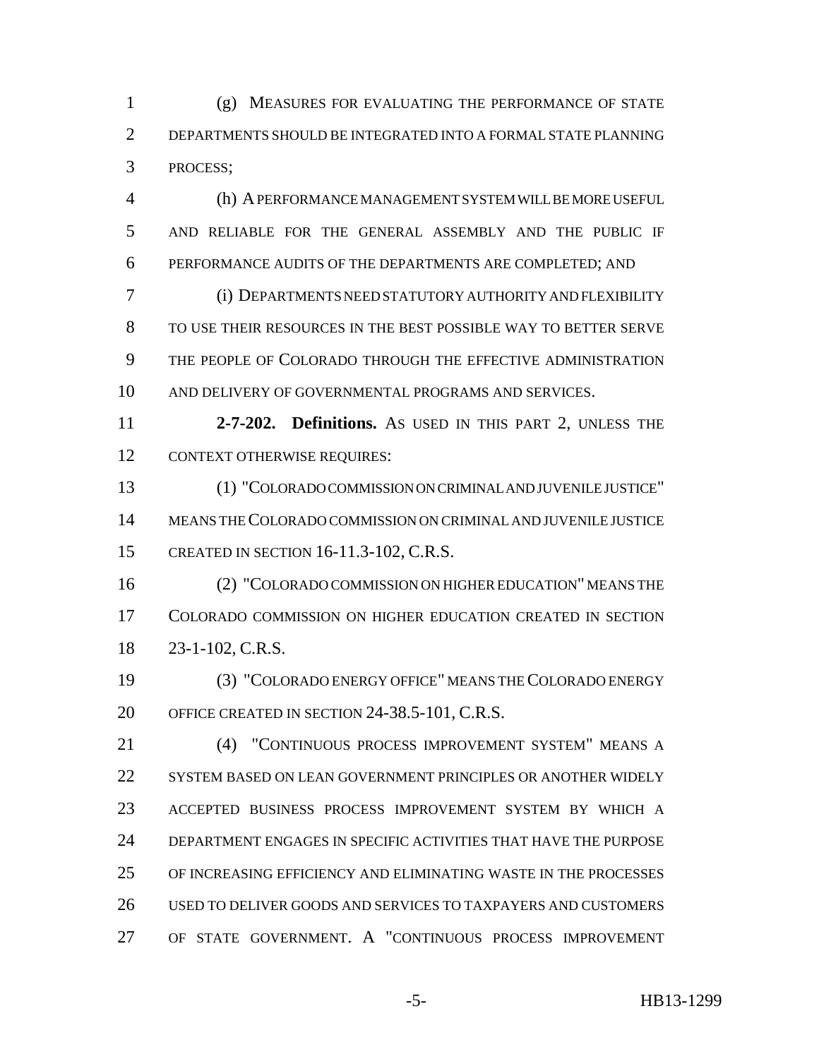(g) MEASURES FOR EVALUATING THE PERFORMANCE OF STATE DEPARTMENTS SHOULD BE INTEGRATED INTO A FORMAL STATE PLANNING PROCESS;

(h) A PERFORMANCE MANAGEMENT SYSTEM WILL BE MORE USEFUL AND RELIABLE FOR THE GENERAL ASSEMBLY AND THE PUBLIC IF PERFORMANCE AUDITS OF THE DEPARTMENTS ARE COMPLETED; AND

(i) DEPARTMENTS NEED STATUTORY AUTHORITY AND FLEXIBILITY TO USE THEIR RESOURCES IN THE BEST POSSIBLE WAY TO BETTER SERVE THE PEOPLE OF COLORADO THROUGH THE EFFECTIVE ADMINISTRATION AND DELIVERY OF GOVERNMENTAL PROGRAMS AND SERVICES.

**2-7-202. Definitions.** AS USED IN THIS PART 2, UNLESS THE CONTEXT OTHERWISE REQUIRES:

(1) "COLORADO COMMISSION ON CRIMINAL AND JUVENILE JUSTICE" MEANS THE COLORADO COMMISSION ON CRIMINAL AND JUVENILE JUSTICE CREATED IN SECTION 16-11.3-102, C.R.S.

(2) "COLORADO COMMISSION ON HIGHER EDUCATION" MEANS THE COLORADO COMMISSION ON HIGHER EDUCATION CREATED IN SECTION 23-1-102, C.R.S.

(3) "COLORADO ENERGY OFFICE" MEANS THE COLORADO ENERGY OFFICE CREATED IN SECTION 24-38.5-101, C.R.S.

(4) "CONTINUOUS PROCESS IMPROVEMENT SYSTEM" MEANS A SYSTEM BASED ON LEAN GOVERNMENT PRINCIPLES OR ANOTHER WIDELY ACCEPTED BUSINESS PROCESS IMPROVEMENT SYSTEM BY WHICH A DEPARTMENT ENGAGES IN SPECIFIC ACTIVITIES THAT HAVE THE PURPOSE OF INCREASING EFFICIENCY AND ELIMINATING WASTE IN THE PROCESSES USED TO DELIVER GOODS AND SERVICES TO TAXPAYERS AND CUSTOMERS OF STATE GOVERNMENT. A "CONTINUOUS PROCESS IMPROVEMENT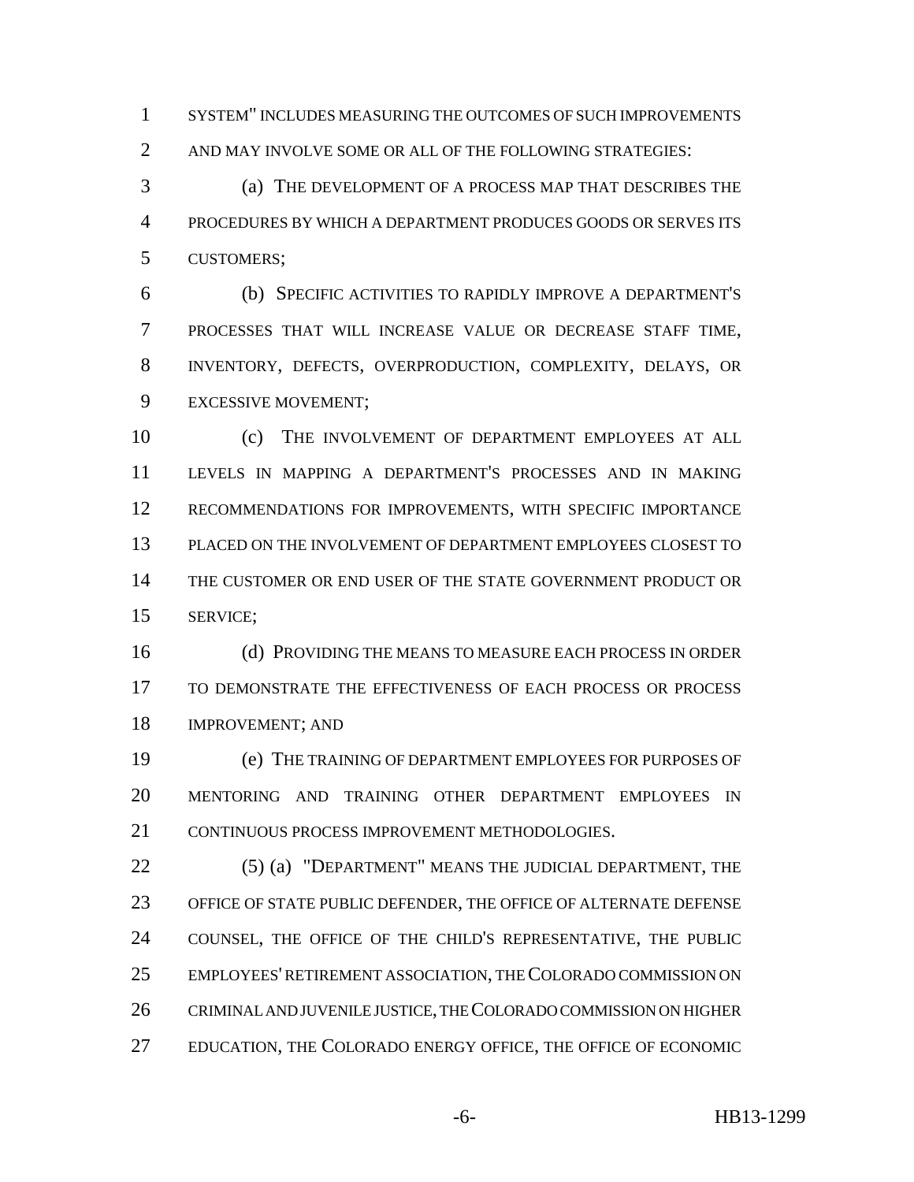SYSTEM" INCLUDES MEASURING THE OUTCOMES OF SUCH IMPROVEMENTS AND MAY INVOLVE SOME OR ALL OF THE FOLLOWING STRATEGIES:

(a) THE DEVELOPMENT OF A PROCESS MAP THAT DESCRIBES THE PROCEDURES BY WHICH A DEPARTMENT PRODUCES GOODS OR SERVES ITS CUSTOMERS;

(b) SPECIFIC ACTIVITIES TO RAPIDLY IMPROVE A DEPARTMENT'S PROCESSES THAT WILL INCREASE VALUE OR DECREASE STAFF TIME, INVENTORY, DEFECTS, OVERPRODUCTION, COMPLEXITY, DELAYS, OR EXCESSIVE MOVEMENT;

(c) THE INVOLVEMENT OF DEPARTMENT EMPLOYEES AT ALL LEVELS IN MAPPING A DEPARTMENT'S PROCESSES AND IN MAKING RECOMMENDATIONS FOR IMPROVEMENTS, WITH SPECIFIC IMPORTANCE PLACED ON THE INVOLVEMENT OF DEPARTMENT EMPLOYEES CLOSEST TO THE CUSTOMER OR END USER OF THE STATE GOVERNMENT PRODUCT OR SERVICE;

(d) PROVIDING THE MEANS TO MEASURE EACH PROCESS IN ORDER TO DEMONSTRATE THE EFFECTIVENESS OF EACH PROCESS OR PROCESS IMPROVEMENT; AND

(e) THE TRAINING OF DEPARTMENT EMPLOYEES FOR PURPOSES OF MENTORING AND TRAINING OTHER DEPARTMENT EMPLOYEES IN CONTINUOUS PROCESS IMPROVEMENT METHODOLOGIES.

(5) (a) "DEPARTMENT" MEANS THE JUDICIAL DEPARTMENT, THE OFFICE OF STATE PUBLIC DEFENDER, THE OFFICE OF ALTERNATE DEFENSE COUNSEL, THE OFFICE OF THE CHILD'S REPRESENTATIVE, THE PUBLIC EMPLOYEES' RETIREMENT ASSOCIATION, THE COLORADO COMMISSION ON CRIMINAL AND JUVENILE JUSTICE, THE COLORADO COMMISSION ON HIGHER EDUCATION, THE COLORADO ENERGY OFFICE, THE OFFICE OF ECONOMIC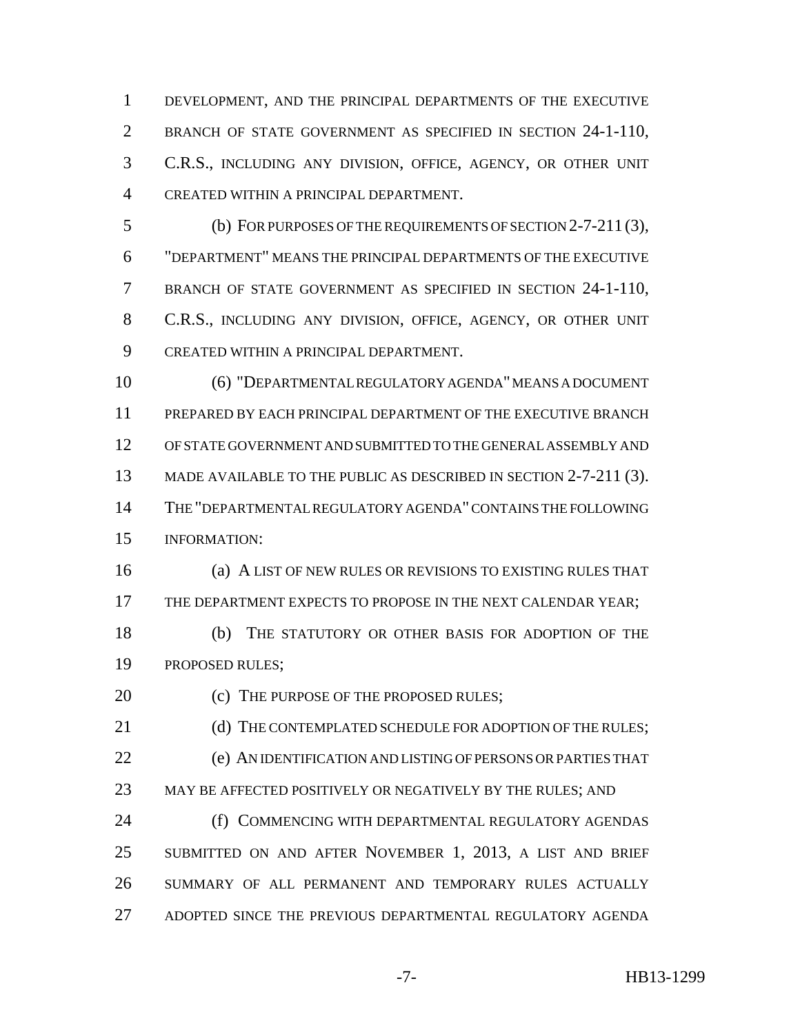DEVELOPMENT, AND THE PRINCIPAL DEPARTMENTS OF THE EXECUTIVE BRANCH OF STATE GOVERNMENT AS SPECIFIED IN SECTION 24-1-110, C.R.S., INCLUDING ANY DIVISION, OFFICE, AGENCY, OR OTHER UNIT CREATED WITHIN A PRINCIPAL DEPARTMENT.

(b) FOR PURPOSES OF THE REQUIREMENTS OF SECTION 2-7-211 (3), "DEPARTMENT" MEANS THE PRINCIPAL DEPARTMENTS OF THE EXECUTIVE BRANCH OF STATE GOVERNMENT AS SPECIFIED IN SECTION 24-1-110, C.R.S., INCLUDING ANY DIVISION, OFFICE, AGENCY, OR OTHER UNIT CREATED WITHIN A PRINCIPAL DEPARTMENT.

(6) "DEPARTMENTAL REGULATORY AGENDA" MEANS A DOCUMENT PREPARED BY EACH PRINCIPAL DEPARTMENT OF THE EXECUTIVE BRANCH OF STATE GOVERNMENT AND SUBMITTED TO THE GENERAL ASSEMBLY AND MADE AVAILABLE TO THE PUBLIC AS DESCRIBED IN SECTION 2-7-211 (3). THE "DEPARTMENTAL REGULATORY AGENDA" CONTAINS THE FOLLOWING INFORMATION:

(a) A LIST OF NEW RULES OR REVISIONS TO EXISTING RULES THAT THE DEPARTMENT EXPECTS TO PROPOSE IN THE NEXT CALENDAR YEAR;

(b) THE STATUTORY OR OTHER BASIS FOR ADOPTION OF THE PROPOSED RULES;

(c) THE PURPOSE OF THE PROPOSED RULES;

(d) THE CONTEMPLATED SCHEDULE FOR ADOPTION OF THE RULES;

(e) AN IDENTIFICATION AND LISTING OF PERSONS OR PARTIES THAT MAY BE AFFECTED POSITIVELY OR NEGATIVELY BY THE RULES; AND

(f) COMMENCING WITH DEPARTMENTAL REGULATORY AGENDAS SUBMITTED ON AND AFTER NOVEMBER 1, 2013, A LIST AND BRIEF SUMMARY OF ALL PERMANENT AND TEMPORARY RULES ACTUALLY ADOPTED SINCE THE PREVIOUS DEPARTMENTAL REGULATORY AGENDA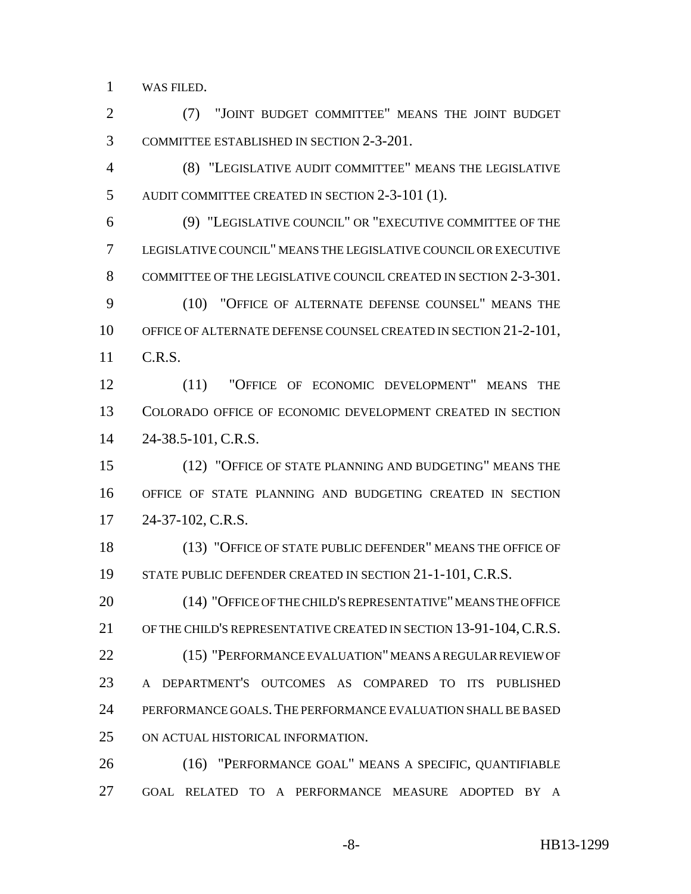WAS FILED.

(7) "JOINT BUDGET COMMITTEE" MEANS THE JOINT BUDGET COMMITTEE ESTABLISHED IN SECTION 2-3-201.

(8) "LEGISLATIVE AUDIT COMMITTEE" MEANS THE LEGISLATIVE AUDIT COMMITTEE CREATED IN SECTION 2-3-101 (1).

(9) "LEGISLATIVE COUNCIL" OR "EXECUTIVE COMMITTEE OF THE LEGISLATIVE COUNCIL" MEANS THE LEGISLATIVE COUNCIL OR EXECUTIVE COMMITTEE OF THE LEGISLATIVE COUNCIL CREATED IN SECTION 2-3-301.

(10) "OFFICE OF ALTERNATE DEFENSE COUNSEL" MEANS THE OFFICE OF ALTERNATE DEFENSE COUNSEL CREATED IN SECTION 21-2-101, C.R.S.

(11) "OFFICE OF ECONOMIC DEVELOPMENT" MEANS THE COLORADO OFFICE OF ECONOMIC DEVELOPMENT CREATED IN SECTION 24-38.5-101, C.R.S.

(12) "OFFICE OF STATE PLANNING AND BUDGETING" MEANS THE OFFICE OF STATE PLANNING AND BUDGETING CREATED IN SECTION 24-37-102, C.R.S.

(13) "OFFICE OF STATE PUBLIC DEFENDER" MEANS THE OFFICE OF STATE PUBLIC DEFENDER CREATED IN SECTION 21-1-101, C.R.S.

(14) "OFFICE OF THE CHILD'S REPRESENTATIVE" MEANS THE OFFICE OF THE CHILD'S REPRESENTATIVE CREATED IN SECTION 13-91-104, C.R.S.

(15) "PERFORMANCE EVALUATION" MEANS A REGULAR REVIEW OF A DEPARTMENT'S OUTCOMES AS COMPARED TO ITS PUBLISHED PERFORMANCE GOALS. THE PERFORMANCE EVALUATION SHALL BE BASED ON ACTUAL HISTORICAL INFORMATION.

(16) "PERFORMANCE GOAL" MEANS A SPECIFIC, QUANTIFIABLE GOAL RELATED TO A PERFORMANCE MEASURE ADOPTED BY A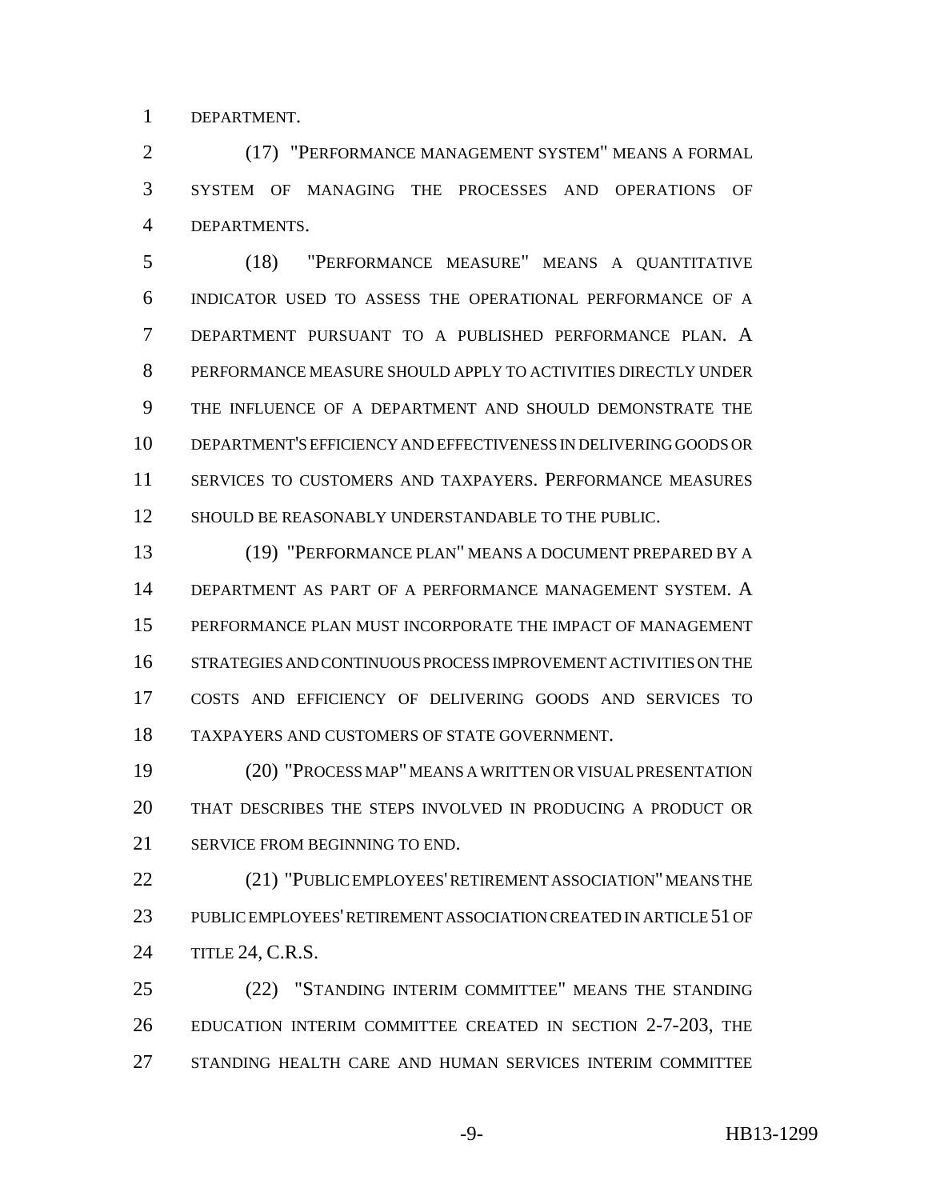DEPARTMENT.

(17) "PERFORMANCE MANAGEMENT SYSTEM" MEANS A FORMAL SYSTEM OF MANAGING THE PROCESSES AND OPERATIONS OF DEPARTMENTS.

(18) "PERFORMANCE MEASURE" MEANS A QUANTITATIVE INDICATOR USED TO ASSESS THE OPERATIONAL PERFORMANCE OF A DEPARTMENT PURSUANT TO A PUBLISHED PERFORMANCE PLAN. A PERFORMANCE MEASURE SHOULD APPLY TO ACTIVITIES DIRECTLY UNDER THE INFLUENCE OF A DEPARTMENT AND SHOULD DEMONSTRATE THE DEPARTMENT'S EFFICIENCY AND EFFECTIVENESS IN DELIVERING GOODS OR SERVICES TO CUSTOMERS AND TAXPAYERS. PERFORMANCE MEASURES SHOULD BE REASONABLY UNDERSTANDABLE TO THE PUBLIC.

(19) "PERFORMANCE PLAN" MEANS A DOCUMENT PREPARED BY A DEPARTMENT AS PART OF A PERFORMANCE MANAGEMENT SYSTEM. A PERFORMANCE PLAN MUST INCORPORATE THE IMPACT OF MANAGEMENT STRATEGIES AND CONTINUOUS PROCESS IMPROVEMENT ACTIVITIES ON THE COSTS AND EFFICIENCY OF DELIVERING GOODS AND SERVICES TO TAXPAYERS AND CUSTOMERS OF STATE GOVERNMENT.

(20) "PROCESS MAP" MEANS A WRITTEN OR VISUAL PRESENTATION THAT DESCRIBES THE STEPS INVOLVED IN PRODUCING A PRODUCT OR SERVICE FROM BEGINNING TO END.

(21) "PUBLIC EMPLOYEES' RETIREMENT ASSOCIATION" MEANS THE PUBLIC EMPLOYEES' RETIREMENT ASSOCIATION CREATED IN ARTICLE 51 OF TITLE 24, C.R.S.

(22) "STANDING INTERIM COMMITTEE" MEANS THE STANDING EDUCATION INTERIM COMMITTEE CREATED IN SECTION 2-7-203, THE STANDING HEALTH CARE AND HUMAN SERVICES INTERIM COMMITTEE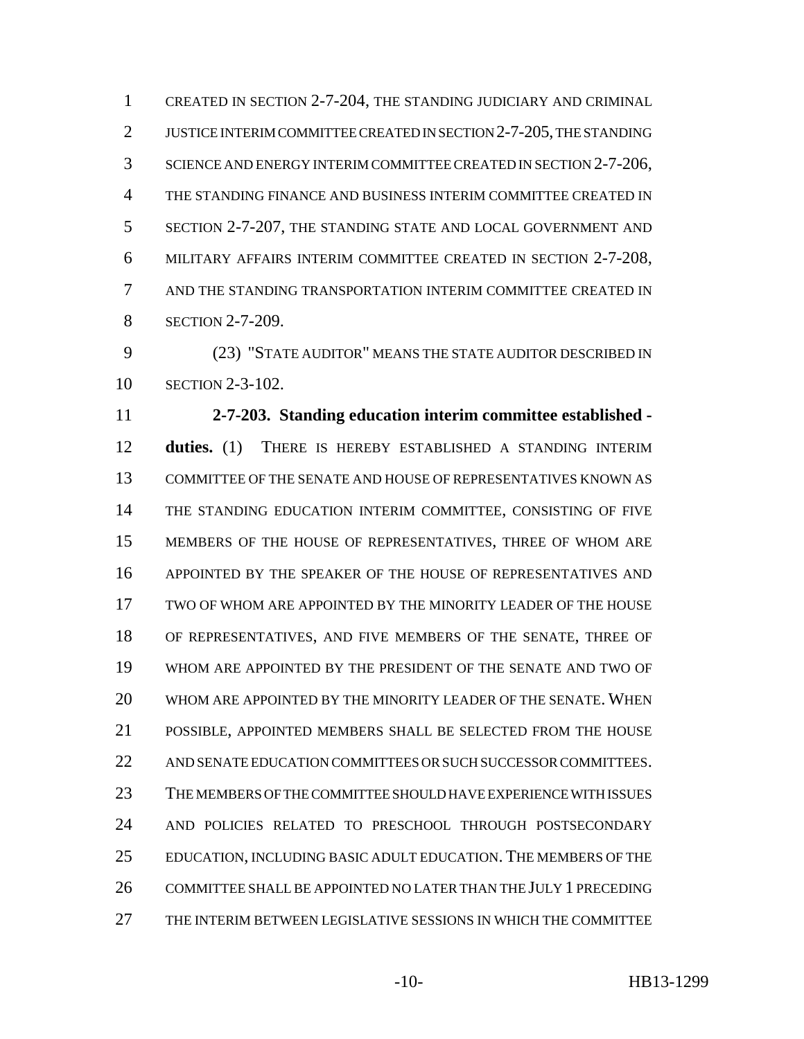CREATED IN SECTION 2-7-204, THE STANDING JUDICIARY AND CRIMINAL JUSTICE INTERIM COMMITTEE CREATED IN SECTION 2-7-205, THE STANDING SCIENCE AND ENERGY INTERIM COMMITTEE CREATED IN SECTION 2-7-206, THE STANDING FINANCE AND BUSINESS INTERIM COMMITTEE CREATED IN SECTION 2-7-207, THE STANDING STATE AND LOCAL GOVERNMENT AND MILITARY AFFAIRS INTERIM COMMITTEE CREATED IN SECTION 2-7-208, AND THE STANDING TRANSPORTATION INTERIM COMMITTEE CREATED IN SECTION 2-7-209.

(23) "STATE AUDITOR" MEANS THE STATE AUDITOR DESCRIBED IN SECTION 2-3-102.

**2-7-203. Standing education interim committee established - duties.** (1) THERE IS HEREBY ESTABLISHED A STANDING INTERIM COMMITTEE OF THE SENATE AND HOUSE OF REPRESENTATIVES KNOWN AS THE STANDING EDUCATION INTERIM COMMITTEE, CONSISTING OF FIVE MEMBERS OF THE HOUSE OF REPRESENTATIVES, THREE OF WHOM ARE APPOINTED BY THE SPEAKER OF THE HOUSE OF REPRESENTATIVES AND TWO OF WHOM ARE APPOINTED BY THE MINORITY LEADER OF THE HOUSE OF REPRESENTATIVES, AND FIVE MEMBERS OF THE SENATE, THREE OF WHOM ARE APPOINTED BY THE PRESIDENT OF THE SENATE AND TWO OF WHOM ARE APPOINTED BY THE MINORITY LEADER OF THE SENATE. WHEN POSSIBLE, APPOINTED MEMBERS SHALL BE SELECTED FROM THE HOUSE AND SENATE EDUCATION COMMITTEES OR SUCH SUCCESSOR COMMITTEES. THE MEMBERS OF THE COMMITTEE SHOULD HAVE EXPERIENCE WITH ISSUES AND POLICIES RELATED TO PRESCHOOL THROUGH POSTSECONDARY EDUCATION, INCLUDING BASIC ADULT EDUCATION. THE MEMBERS OF THE COMMITTEE SHALL BE APPOINTED NO LATER THAN THE JULY 1 PRECEDING THE INTERIM BETWEEN LEGISLATIVE SESSIONS IN WHICH THE COMMITTEE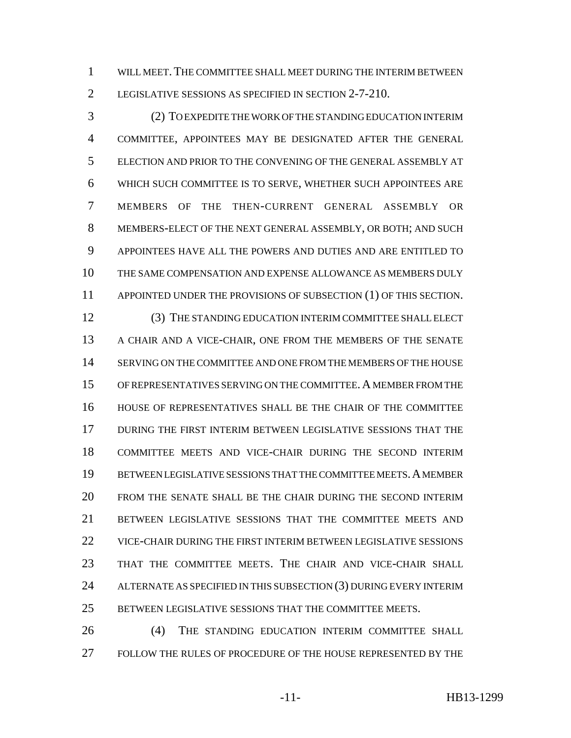WILL MEET. THE COMMITTEE SHALL MEET DURING THE INTERIM BETWEEN LEGISLATIVE SESSIONS AS SPECIFIED IN SECTION 2-7-210.

(2) TO EXPEDITE THE WORK OF THE STANDING EDUCATION INTERIM COMMITTEE, APPOINTEES MAY BE DESIGNATED AFTER THE GENERAL ELECTION AND PRIOR TO THE CONVENING OF THE GENERAL ASSEMBLY AT WHICH SUCH COMMITTEE IS TO SERVE, WHETHER SUCH APPOINTEES ARE MEMBERS OF THE THEN-CURRENT GENERAL ASSEMBLY OR MEMBERS-ELECT OF THE NEXT GENERAL ASSEMBLY, OR BOTH; AND SUCH APPOINTEES HAVE ALL THE POWERS AND DUTIES AND ARE ENTITLED TO THE SAME COMPENSATION AND EXPENSE ALLOWANCE AS MEMBERS DULY APPOINTED UNDER THE PROVISIONS OF SUBSECTION (1) OF THIS SECTION.

(3) THE STANDING EDUCATION INTERIM COMMITTEE SHALL ELECT A CHAIR AND A VICE-CHAIR, ONE FROM THE MEMBERS OF THE SENATE SERVING ON THE COMMITTEE AND ONE FROM THE MEMBERS OF THE HOUSE OF REPRESENTATIVES SERVING ON THE COMMITTEE. A MEMBER FROM THE HOUSE OF REPRESENTATIVES SHALL BE THE CHAIR OF THE COMMITTEE DURING THE FIRST INTERIM BETWEEN LEGISLATIVE SESSIONS THAT THE COMMITTEE MEETS AND VICE-CHAIR DURING THE SECOND INTERIM BETWEEN LEGISLATIVE SESSIONS THAT THE COMMITTEE MEETS. A MEMBER FROM THE SENATE SHALL BE THE CHAIR DURING THE SECOND INTERIM BETWEEN LEGISLATIVE SESSIONS THAT THE COMMITTEE MEETS AND VICE-CHAIR DURING THE FIRST INTERIM BETWEEN LEGISLATIVE SESSIONS THAT THE COMMITTEE MEETS. THE CHAIR AND VICE-CHAIR SHALL ALTERNATE AS SPECIFIED IN THIS SUBSECTION (3) DURING EVERY INTERIM BETWEEN LEGISLATIVE SESSIONS THAT THE COMMITTEE MEETS.

(4) THE STANDING EDUCATION INTERIM COMMITTEE SHALL FOLLOW THE RULES OF PROCEDURE OF THE HOUSE REPRESENTED BY THE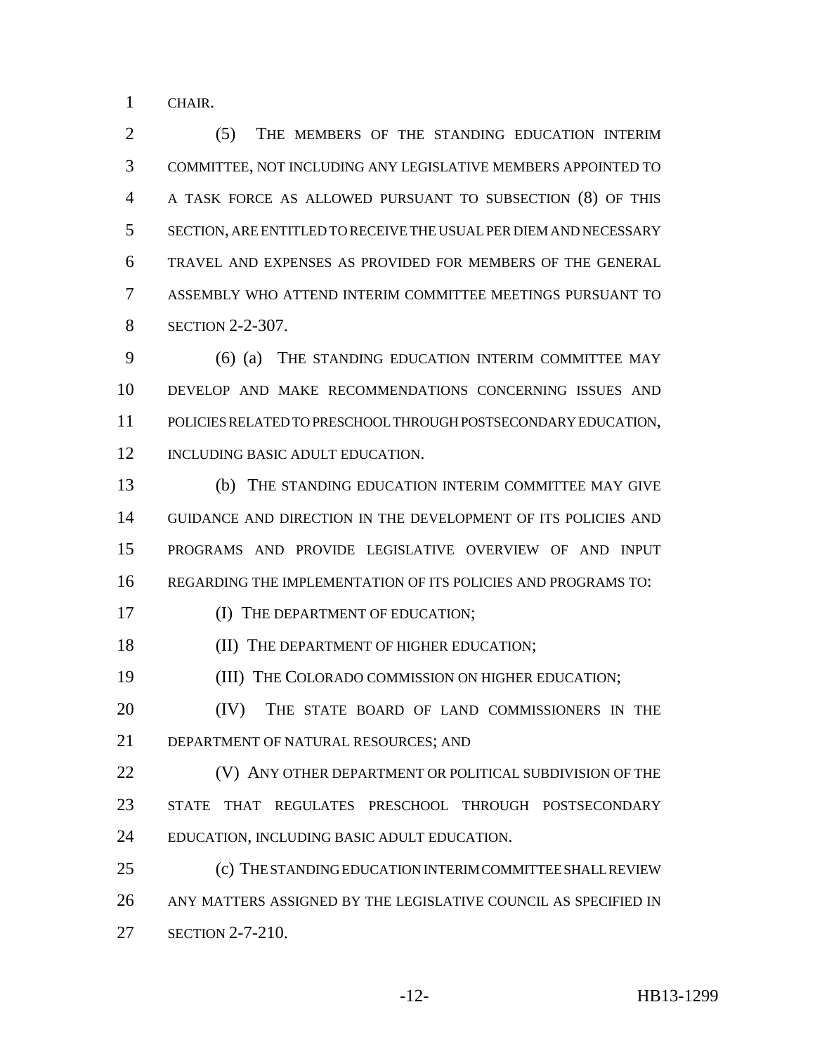CHAIR.

(5) THE MEMBERS OF THE STANDING EDUCATION INTERIM COMMITTEE, NOT INCLUDING ANY LEGISLATIVE MEMBERS APPOINTED TO A TASK FORCE AS ALLOWED PURSUANT TO SUBSECTION (8) OF THIS SECTION, ARE ENTITLED TO RECEIVE THE USUAL PER DIEM AND NECESSARY TRAVEL AND EXPENSES AS PROVIDED FOR MEMBERS OF THE GENERAL ASSEMBLY WHO ATTEND INTERIM COMMITTEE MEETINGS PURSUANT TO SECTION 2-2-307.

(6) (a) THE STANDING EDUCATION INTERIM COMMITTEE MAY DEVELOP AND MAKE RECOMMENDATIONS CONCERNING ISSUES AND POLICIES RELATED TO PRESCHOOL THROUGH POSTSECONDARY EDUCATION, INCLUDING BASIC ADULT EDUCATION.

(b) THE STANDING EDUCATION INTERIM COMMITTEE MAY GIVE GUIDANCE AND DIRECTION IN THE DEVELOPMENT OF ITS POLICIES AND PROGRAMS AND PROVIDE LEGISLATIVE OVERVIEW OF AND INPUT REGARDING THE IMPLEMENTATION OF ITS POLICIES AND PROGRAMS TO:

(I) THE DEPARTMENT OF EDUCATION;

(II) THE DEPARTMENT OF HIGHER EDUCATION;

(III) THE COLORADO COMMISSION ON HIGHER EDUCATION;

(IV) THE STATE BOARD OF LAND COMMISSIONERS IN THE DEPARTMENT OF NATURAL RESOURCES; AND

(V) ANY OTHER DEPARTMENT OR POLITICAL SUBDIVISION OF THE STATE THAT REGULATES PRESCHOOL THROUGH POSTSECONDARY EDUCATION, INCLUDING BASIC ADULT EDUCATION.

(c) THE STANDING EDUCATION INTERIM COMMITTEE SHALL REVIEW ANY MATTERS ASSIGNED BY THE LEGISLATIVE COUNCIL AS SPECIFIED IN SECTION 2-7-210.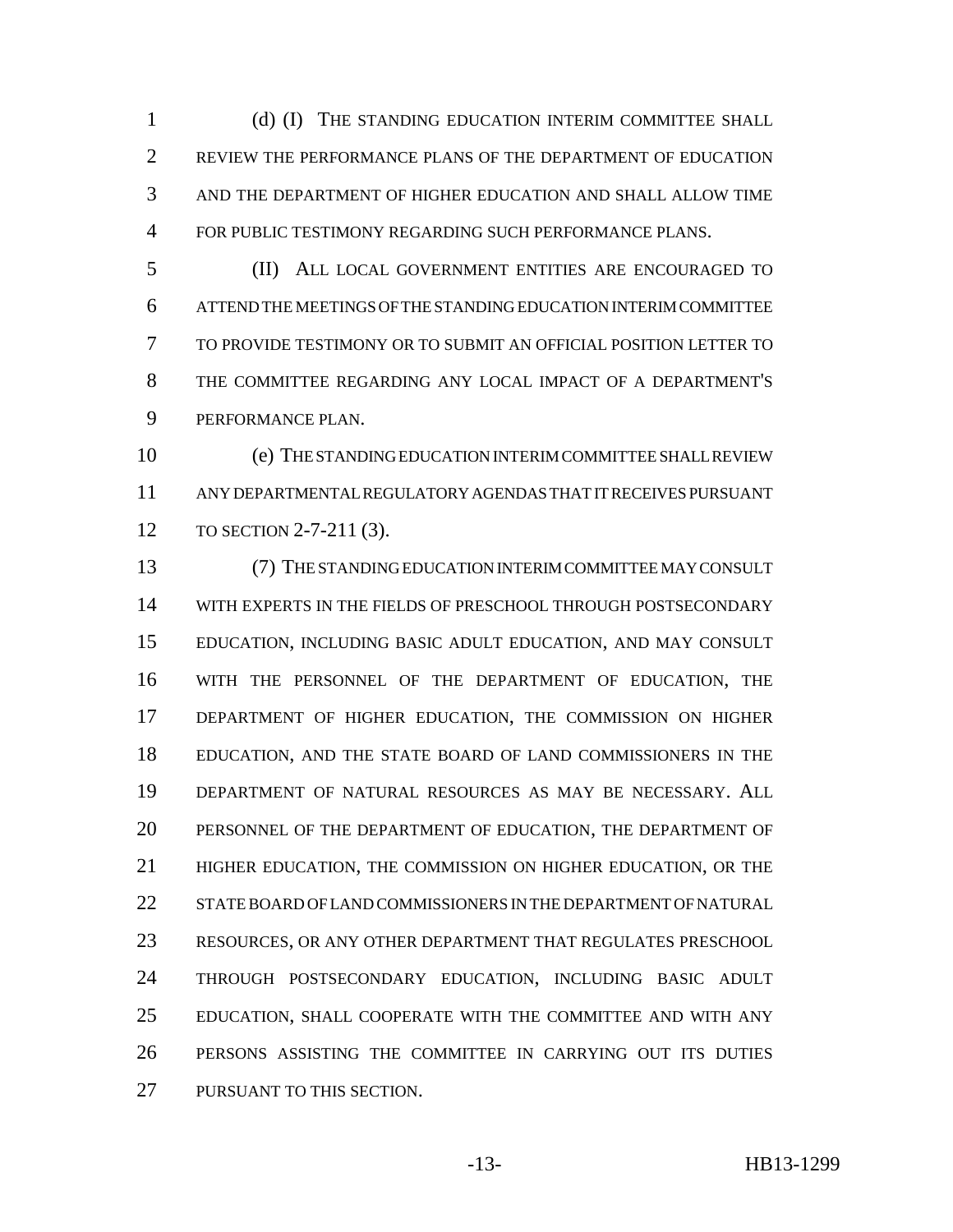(d) (I) THE STANDING EDUCATION INTERIM COMMITTEE SHALL REVIEW THE PERFORMANCE PLANS OF THE DEPARTMENT OF EDUCATION AND THE DEPARTMENT OF HIGHER EDUCATION AND SHALL ALLOW TIME FOR PUBLIC TESTIMONY REGARDING SUCH PERFORMANCE PLANS.

(II) ALL LOCAL GOVERNMENT ENTITIES ARE ENCOURAGED TO ATTEND THE MEETINGS OF THE STANDING EDUCATION INTERIM COMMITTEE TO PROVIDE TESTIMONY OR TO SUBMIT AN OFFICIAL POSITION LETTER TO THE COMMITTEE REGARDING ANY LOCAL IMPACT OF A DEPARTMENT'S PERFORMANCE PLAN.

(e) THE STANDING EDUCATION INTERIM COMMITTEE SHALL REVIEW ANY DEPARTMENTAL REGULATORY AGENDAS THAT IT RECEIVES PURSUANT TO SECTION 2-7-211 (3).

(7) THE STANDING EDUCATION INTERIM COMMITTEE MAY CONSULT WITH EXPERTS IN THE FIELDS OF PRESCHOOL THROUGH POSTSECONDARY EDUCATION, INCLUDING BASIC ADULT EDUCATION, AND MAY CONSULT WITH THE PERSONNEL OF THE DEPARTMENT OF EDUCATION, THE DEPARTMENT OF HIGHER EDUCATION, THE COMMISSION ON HIGHER EDUCATION, AND THE STATE BOARD OF LAND COMMISSIONERS IN THE DEPARTMENT OF NATURAL RESOURCES AS MAY BE NECESSARY. ALL PERSONNEL OF THE DEPARTMENT OF EDUCATION, THE DEPARTMENT OF HIGHER EDUCATION, THE COMMISSION ON HIGHER EDUCATION, OR THE STATE BOARD OF LAND COMMISSIONERS IN THE DEPARTMENT OF NATURAL RESOURCES, OR ANY OTHER DEPARTMENT THAT REGULATES PRESCHOOL THROUGH POSTSECONDARY EDUCATION, INCLUDING BASIC ADULT EDUCATION, SHALL COOPERATE WITH THE COMMITTEE AND WITH ANY PERSONS ASSISTING THE COMMITTEE IN CARRYING OUT ITS DUTIES PURSUANT TO THIS SECTION.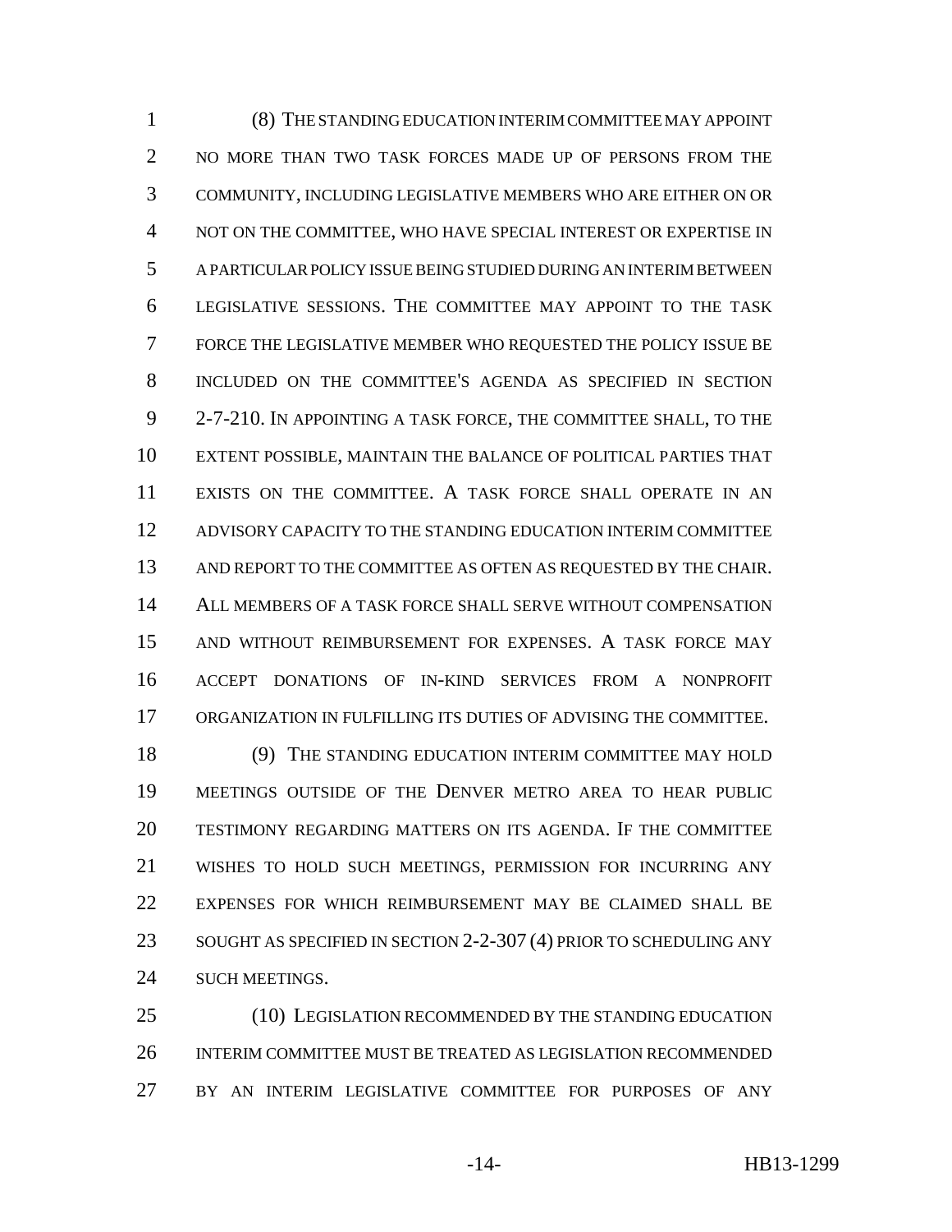(8) THE STANDING EDUCATION INTERIM COMMITTEE MAY APPOINT NO MORE THAN TWO TASK FORCES MADE UP OF PERSONS FROM THE COMMUNITY, INCLUDING LEGISLATIVE MEMBERS WHO ARE EITHER ON OR NOT ON THE COMMITTEE, WHO HAVE SPECIAL INTEREST OR EXPERTISE IN A PARTICULAR POLICY ISSUE BEING STUDIED DURING AN INTERIM BETWEEN LEGISLATIVE SESSIONS. THE COMMITTEE MAY APPOINT TO THE TASK FORCE THE LEGISLATIVE MEMBER WHO REQUESTED THE POLICY ISSUE BE INCLUDED ON THE COMMITTEE'S AGENDA AS SPECIFIED IN SECTION 2-7-210. IN APPOINTING A TASK FORCE, THE COMMITTEE SHALL, TO THE EXTENT POSSIBLE, MAINTAIN THE BALANCE OF POLITICAL PARTIES THAT EXISTS ON THE COMMITTEE. A TASK FORCE SHALL OPERATE IN AN ADVISORY CAPACITY TO THE STANDING EDUCATION INTERIM COMMITTEE AND REPORT TO THE COMMITTEE AS OFTEN AS REQUESTED BY THE CHAIR. ALL MEMBERS OF A TASK FORCE SHALL SERVE WITHOUT COMPENSATION AND WITHOUT REIMBURSEMENT FOR EXPENSES. A TASK FORCE MAY ACCEPT DONATIONS OF IN-KIND SERVICES FROM A NONPROFIT ORGANIZATION IN FULFILLING ITS DUTIES OF ADVISING THE COMMITTEE.

(9) THE STANDING EDUCATION INTERIM COMMITTEE MAY HOLD MEETINGS OUTSIDE OF THE DENVER METRO AREA TO HEAR PUBLIC TESTIMONY REGARDING MATTERS ON ITS AGENDA. IF THE COMMITTEE WISHES TO HOLD SUCH MEETINGS, PERMISSION FOR INCURRING ANY EXPENSES FOR WHICH REIMBURSEMENT MAY BE CLAIMED SHALL BE SOUGHT AS SPECIFIED IN SECTION 2-2-307 (4) PRIOR TO SCHEDULING ANY SUCH MEETINGS.

(10) LEGISLATION RECOMMENDED BY THE STANDING EDUCATION INTERIM COMMITTEE MUST BE TREATED AS LEGISLATION RECOMMENDED BY AN INTERIM LEGISLATIVE COMMITTEE FOR PURPOSES OF ANY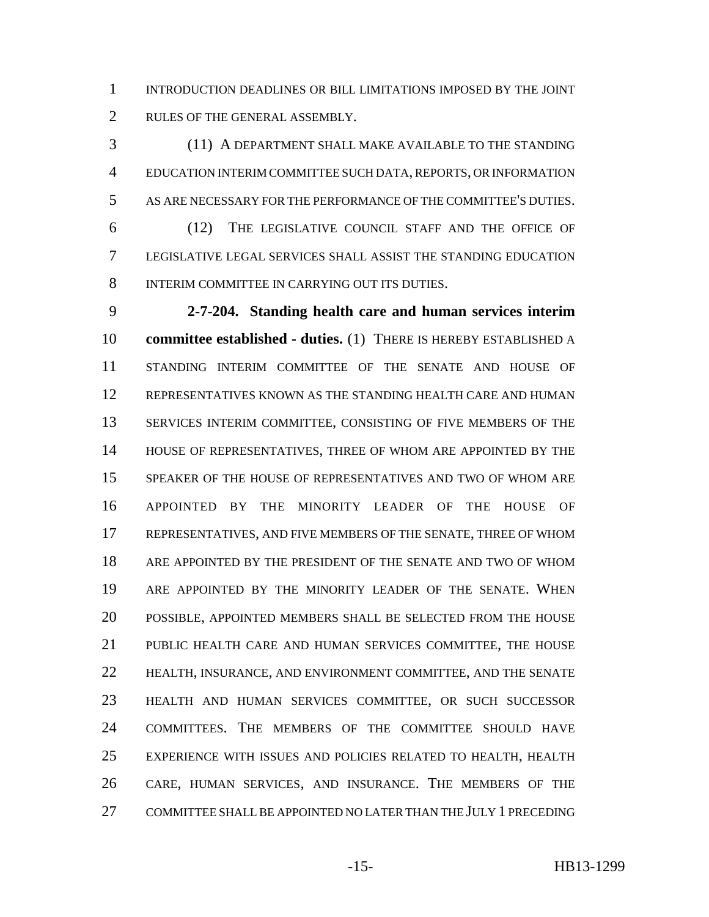INTRODUCTION DEADLINES OR BILL LIMITATIONS IMPOSED BY THE JOINT RULES OF THE GENERAL ASSEMBLY.

(11) A DEPARTMENT SHALL MAKE AVAILABLE TO THE STANDING EDUCATION INTERIM COMMITTEE SUCH DATA, REPORTS, OR INFORMATION AS ARE NECESSARY FOR THE PERFORMANCE OF THE COMMITTEE'S DUTIES.

(12) THE LEGISLATIVE COUNCIL STAFF AND THE OFFICE OF LEGISLATIVE LEGAL SERVICES SHALL ASSIST THE STANDING EDUCATION INTERIM COMMITTEE IN CARRYING OUT ITS DUTIES.

**2-7-204. Standing health care and human services interim committee established - duties.** (1) THERE IS HEREBY ESTABLISHED A STANDING INTERIM COMMITTEE OF THE SENATE AND HOUSE OF REPRESENTATIVES KNOWN AS THE STANDING HEALTH CARE AND HUMAN SERVICES INTERIM COMMITTEE, CONSISTING OF FIVE MEMBERS OF THE HOUSE OF REPRESENTATIVES, THREE OF WHOM ARE APPOINTED BY THE SPEAKER OF THE HOUSE OF REPRESENTATIVES AND TWO OF WHOM ARE APPOINTED BY THE MINORITY LEADER OF THE HOUSE OF REPRESENTATIVES, AND FIVE MEMBERS OF THE SENATE, THREE OF WHOM ARE APPOINTED BY THE PRESIDENT OF THE SENATE AND TWO OF WHOM ARE APPOINTED BY THE MINORITY LEADER OF THE SENATE. WHEN POSSIBLE, APPOINTED MEMBERS SHALL BE SELECTED FROM THE HOUSE PUBLIC HEALTH CARE AND HUMAN SERVICES COMMITTEE, THE HOUSE HEALTH, INSURANCE, AND ENVIRONMENT COMMITTEE, AND THE SENATE HEALTH AND HUMAN SERVICES COMMITTEE, OR SUCH SUCCESSOR COMMITTEES. THE MEMBERS OF THE COMMITTEE SHOULD HAVE EXPERIENCE WITH ISSUES AND POLICIES RELATED TO HEALTH, HEALTH CARE, HUMAN SERVICES, AND INSURANCE. THE MEMBERS OF THE COMMITTEE SHALL BE APPOINTED NO LATER THAN THE JULY 1 PRECEDING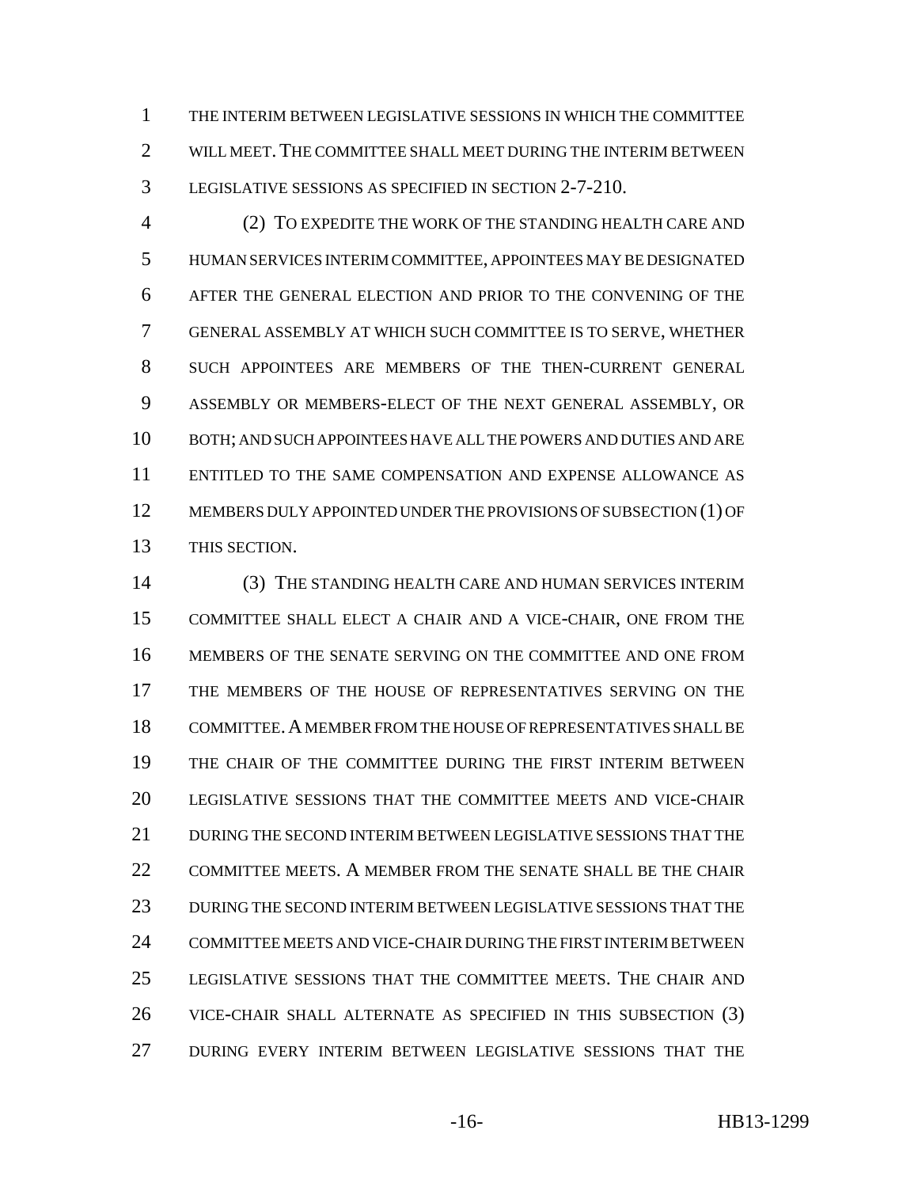THE INTERIM BETWEEN LEGISLATIVE SESSIONS IN WHICH THE COMMITTEE WILL MEET. THE COMMITTEE SHALL MEET DURING THE INTERIM BETWEEN LEGISLATIVE SESSIONS AS SPECIFIED IN SECTION 2-7-210.

(2) TO EXPEDITE THE WORK OF THE STANDING HEALTH CARE AND HUMAN SERVICES INTERIM COMMITTEE, APPOINTEES MAY BE DESIGNATED AFTER THE GENERAL ELECTION AND PRIOR TO THE CONVENING OF THE GENERAL ASSEMBLY AT WHICH SUCH COMMITTEE IS TO SERVE, WHETHER SUCH APPOINTEES ARE MEMBERS OF THE THEN-CURRENT GENERAL ASSEMBLY OR MEMBERS-ELECT OF THE NEXT GENERAL ASSEMBLY, OR BOTH; AND SUCH APPOINTEES HAVE ALL THE POWERS AND DUTIES AND ARE ENTITLED TO THE SAME COMPENSATION AND EXPENSE ALLOWANCE AS MEMBERS DULY APPOINTED UNDER THE PROVISIONS OF SUBSECTION (1) OF THIS SECTION.

(3) THE STANDING HEALTH CARE AND HUMAN SERVICES INTERIM COMMITTEE SHALL ELECT A CHAIR AND A VICE-CHAIR, ONE FROM THE MEMBERS OF THE SENATE SERVING ON THE COMMITTEE AND ONE FROM THE MEMBERS OF THE HOUSE OF REPRESENTATIVES SERVING ON THE COMMITTEE. A MEMBER FROM THE HOUSE OF REPRESENTATIVES SHALL BE THE CHAIR OF THE COMMITTEE DURING THE FIRST INTERIM BETWEEN LEGISLATIVE SESSIONS THAT THE COMMITTEE MEETS AND VICE-CHAIR DURING THE SECOND INTERIM BETWEEN LEGISLATIVE SESSIONS THAT THE COMMITTEE MEETS. A MEMBER FROM THE SENATE SHALL BE THE CHAIR DURING THE SECOND INTERIM BETWEEN LEGISLATIVE SESSIONS THAT THE COMMITTEE MEETS AND VICE-CHAIR DURING THE FIRST INTERIM BETWEEN LEGISLATIVE SESSIONS THAT THE COMMITTEE MEETS. THE CHAIR AND VICE-CHAIR SHALL ALTERNATE AS SPECIFIED IN THIS SUBSECTION (3) DURING EVERY INTERIM BETWEEN LEGISLATIVE SESSIONS THAT THE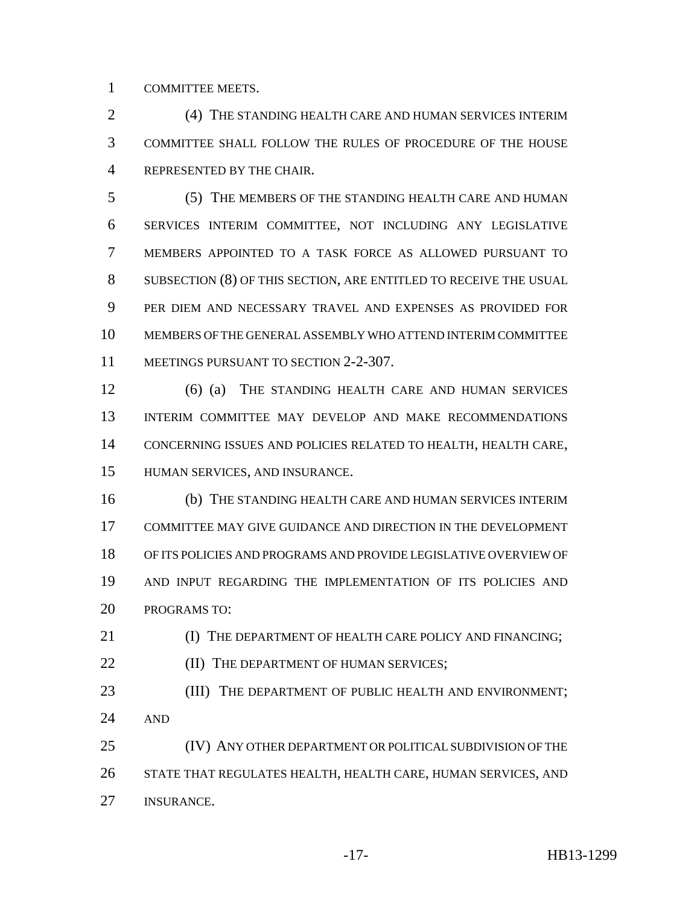COMMITTEE MEETS.

(4) THE STANDING HEALTH CARE AND HUMAN SERVICES INTERIM COMMITTEE SHALL FOLLOW THE RULES OF PROCEDURE OF THE HOUSE REPRESENTED BY THE CHAIR.

(5) THE MEMBERS OF THE STANDING HEALTH CARE AND HUMAN SERVICES INTERIM COMMITTEE, NOT INCLUDING ANY LEGISLATIVE MEMBERS APPOINTED TO A TASK FORCE AS ALLOWED PURSUANT TO SUBSECTION (8) OF THIS SECTION, ARE ENTITLED TO RECEIVE THE USUAL PER DIEM AND NECESSARY TRAVEL AND EXPENSES AS PROVIDED FOR MEMBERS OF THE GENERAL ASSEMBLY WHO ATTEND INTERIM COMMITTEE MEETINGS PURSUANT TO SECTION 2-2-307.

(6) (a) THE STANDING HEALTH CARE AND HUMAN SERVICES INTERIM COMMITTEE MAY DEVELOP AND MAKE RECOMMENDATIONS CONCERNING ISSUES AND POLICIES RELATED TO HEALTH, HEALTH CARE, HUMAN SERVICES, AND INSURANCE.

(b) THE STANDING HEALTH CARE AND HUMAN SERVICES INTERIM COMMITTEE MAY GIVE GUIDANCE AND DIRECTION IN THE DEVELOPMENT OF ITS POLICIES AND PROGRAMS AND PROVIDE LEGISLATIVE OVERVIEW OF AND INPUT REGARDING THE IMPLEMENTATION OF ITS POLICIES AND PROGRAMS TO:

(I) THE DEPARTMENT OF HEALTH CARE POLICY AND FINANCING;

(II) THE DEPARTMENT OF HUMAN SERVICES;

(III) THE DEPARTMENT OF PUBLIC HEALTH AND ENVIRONMENT; AND

(IV) ANY OTHER DEPARTMENT OR POLITICAL SUBDIVISION OF THE STATE THAT REGULATES HEALTH, HEALTH CARE, HUMAN SERVICES, AND INSURANCE.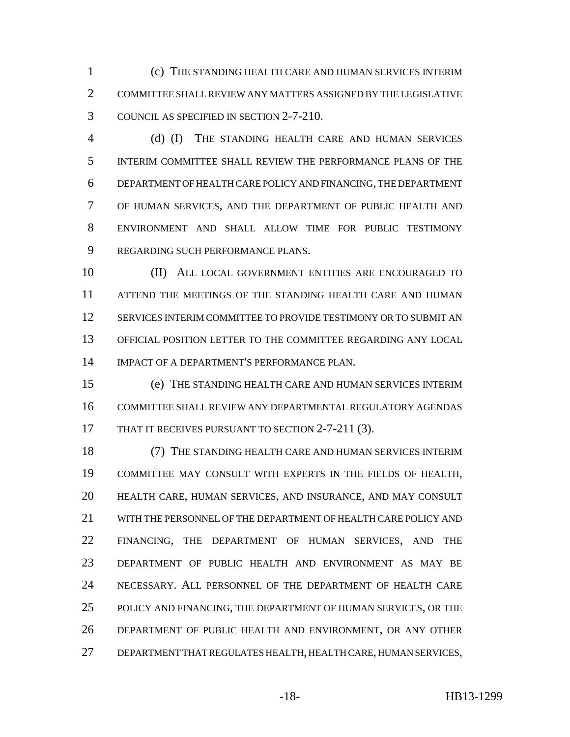(c) THE STANDING HEALTH CARE AND HUMAN SERVICES INTERIM COMMITTEE SHALL REVIEW ANY MATTERS ASSIGNED BY THE LEGISLATIVE COUNCIL AS SPECIFIED IN SECTION 2-7-210.

(d) (I) THE STANDING HEALTH CARE AND HUMAN SERVICES INTERIM COMMITTEE SHALL REVIEW THE PERFORMANCE PLANS OF THE DEPARTMENT OF HEALTH CARE POLICY AND FINANCING, THE DEPARTMENT OF HUMAN SERVICES, AND THE DEPARTMENT OF PUBLIC HEALTH AND ENVIRONMENT AND SHALL ALLOW TIME FOR PUBLIC TESTIMONY REGARDING SUCH PERFORMANCE PLANS.

(II) ALL LOCAL GOVERNMENT ENTITIES ARE ENCOURAGED TO ATTEND THE MEETINGS OF THE STANDING HEALTH CARE AND HUMAN SERVICES INTERIM COMMITTEE TO PROVIDE TESTIMONY OR TO SUBMIT AN OFFICIAL POSITION LETTER TO THE COMMITTEE REGARDING ANY LOCAL IMPACT OF A DEPARTMENT'S PERFORMANCE PLAN.

(e) THE STANDING HEALTH CARE AND HUMAN SERVICES INTERIM COMMITTEE SHALL REVIEW ANY DEPARTMENTAL REGULATORY AGENDAS THAT IT RECEIVES PURSUANT TO SECTION 2-7-211 (3).

(7) THE STANDING HEALTH CARE AND HUMAN SERVICES INTERIM COMMITTEE MAY CONSULT WITH EXPERTS IN THE FIELDS OF HEALTH, HEALTH CARE, HUMAN SERVICES, AND INSURANCE, AND MAY CONSULT WITH THE PERSONNEL OF THE DEPARTMENT OF HEALTH CARE POLICY AND FINANCING, THE DEPARTMENT OF HUMAN SERVICES, AND THE DEPARTMENT OF PUBLIC HEALTH AND ENVIRONMENT AS MAY BE NECESSARY. ALL PERSONNEL OF THE DEPARTMENT OF HEALTH CARE POLICY AND FINANCING, THE DEPARTMENT OF HUMAN SERVICES, OR THE DEPARTMENT OF PUBLIC HEALTH AND ENVIRONMENT, OR ANY OTHER DEPARTMENT THAT REGULATES HEALTH, HEALTH CARE, HUMAN SERVICES,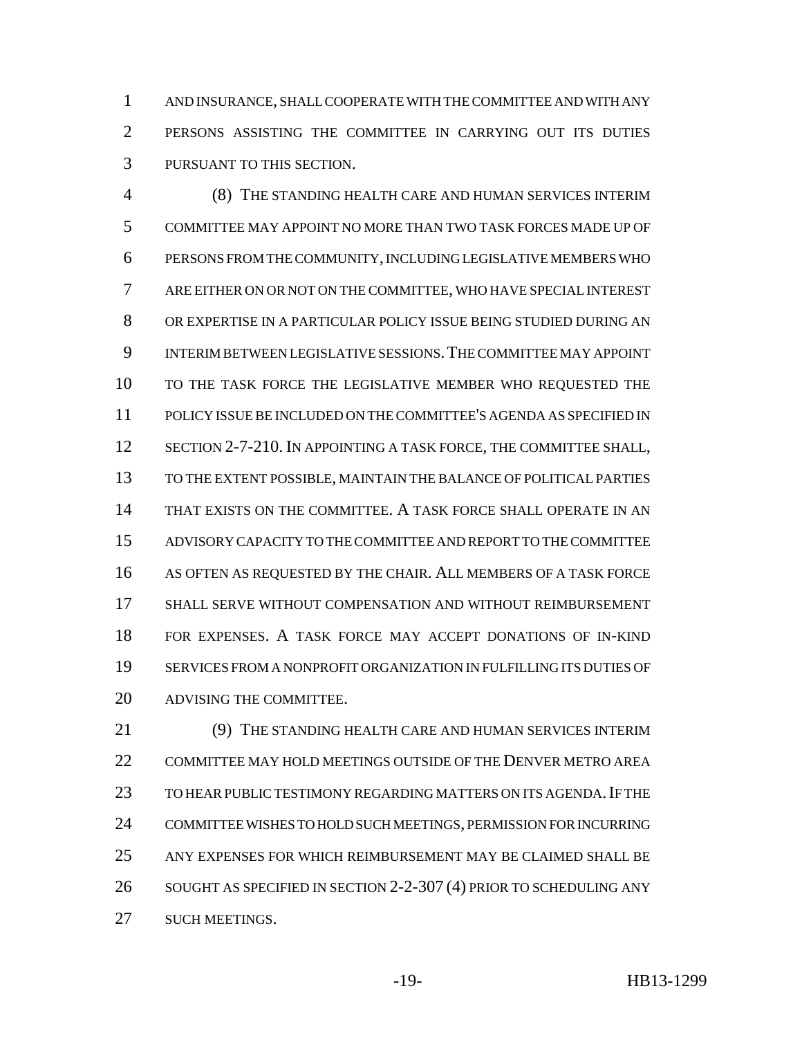AND INSURANCE, SHALL COOPERATE WITH THE COMMITTEE AND WITH ANY PERSONS ASSISTING THE COMMITTEE IN CARRYING OUT ITS DUTIES PURSUANT TO THIS SECTION.

(8) THE STANDING HEALTH CARE AND HUMAN SERVICES INTERIM COMMITTEE MAY APPOINT NO MORE THAN TWO TASK FORCES MADE UP OF PERSONS FROM THE COMMUNITY, INCLUDING LEGISLATIVE MEMBERS WHO ARE EITHER ON OR NOT ON THE COMMITTEE, WHO HAVE SPECIAL INTEREST OR EXPERTISE IN A PARTICULAR POLICY ISSUE BEING STUDIED DURING AN INTERIM BETWEEN LEGISLATIVE SESSIONS. THE COMMITTEE MAY APPOINT TO THE TASK FORCE THE LEGISLATIVE MEMBER WHO REQUESTED THE POLICY ISSUE BE INCLUDED ON THE COMMITTEE'S AGENDA AS SPECIFIED IN SECTION 2-7-210. IN APPOINTING A TASK FORCE, THE COMMITTEE SHALL, TO THE EXTENT POSSIBLE, MAINTAIN THE BALANCE OF POLITICAL PARTIES THAT EXISTS ON THE COMMITTEE. A TASK FORCE SHALL OPERATE IN AN ADVISORY CAPACITY TO THE COMMITTEE AND REPORT TO THE COMMITTEE AS OFTEN AS REQUESTED BY THE CHAIR. ALL MEMBERS OF A TASK FORCE SHALL SERVE WITHOUT COMPENSATION AND WITHOUT REIMBURSEMENT FOR EXPENSES. A TASK FORCE MAY ACCEPT DONATIONS OF IN-KIND SERVICES FROM A NONPROFIT ORGANIZATION IN FULFILLING ITS DUTIES OF ADVISING THE COMMITTEE.

(9) THE STANDING HEALTH CARE AND HUMAN SERVICES INTERIM COMMITTEE MAY HOLD MEETINGS OUTSIDE OF THE DENVER METRO AREA TO HEAR PUBLIC TESTIMONY REGARDING MATTERS ON ITS AGENDA. IF THE COMMITTEE WISHES TO HOLD SUCH MEETINGS, PERMISSION FOR INCURRING ANY EXPENSES FOR WHICH REIMBURSEMENT MAY BE CLAIMED SHALL BE SOUGHT AS SPECIFIED IN SECTION 2-2-307 (4) PRIOR TO SCHEDULING ANY SUCH MEETINGS.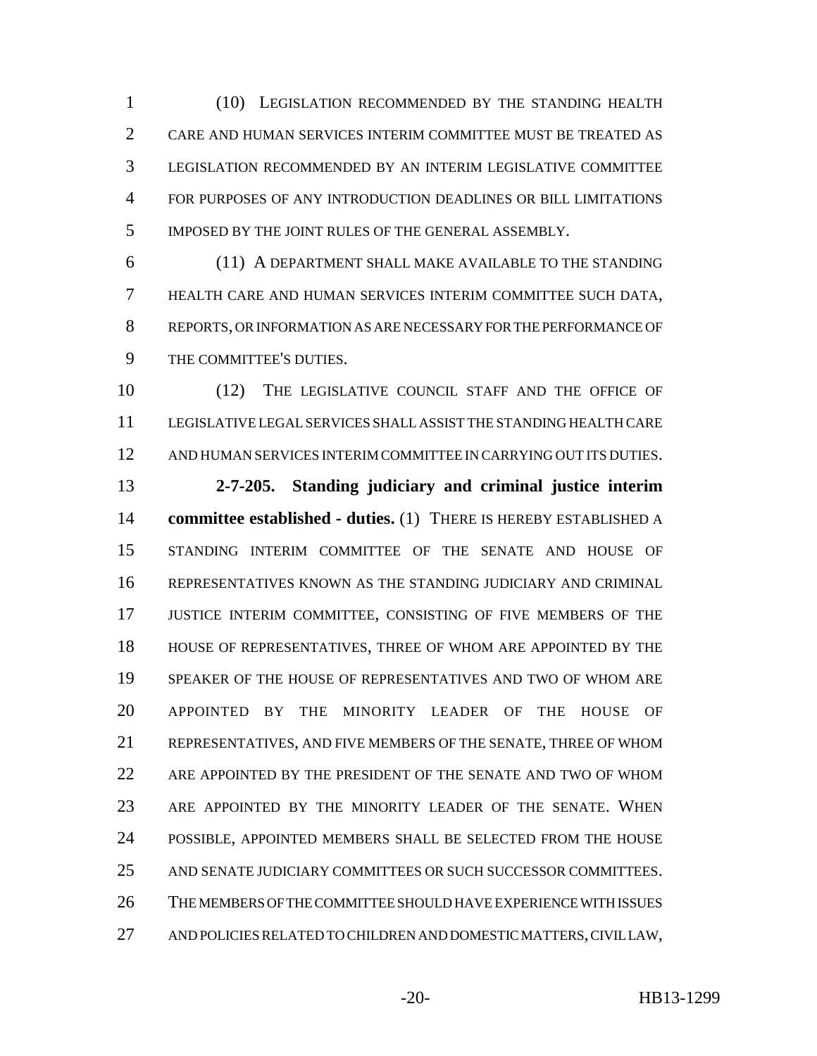(10) LEGISLATION RECOMMENDED BY THE STANDING HEALTH CARE AND HUMAN SERVICES INTERIM COMMITTEE MUST BE TREATED AS LEGISLATION RECOMMENDED BY AN INTERIM LEGISLATIVE COMMITTEE FOR PURPOSES OF ANY INTRODUCTION DEADLINES OR BILL LIMITATIONS IMPOSED BY THE JOINT RULES OF THE GENERAL ASSEMBLY.

(11) A DEPARTMENT SHALL MAKE AVAILABLE TO THE STANDING HEALTH CARE AND HUMAN SERVICES INTERIM COMMITTEE SUCH DATA, REPORTS, OR INFORMATION AS ARE NECESSARY FOR THE PERFORMANCE OF THE COMMITTEE'S DUTIES.

(12) THE LEGISLATIVE COUNCIL STAFF AND THE OFFICE OF LEGISLATIVE LEGAL SERVICES SHALL ASSIST THE STANDING HEALTH CARE AND HUMAN SERVICES INTERIM COMMITTEE IN CARRYING OUT ITS DUTIES.

**2-7-205. Standing judiciary and criminal justice interim committee established - duties.** (1) THERE IS HEREBY ESTABLISHED A STANDING INTERIM COMMITTEE OF THE SENATE AND HOUSE OF REPRESENTATIVES KNOWN AS THE STANDING JUDICIARY AND CRIMINAL JUSTICE INTERIM COMMITTEE, CONSISTING OF FIVE MEMBERS OF THE HOUSE OF REPRESENTATIVES, THREE OF WHOM ARE APPOINTED BY THE SPEAKER OF THE HOUSE OF REPRESENTATIVES AND TWO OF WHOM ARE APPOINTED BY THE MINORITY LEADER OF THE HOUSE OF REPRESENTATIVES, AND FIVE MEMBERS OF THE SENATE, THREE OF WHOM ARE APPOINTED BY THE PRESIDENT OF THE SENATE AND TWO OF WHOM ARE APPOINTED BY THE MINORITY LEADER OF THE SENATE. WHEN POSSIBLE, APPOINTED MEMBERS SHALL BE SELECTED FROM THE HOUSE AND SENATE JUDICIARY COMMITTEES OR SUCH SUCCESSOR COMMITTEES. THE MEMBERS OF THE COMMITTEE SHOULD HAVE EXPERIENCE WITH ISSUES AND POLICIES RELATED TO CHILDREN AND DOMESTIC MATTERS, CIVIL LAW,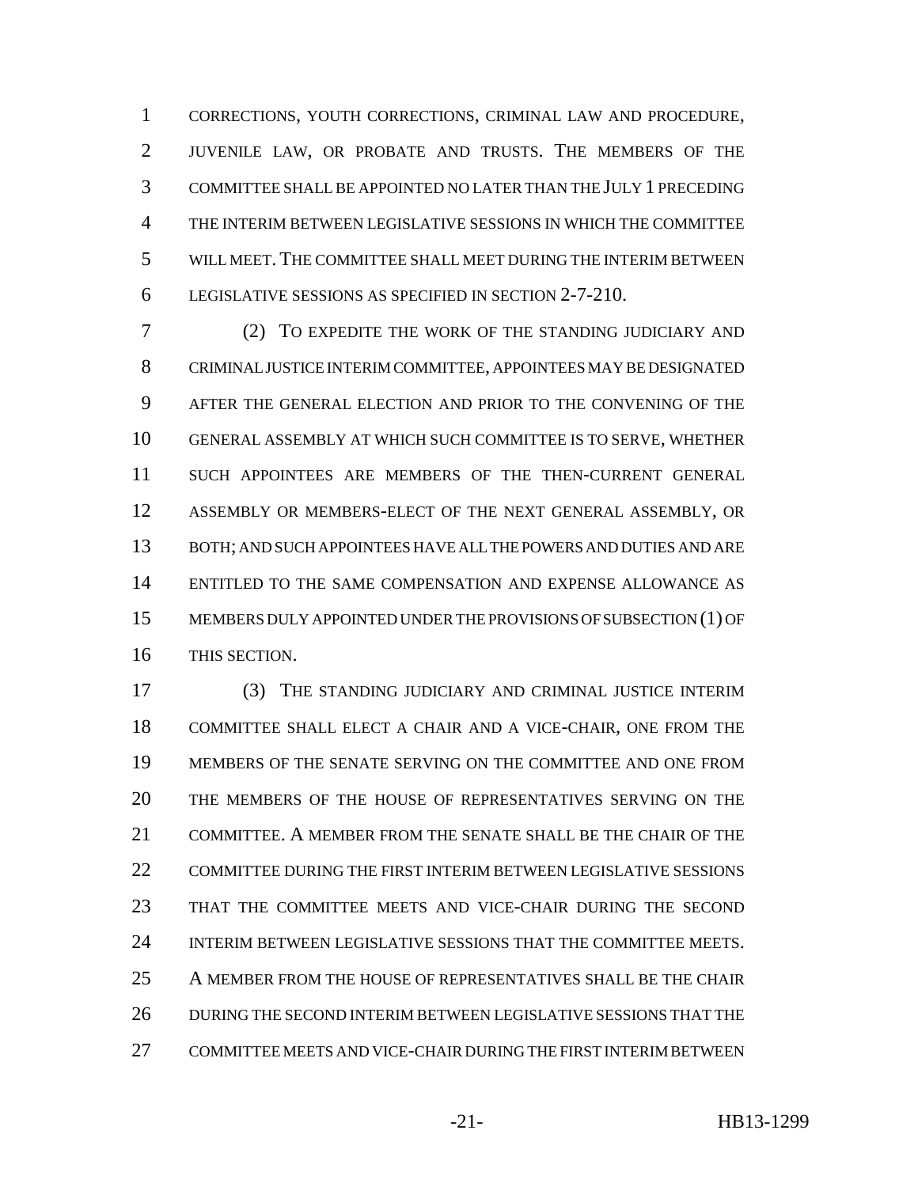CORRECTIONS, YOUTH CORRECTIONS, CRIMINAL LAW AND PROCEDURE, JUVENILE LAW, OR PROBATE AND TRUSTS. THE MEMBERS OF THE COMMITTEE SHALL BE APPOINTED NO LATER THAN THE JULY 1 PRECEDING THE INTERIM BETWEEN LEGISLATIVE SESSIONS IN WHICH THE COMMITTEE WILL MEET. THE COMMITTEE SHALL MEET DURING THE INTERIM BETWEEN LEGISLATIVE SESSIONS AS SPECIFIED IN SECTION 2-7-210.

(2) TO EXPEDITE THE WORK OF THE STANDING JUDICIARY AND CRIMINAL JUSTICE INTERIM COMMITTEE, APPOINTEES MAY BE DESIGNATED AFTER THE GENERAL ELECTION AND PRIOR TO THE CONVENING OF THE GENERAL ASSEMBLY AT WHICH SUCH COMMITTEE IS TO SERVE, WHETHER SUCH APPOINTEES ARE MEMBERS OF THE THEN-CURRENT GENERAL ASSEMBLY OR MEMBERS-ELECT OF THE NEXT GENERAL ASSEMBLY, OR BOTH; AND SUCH APPOINTEES HAVE ALL THE POWERS AND DUTIES AND ARE ENTITLED TO THE SAME COMPENSATION AND EXPENSE ALLOWANCE AS MEMBERS DULY APPOINTED UNDER THE PROVISIONS OF SUBSECTION (1) OF THIS SECTION.

(3) THE STANDING JUDICIARY AND CRIMINAL JUSTICE INTERIM COMMITTEE SHALL ELECT A CHAIR AND A VICE-CHAIR, ONE FROM THE MEMBERS OF THE SENATE SERVING ON THE COMMITTEE AND ONE FROM THE MEMBERS OF THE HOUSE OF REPRESENTATIVES SERVING ON THE COMMITTEE. A MEMBER FROM THE SENATE SHALL BE THE CHAIR OF THE COMMITTEE DURING THE FIRST INTERIM BETWEEN LEGISLATIVE SESSIONS THAT THE COMMITTEE MEETS AND VICE-CHAIR DURING THE SECOND INTERIM BETWEEN LEGISLATIVE SESSIONS THAT THE COMMITTEE MEETS. A MEMBER FROM THE HOUSE OF REPRESENTATIVES SHALL BE THE CHAIR DURING THE SECOND INTERIM BETWEEN LEGISLATIVE SESSIONS THAT THE COMMITTEE MEETS AND VICE-CHAIR DURING THE FIRST INTERIM BETWEEN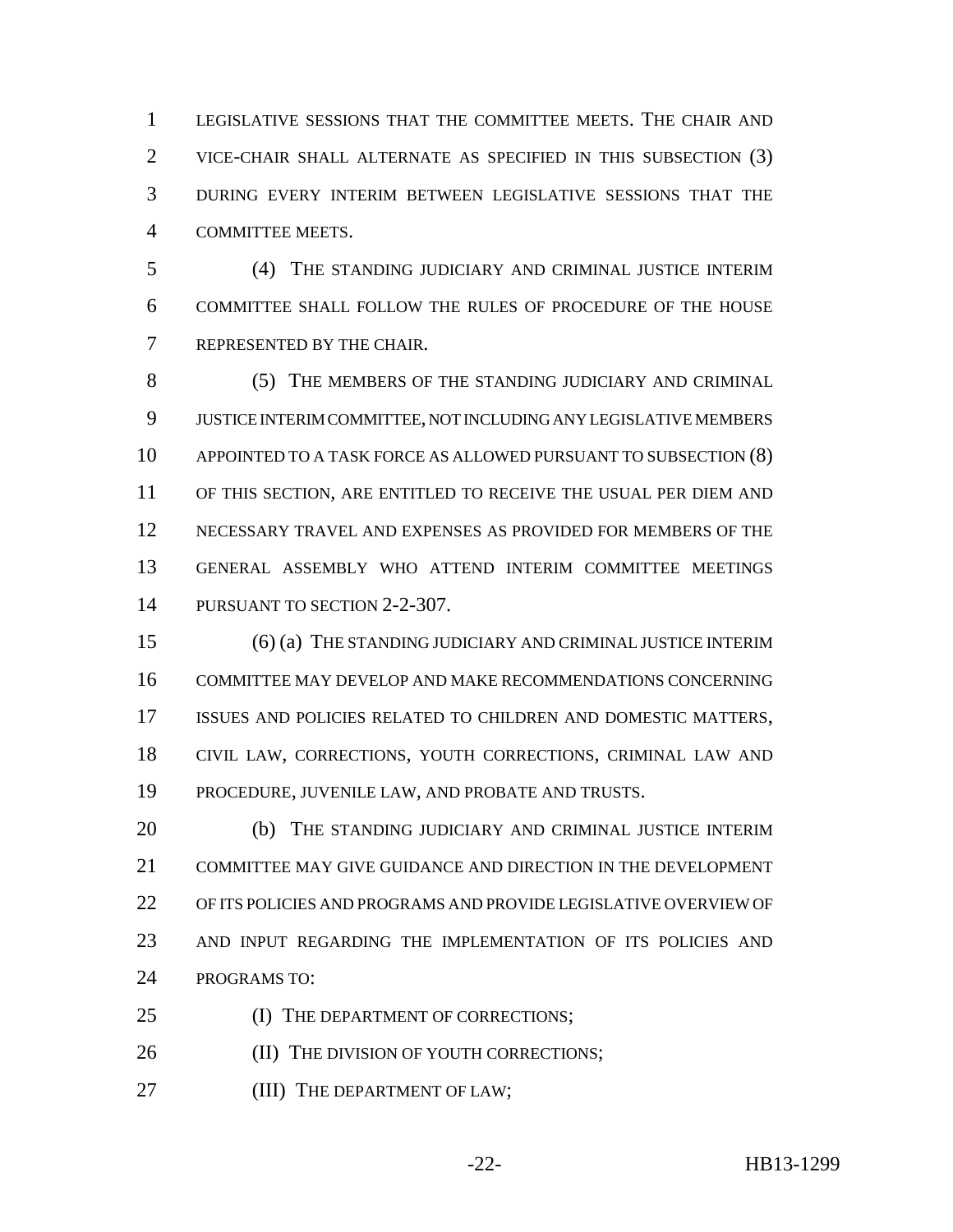LEGISLATIVE SESSIONS THAT THE COMMITTEE MEETS. THE CHAIR AND VICE-CHAIR SHALL ALTERNATE AS SPECIFIED IN THIS SUBSECTION (3) DURING EVERY INTERIM BETWEEN LEGISLATIVE SESSIONS THAT THE COMMITTEE MEETS.

(4) THE STANDING JUDICIARY AND CRIMINAL JUSTICE INTERIM COMMITTEE SHALL FOLLOW THE RULES OF PROCEDURE OF THE HOUSE REPRESENTED BY THE CHAIR.

(5) THE MEMBERS OF THE STANDING JUDICIARY AND CRIMINAL JUSTICE INTERIM COMMITTEE, NOT INCLUDING ANY LEGISLATIVE MEMBERS APPOINTED TO A TASK FORCE AS ALLOWED PURSUANT TO SUBSECTION (8) OF THIS SECTION, ARE ENTITLED TO RECEIVE THE USUAL PER DIEM AND NECESSARY TRAVEL AND EXPENSES AS PROVIDED FOR MEMBERS OF THE GENERAL ASSEMBLY WHO ATTEND INTERIM COMMITTEE MEETINGS PURSUANT TO SECTION 2-2-307.

(6) (a) THE STANDING JUDICIARY AND CRIMINAL JUSTICE INTERIM COMMITTEE MAY DEVELOP AND MAKE RECOMMENDATIONS CONCERNING ISSUES AND POLICIES RELATED TO CHILDREN AND DOMESTIC MATTERS, CIVIL LAW, CORRECTIONS, YOUTH CORRECTIONS, CRIMINAL LAW AND PROCEDURE, JUVENILE LAW, AND PROBATE AND TRUSTS.

(b) THE STANDING JUDICIARY AND CRIMINAL JUSTICE INTERIM COMMITTEE MAY GIVE GUIDANCE AND DIRECTION IN THE DEVELOPMENT OF ITS POLICIES AND PROGRAMS AND PROVIDE LEGISLATIVE OVERVIEW OF AND INPUT REGARDING THE IMPLEMENTATION OF ITS POLICIES AND PROGRAMS TO:

(I) THE DEPARTMENT OF CORRECTIONS;

(II) THE DIVISION OF YOUTH CORRECTIONS;

(III) THE DEPARTMENT OF LAW;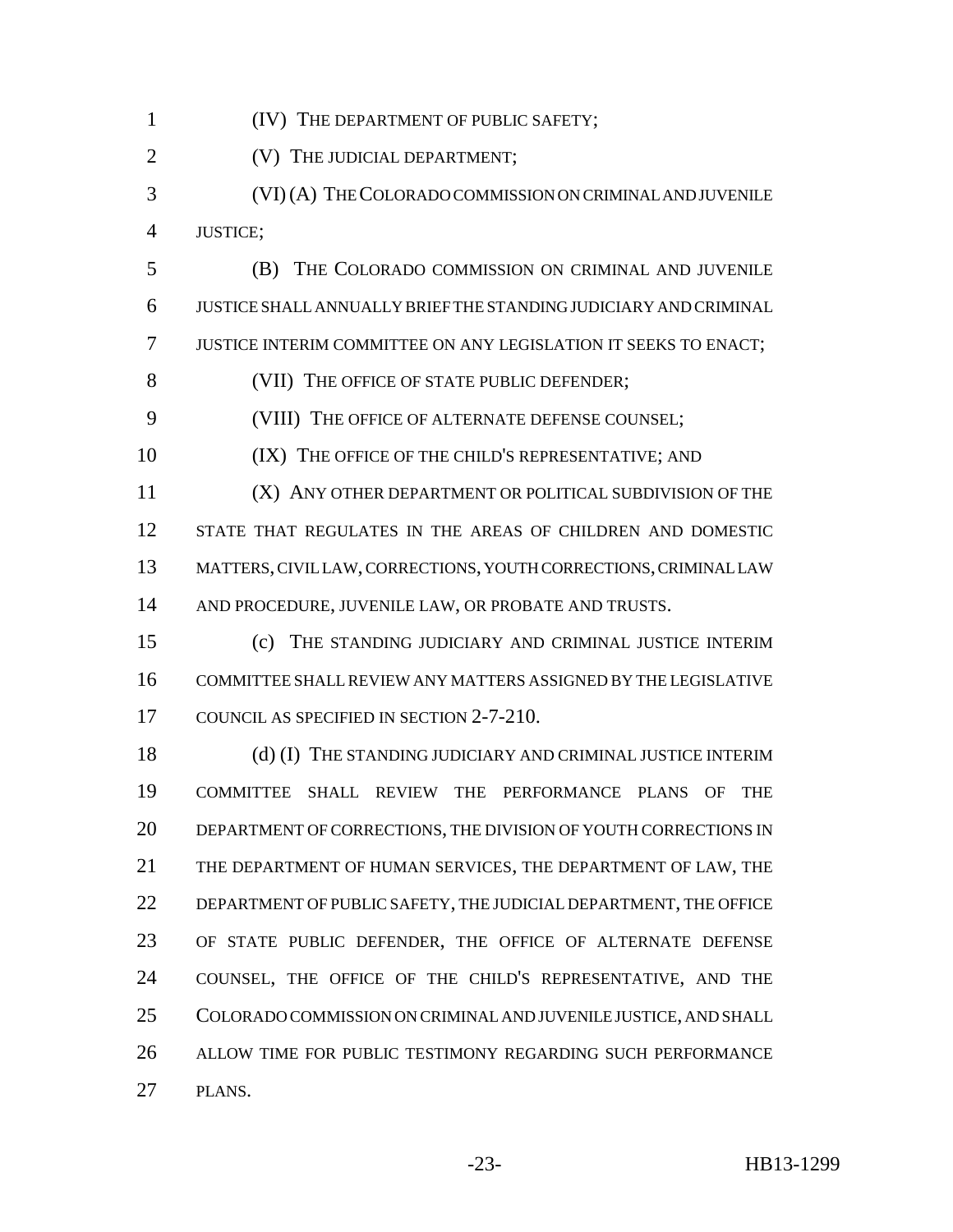(IV) THE DEPARTMENT OF PUBLIC SAFETY;

(V) THE JUDICIAL DEPARTMENT;

(VI) (A) THE COLORADO COMMISSION ON CRIMINAL AND JUVENILE JUSTICE;

(B) THE COLORADO COMMISSION ON CRIMINAL AND JUVENILE JUSTICE SHALL ANNUALLY BRIEF THE STANDING JUDICIARY AND CRIMINAL JUSTICE INTERIM COMMITTEE ON ANY LEGISLATION IT SEEKS TO ENACT;

(VII) THE OFFICE OF STATE PUBLIC DEFENDER;

(VIII) THE OFFICE OF ALTERNATE DEFENSE COUNSEL;

(IX) THE OFFICE OF THE CHILD'S REPRESENTATIVE; AND

(X) ANY OTHER DEPARTMENT OR POLITICAL SUBDIVISION OF THE STATE THAT REGULATES IN THE AREAS OF CHILDREN AND DOMESTIC MATTERS, CIVIL LAW, CORRECTIONS, YOUTH CORRECTIONS, CRIMINAL LAW AND PROCEDURE, JUVENILE LAW, OR PROBATE AND TRUSTS.

(c) THE STANDING JUDICIARY AND CRIMINAL JUSTICE INTERIM COMMITTEE SHALL REVIEW ANY MATTERS ASSIGNED BY THE LEGISLATIVE COUNCIL AS SPECIFIED IN SECTION 2-7-210.

(d) (I) THE STANDING JUDICIARY AND CRIMINAL JUSTICE INTERIM COMMITTEE SHALL REVIEW THE PERFORMANCE PLANS OF THE DEPARTMENT OF CORRECTIONS, THE DIVISION OF YOUTH CORRECTIONS IN THE DEPARTMENT OF HUMAN SERVICES, THE DEPARTMENT OF LAW, THE DEPARTMENT OF PUBLIC SAFETY, THE JUDICIAL DEPARTMENT, THE OFFICE OF STATE PUBLIC DEFENDER, THE OFFICE OF ALTERNATE DEFENSE COUNSEL, THE OFFICE OF THE CHILD'S REPRESENTATIVE, AND THE COLORADO COMMISSION ON CRIMINAL AND JUVENILE JUSTICE, AND SHALL ALLOW TIME FOR PUBLIC TESTIMONY REGARDING SUCH PERFORMANCE PLANS.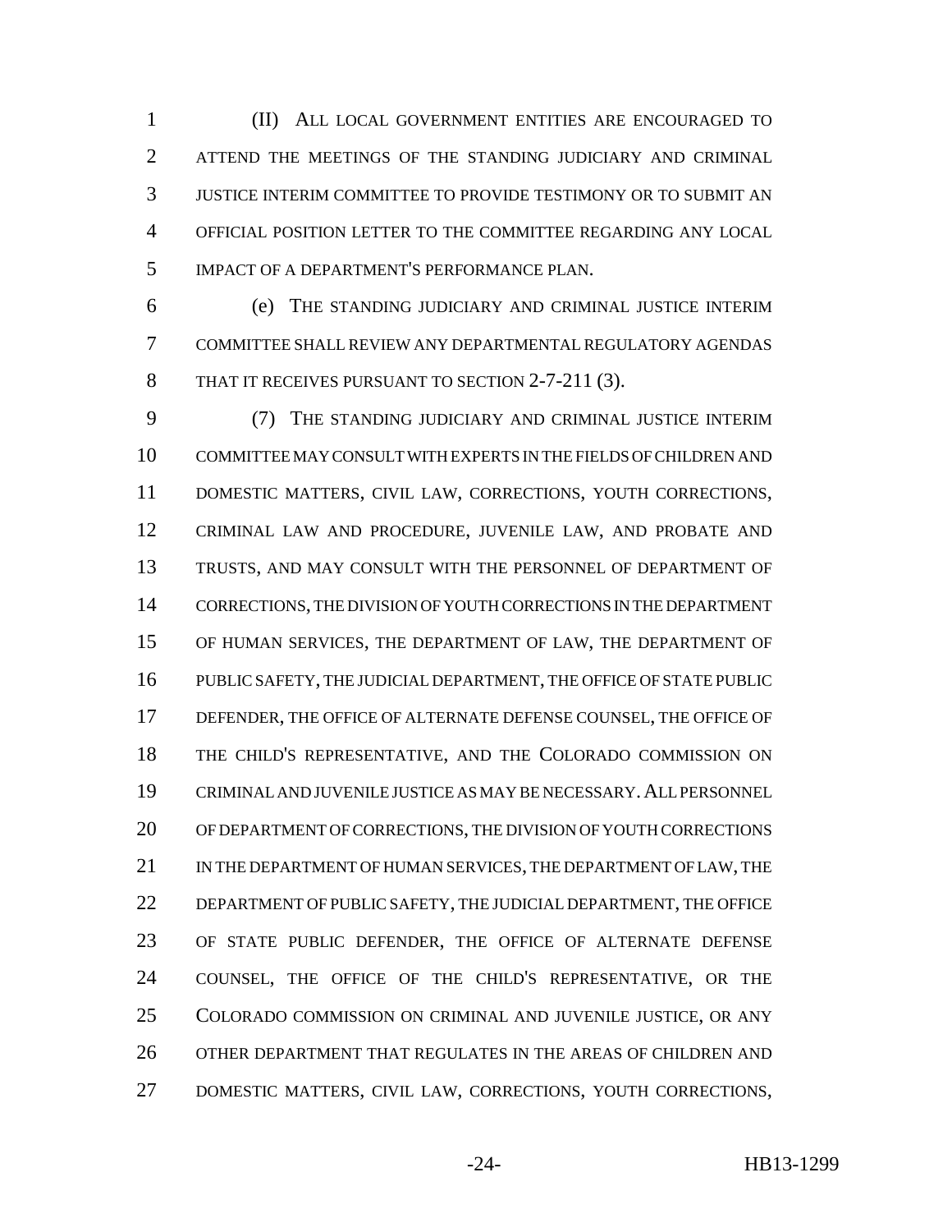(II) ALL LOCAL GOVERNMENT ENTITIES ARE ENCOURAGED TO ATTEND THE MEETINGS OF THE STANDING JUDICIARY AND CRIMINAL JUSTICE INTERIM COMMITTEE TO PROVIDE TESTIMONY OR TO SUBMIT AN OFFICIAL POSITION LETTER TO THE COMMITTEE REGARDING ANY LOCAL IMPACT OF A DEPARTMENT'S PERFORMANCE PLAN.

(e) THE STANDING JUDICIARY AND CRIMINAL JUSTICE INTERIM COMMITTEE SHALL REVIEW ANY DEPARTMENTAL REGULATORY AGENDAS THAT IT RECEIVES PURSUANT TO SECTION 2-7-211 (3).

(7) THE STANDING JUDICIARY AND CRIMINAL JUSTICE INTERIM COMMITTEE MAY CONSULT WITH EXPERTS IN THE FIELDS OF CHILDREN AND DOMESTIC MATTERS, CIVIL LAW, CORRECTIONS, YOUTH CORRECTIONS, CRIMINAL LAW AND PROCEDURE, JUVENILE LAW, AND PROBATE AND TRUSTS, AND MAY CONSULT WITH THE PERSONNEL OF DEPARTMENT OF CORRECTIONS, THE DIVISION OF YOUTH CORRECTIONS IN THE DEPARTMENT OF HUMAN SERVICES, THE DEPARTMENT OF LAW, THE DEPARTMENT OF PUBLIC SAFETY, THE JUDICIAL DEPARTMENT, THE OFFICE OF STATE PUBLIC DEFENDER, THE OFFICE OF ALTERNATE DEFENSE COUNSEL, THE OFFICE OF THE CHILD'S REPRESENTATIVE, AND THE COLORADO COMMISSION ON CRIMINAL AND JUVENILE JUSTICE AS MAY BE NECESSARY. ALL PERSONNEL OF DEPARTMENT OF CORRECTIONS, THE DIVISION OF YOUTH CORRECTIONS IN THE DEPARTMENT OF HUMAN SERVICES, THE DEPARTMENT OF LAW, THE DEPARTMENT OF PUBLIC SAFETY, THE JUDICIAL DEPARTMENT, THE OFFICE OF STATE PUBLIC DEFENDER, THE OFFICE OF ALTERNATE DEFENSE COUNSEL, THE OFFICE OF THE CHILD'S REPRESENTATIVE, OR THE COLORADO COMMISSION ON CRIMINAL AND JUVENILE JUSTICE, OR ANY OTHER DEPARTMENT THAT REGULATES IN THE AREAS OF CHILDREN AND DOMESTIC MATTERS, CIVIL LAW, CORRECTIONS, YOUTH CORRECTIONS,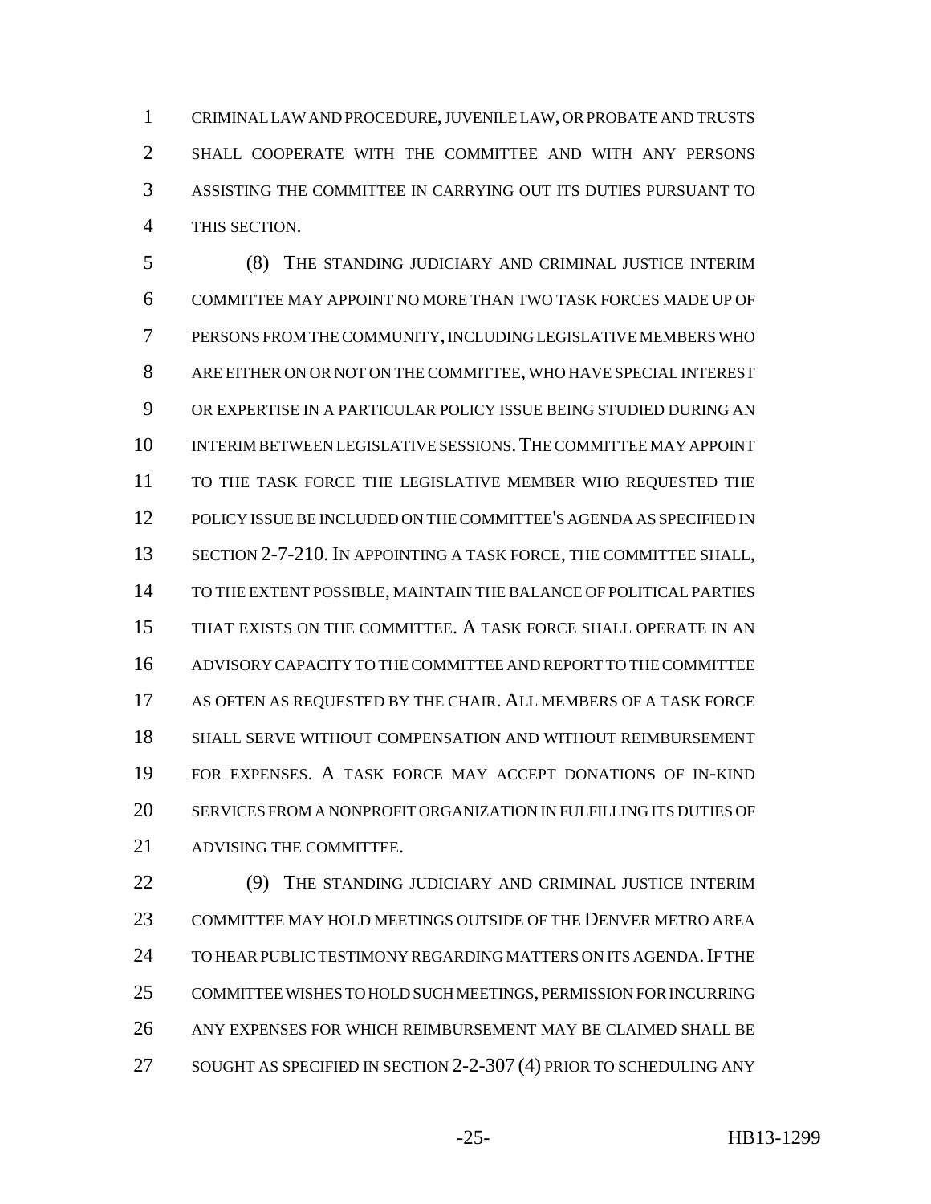CRIMINAL LAW AND PROCEDURE, JUVENILE LAW, OR PROBATE AND TRUSTS SHALL COOPERATE WITH THE COMMITTEE AND WITH ANY PERSONS ASSISTING THE COMMITTEE IN CARRYING OUT ITS DUTIES PURSUANT TO THIS SECTION.

(8) THE STANDING JUDICIARY AND CRIMINAL JUSTICE INTERIM COMMITTEE MAY APPOINT NO MORE THAN TWO TASK FORCES MADE UP OF PERSONS FROM THE COMMUNITY, INCLUDING LEGISLATIVE MEMBERS WHO ARE EITHER ON OR NOT ON THE COMMITTEE, WHO HAVE SPECIAL INTEREST OR EXPERTISE IN A PARTICULAR POLICY ISSUE BEING STUDIED DURING AN INTERIM BETWEEN LEGISLATIVE SESSIONS. THE COMMITTEE MAY APPOINT TO THE TASK FORCE THE LEGISLATIVE MEMBER WHO REQUESTED THE POLICY ISSUE BE INCLUDED ON THE COMMITTEE'S AGENDA AS SPECIFIED IN SECTION 2-7-210. IN APPOINTING A TASK FORCE, THE COMMITTEE SHALL, TO THE EXTENT POSSIBLE, MAINTAIN THE BALANCE OF POLITICAL PARTIES THAT EXISTS ON THE COMMITTEE. A TASK FORCE SHALL OPERATE IN AN ADVISORY CAPACITY TO THE COMMITTEE AND REPORT TO THE COMMITTEE AS OFTEN AS REQUESTED BY THE CHAIR. ALL MEMBERS OF A TASK FORCE SHALL SERVE WITHOUT COMPENSATION AND WITHOUT REIMBURSEMENT FOR EXPENSES. A TASK FORCE MAY ACCEPT DONATIONS OF IN-KIND SERVICES FROM A NONPROFIT ORGANIZATION IN FULFILLING ITS DUTIES OF ADVISING THE COMMITTEE.

(9) THE STANDING JUDICIARY AND CRIMINAL JUSTICE INTERIM COMMITTEE MAY HOLD MEETINGS OUTSIDE OF THE DENVER METRO AREA TO HEAR PUBLIC TESTIMONY REGARDING MATTERS ON ITS AGENDA. IF THE COMMITTEE WISHES TO HOLD SUCH MEETINGS, PERMISSION FOR INCURRING ANY EXPENSES FOR WHICH REIMBURSEMENT MAY BE CLAIMED SHALL BE SOUGHT AS SPECIFIED IN SECTION 2-2-307 (4) PRIOR TO SCHEDULING ANY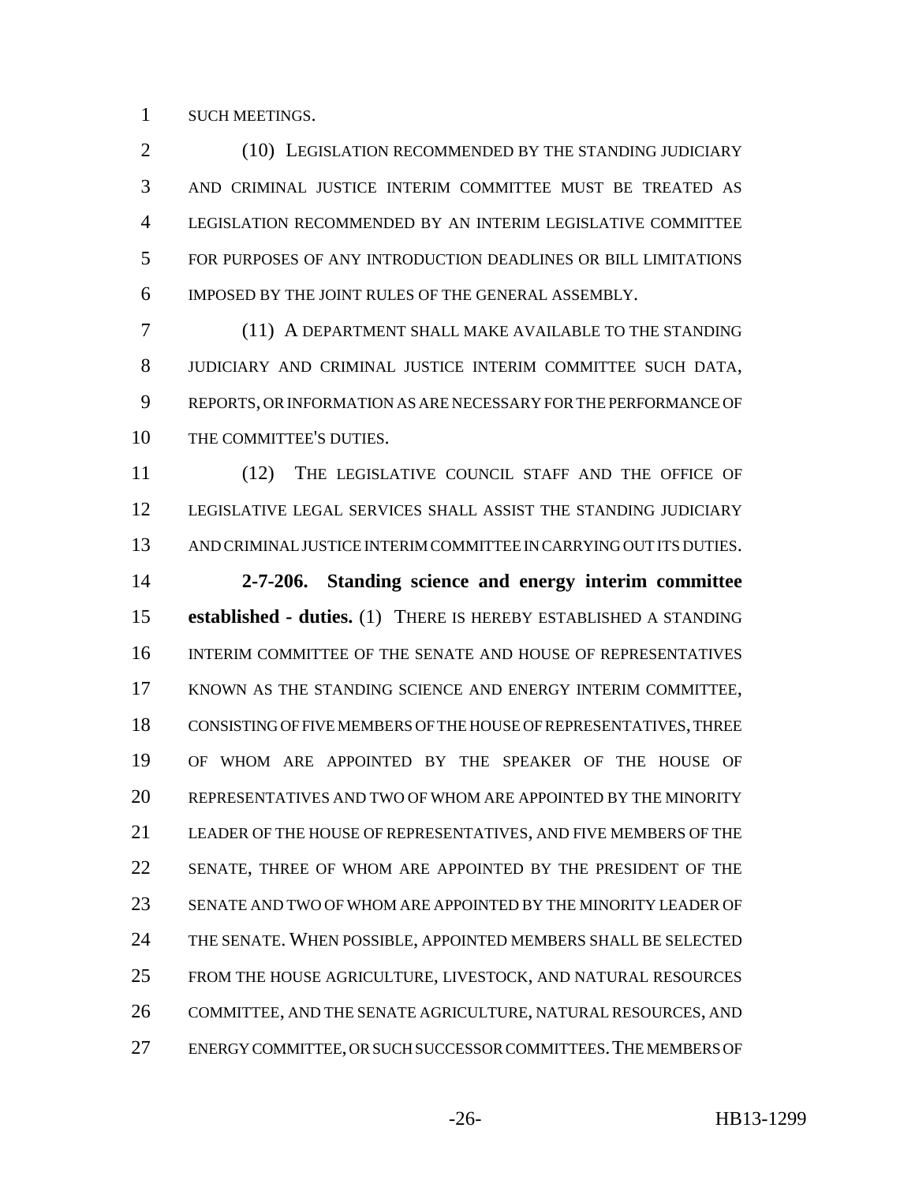SUCH MEETINGS.

(10) LEGISLATION RECOMMENDED BY THE STANDING JUDICIARY AND CRIMINAL JUSTICE INTERIM COMMITTEE MUST BE TREATED AS LEGISLATION RECOMMENDED BY AN INTERIM LEGISLATIVE COMMITTEE FOR PURPOSES OF ANY INTRODUCTION DEADLINES OR BILL LIMITATIONS IMPOSED BY THE JOINT RULES OF THE GENERAL ASSEMBLY.

(11) A DEPARTMENT SHALL MAKE AVAILABLE TO THE STANDING JUDICIARY AND CRIMINAL JUSTICE INTERIM COMMITTEE SUCH DATA, REPORTS, OR INFORMATION AS ARE NECESSARY FOR THE PERFORMANCE OF THE COMMITTEE'S DUTIES.

(12) THE LEGISLATIVE COUNCIL STAFF AND THE OFFICE OF LEGISLATIVE LEGAL SERVICES SHALL ASSIST THE STANDING JUDICIARY AND CRIMINAL JUSTICE INTERIM COMMITTEE IN CARRYING OUT ITS DUTIES.

**2-7-206. Standing science and energy interim committee established - duties.** (1) THERE IS HEREBY ESTABLISHED A STANDING INTERIM COMMITTEE OF THE SENATE AND HOUSE OF REPRESENTATIVES KNOWN AS THE STANDING SCIENCE AND ENERGY INTERIM COMMITTEE, CONSISTING OF FIVE MEMBERS OF THE HOUSE OF REPRESENTATIVES, THREE OF WHOM ARE APPOINTED BY THE SPEAKER OF THE HOUSE OF REPRESENTATIVES AND TWO OF WHOM ARE APPOINTED BY THE MINORITY LEADER OF THE HOUSE OF REPRESENTATIVES, AND FIVE MEMBERS OF THE SENATE, THREE OF WHOM ARE APPOINTED BY THE PRESIDENT OF THE SENATE AND TWO OF WHOM ARE APPOINTED BY THE MINORITY LEADER OF THE SENATE. WHEN POSSIBLE, APPOINTED MEMBERS SHALL BE SELECTED FROM THE HOUSE AGRICULTURE, LIVESTOCK, AND NATURAL RESOURCES COMMITTEE, AND THE SENATE AGRICULTURE, NATURAL RESOURCES, AND ENERGY COMMITTEE, OR SUCH SUCCESSOR COMMITTEES. THE MEMBERS OF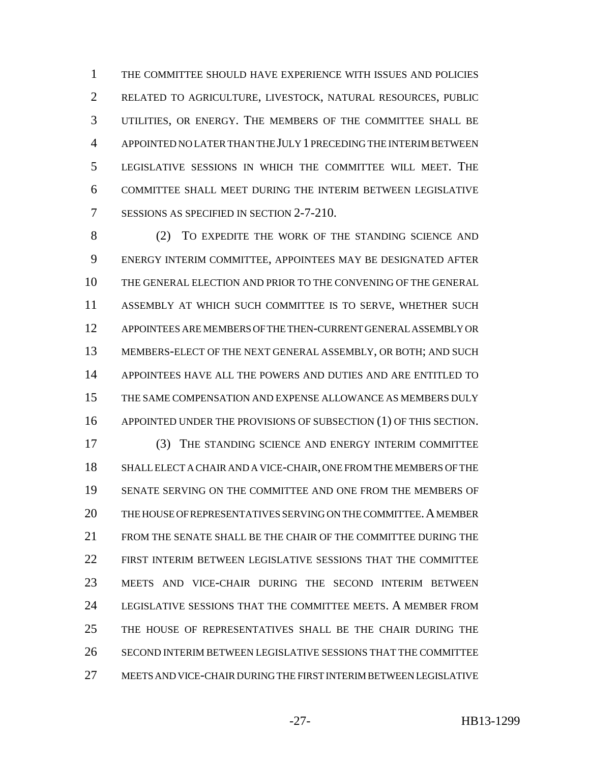THE COMMITTEE SHOULD HAVE EXPERIENCE WITH ISSUES AND POLICIES RELATED TO AGRICULTURE, LIVESTOCK, NATURAL RESOURCES, PUBLIC UTILITIES, OR ENERGY. THE MEMBERS OF THE COMMITTEE SHALL BE APPOINTED NO LATER THAN THE JULY 1 PRECEDING THE INTERIM BETWEEN LEGISLATIVE SESSIONS IN WHICH THE COMMITTEE WILL MEET. THE COMMITTEE SHALL MEET DURING THE INTERIM BETWEEN LEGISLATIVE SESSIONS AS SPECIFIED IN SECTION 2-7-210.

(2) TO EXPEDITE THE WORK OF THE STANDING SCIENCE AND ENERGY INTERIM COMMITTEE, APPOINTEES MAY BE DESIGNATED AFTER THE GENERAL ELECTION AND PRIOR TO THE CONVENING OF THE GENERAL ASSEMBLY AT WHICH SUCH COMMITTEE IS TO SERVE, WHETHER SUCH APPOINTEES ARE MEMBERS OF THE THEN-CURRENT GENERAL ASSEMBLY OR MEMBERS-ELECT OF THE NEXT GENERAL ASSEMBLY, OR BOTH; AND SUCH APPOINTEES HAVE ALL THE POWERS AND DUTIES AND ARE ENTITLED TO THE SAME COMPENSATION AND EXPENSE ALLOWANCE AS MEMBERS DULY APPOINTED UNDER THE PROVISIONS OF SUBSECTION (1) OF THIS SECTION.

(3) THE STANDING SCIENCE AND ENERGY INTERIM COMMITTEE SHALL ELECT A CHAIR AND A VICE-CHAIR, ONE FROM THE MEMBERS OF THE SENATE SERVING ON THE COMMITTEE AND ONE FROM THE MEMBERS OF THE HOUSE OF REPRESENTATIVES SERVING ON THE COMMITTEE. A MEMBER FROM THE SENATE SHALL BE THE CHAIR OF THE COMMITTEE DURING THE FIRST INTERIM BETWEEN LEGISLATIVE SESSIONS THAT THE COMMITTEE MEETS AND VICE-CHAIR DURING THE SECOND INTERIM BETWEEN LEGISLATIVE SESSIONS THAT THE COMMITTEE MEETS. A MEMBER FROM THE HOUSE OF REPRESENTATIVES SHALL BE THE CHAIR DURING THE SECOND INTERIM BETWEEN LEGISLATIVE SESSIONS THAT THE COMMITTEE MEETS AND VICE-CHAIR DURING THE FIRST INTERIM BETWEEN LEGISLATIVE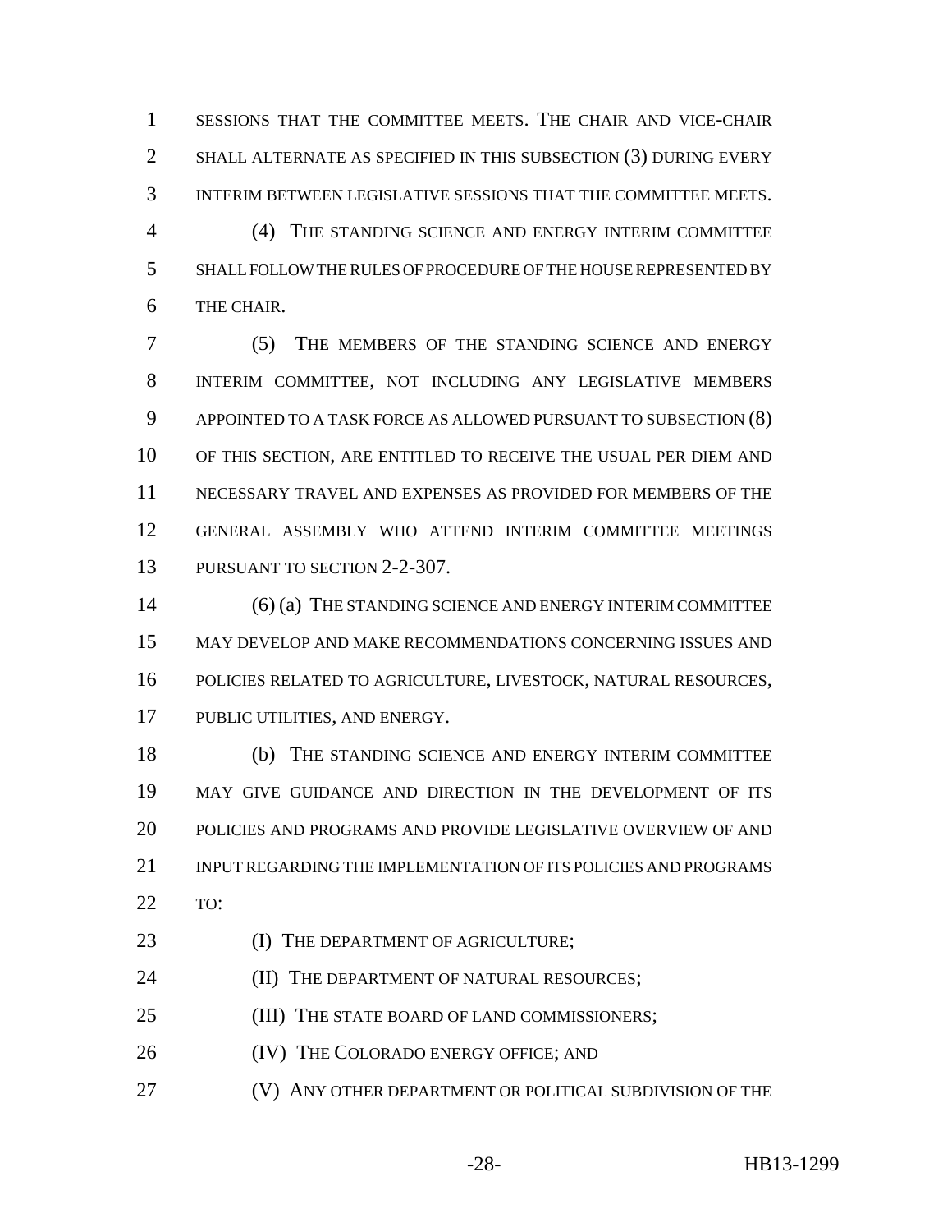SESSIONS THAT THE COMMITTEE MEETS. THE CHAIR AND VICE-CHAIR SHALL ALTERNATE AS SPECIFIED IN THIS SUBSECTION (3) DURING EVERY INTERIM BETWEEN LEGISLATIVE SESSIONS THAT THE COMMITTEE MEETS.

(4) THE STANDING SCIENCE AND ENERGY INTERIM COMMITTEE SHALL FOLLOW THE RULES OF PROCEDURE OF THE HOUSE REPRESENTED BY THE CHAIR.

(5) THE MEMBERS OF THE STANDING SCIENCE AND ENERGY INTERIM COMMITTEE, NOT INCLUDING ANY LEGISLATIVE MEMBERS APPOINTED TO A TASK FORCE AS ALLOWED PURSUANT TO SUBSECTION (8) OF THIS SECTION, ARE ENTITLED TO RECEIVE THE USUAL PER DIEM AND NECESSARY TRAVEL AND EXPENSES AS PROVIDED FOR MEMBERS OF THE GENERAL ASSEMBLY WHO ATTEND INTERIM COMMITTEE MEETINGS PURSUANT TO SECTION 2-2-307.

(6) (a) THE STANDING SCIENCE AND ENERGY INTERIM COMMITTEE MAY DEVELOP AND MAKE RECOMMENDATIONS CONCERNING ISSUES AND POLICIES RELATED TO AGRICULTURE, LIVESTOCK, NATURAL RESOURCES, PUBLIC UTILITIES, AND ENERGY.

(b) THE STANDING SCIENCE AND ENERGY INTERIM COMMITTEE MAY GIVE GUIDANCE AND DIRECTION IN THE DEVELOPMENT OF ITS POLICIES AND PROGRAMS AND PROVIDE LEGISLATIVE OVERVIEW OF AND INPUT REGARDING THE IMPLEMENTATION OF ITS POLICIES AND PROGRAMS TO:

(I) THE DEPARTMENT OF AGRICULTURE;

(II) THE DEPARTMENT OF NATURAL RESOURCES;

(III) THE STATE BOARD OF LAND COMMISSIONERS;

(IV) THE COLORADO ENERGY OFFICE; AND

(V) ANY OTHER DEPARTMENT OR POLITICAL SUBDIVISION OF THE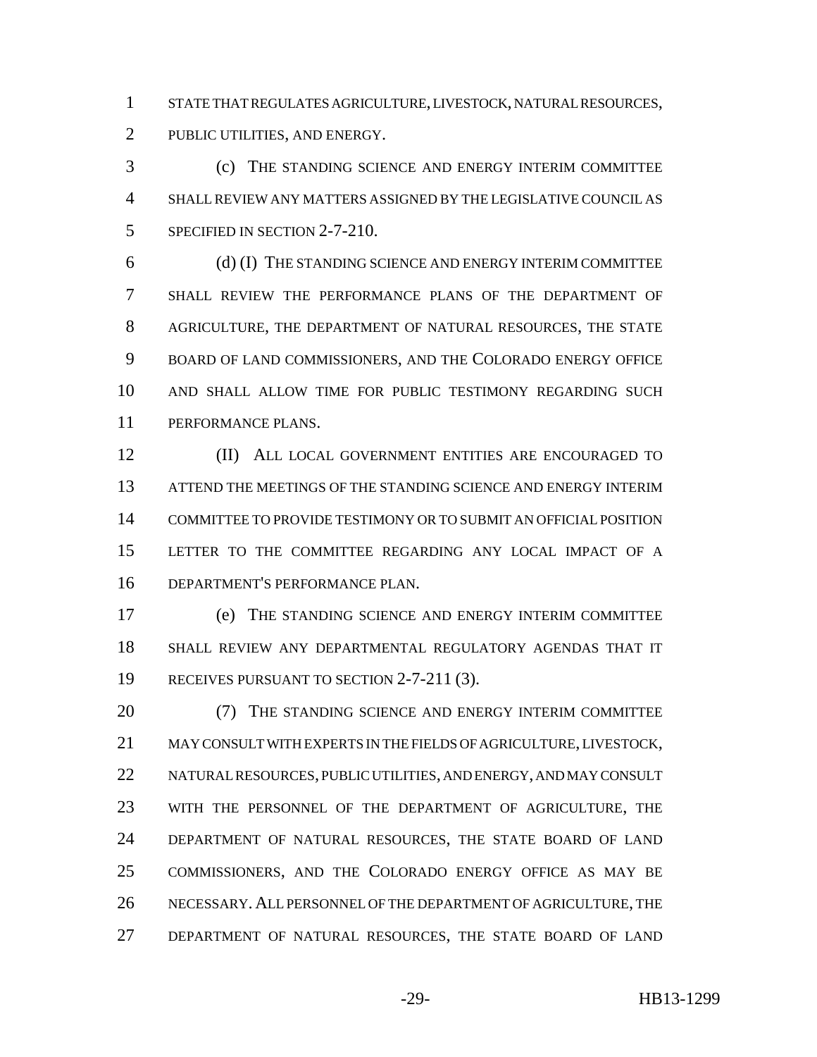STATE THAT REGULATES AGRICULTURE, LIVESTOCK, NATURAL RESOURCES, PUBLIC UTILITIES, AND ENERGY.

(c) THE STANDING SCIENCE AND ENERGY INTERIM COMMITTEE SHALL REVIEW ANY MATTERS ASSIGNED BY THE LEGISLATIVE COUNCIL AS SPECIFIED IN SECTION 2-7-210.

(d) (I) THE STANDING SCIENCE AND ENERGY INTERIM COMMITTEE SHALL REVIEW THE PERFORMANCE PLANS OF THE DEPARTMENT OF AGRICULTURE, THE DEPARTMENT OF NATURAL RESOURCES, THE STATE BOARD OF LAND COMMISSIONERS, AND THE COLORADO ENERGY OFFICE AND SHALL ALLOW TIME FOR PUBLIC TESTIMONY REGARDING SUCH PERFORMANCE PLANS.

(II) ALL LOCAL GOVERNMENT ENTITIES ARE ENCOURAGED TO ATTEND THE MEETINGS OF THE STANDING SCIENCE AND ENERGY INTERIM COMMITTEE TO PROVIDE TESTIMONY OR TO SUBMIT AN OFFICIAL POSITION LETTER TO THE COMMITTEE REGARDING ANY LOCAL IMPACT OF A DEPARTMENT'S PERFORMANCE PLAN.

(e) THE STANDING SCIENCE AND ENERGY INTERIM COMMITTEE SHALL REVIEW ANY DEPARTMENTAL REGULATORY AGENDAS THAT IT RECEIVES PURSUANT TO SECTION 2-7-211 (3).

(7) THE STANDING SCIENCE AND ENERGY INTERIM COMMITTEE MAY CONSULT WITH EXPERTS IN THE FIELDS OF AGRICULTURE, LIVESTOCK, NATURAL RESOURCES, PUBLIC UTILITIES, AND ENERGY, AND MAY CONSULT WITH THE PERSONNEL OF THE DEPARTMENT OF AGRICULTURE, THE DEPARTMENT OF NATURAL RESOURCES, THE STATE BOARD OF LAND COMMISSIONERS, AND THE COLORADO ENERGY OFFICE AS MAY BE NECESSARY. ALL PERSONNEL OF THE DEPARTMENT OF AGRICULTURE, THE DEPARTMENT OF NATURAL RESOURCES, THE STATE BOARD OF LAND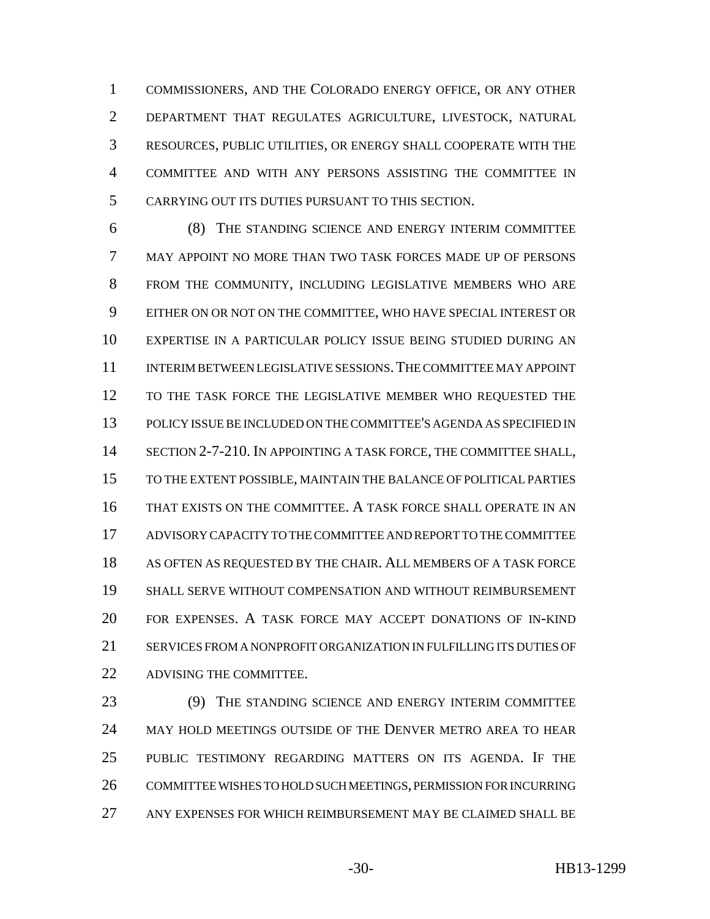COMMISSIONERS, AND THE COLORADO ENERGY OFFICE, OR ANY OTHER DEPARTMENT THAT REGULATES AGRICULTURE, LIVESTOCK, NATURAL RESOURCES, PUBLIC UTILITIES, OR ENERGY SHALL COOPERATE WITH THE COMMITTEE AND WITH ANY PERSONS ASSISTING THE COMMITTEE IN CARRYING OUT ITS DUTIES PURSUANT TO THIS SECTION.

(8) THE STANDING SCIENCE AND ENERGY INTERIM COMMITTEE MAY APPOINT NO MORE THAN TWO TASK FORCES MADE UP OF PERSONS FROM THE COMMUNITY, INCLUDING LEGISLATIVE MEMBERS WHO ARE EITHER ON OR NOT ON THE COMMITTEE, WHO HAVE SPECIAL INTEREST OR EXPERTISE IN A PARTICULAR POLICY ISSUE BEING STUDIED DURING AN INTERIM BETWEEN LEGISLATIVE SESSIONS. THE COMMITTEE MAY APPOINT TO THE TASK FORCE THE LEGISLATIVE MEMBER WHO REQUESTED THE POLICY ISSUE BE INCLUDED ON THE COMMITTEE'S AGENDA AS SPECIFIED IN SECTION 2-7-210. IN APPOINTING A TASK FORCE, THE COMMITTEE SHALL, TO THE EXTENT POSSIBLE, MAINTAIN THE BALANCE OF POLITICAL PARTIES THAT EXISTS ON THE COMMITTEE. A TASK FORCE SHALL OPERATE IN AN ADVISORY CAPACITY TO THE COMMITTEE AND REPORT TO THE COMMITTEE AS OFTEN AS REQUESTED BY THE CHAIR. ALL MEMBERS OF A TASK FORCE SHALL SERVE WITHOUT COMPENSATION AND WITHOUT REIMBURSEMENT FOR EXPENSES. A TASK FORCE MAY ACCEPT DONATIONS OF IN-KIND SERVICES FROM A NONPROFIT ORGANIZATION IN FULFILLING ITS DUTIES OF ADVISING THE COMMITTEE.

(9) THE STANDING SCIENCE AND ENERGY INTERIM COMMITTEE MAY HOLD MEETINGS OUTSIDE OF THE DENVER METRO AREA TO HEAR PUBLIC TESTIMONY REGARDING MATTERS ON ITS AGENDA. IF THE COMMITTEE WISHES TO HOLD SUCH MEETINGS, PERMISSION FOR INCURRING ANY EXPENSES FOR WHICH REIMBURSEMENT MAY BE CLAIMED SHALL BE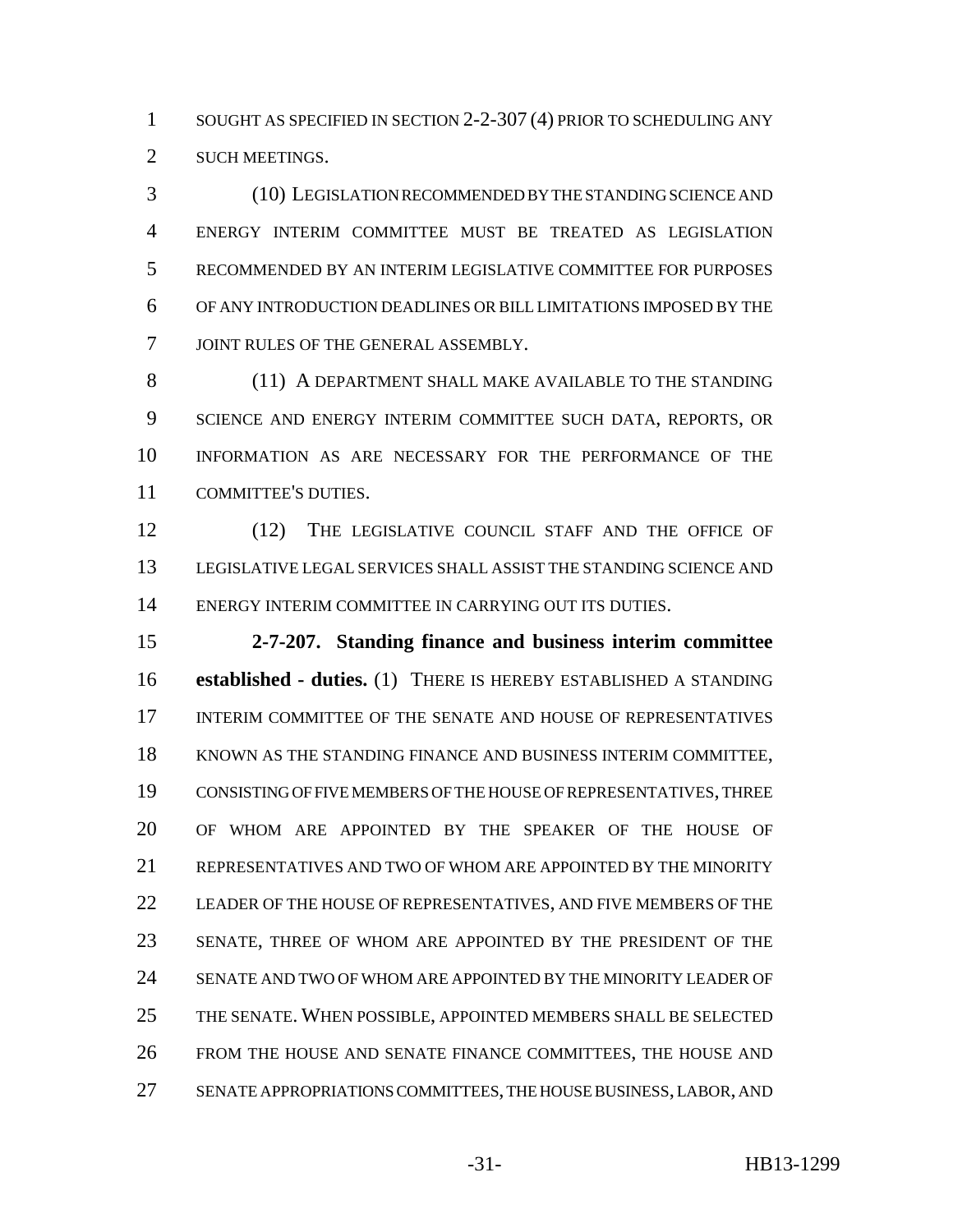SOUGHT AS SPECIFIED IN SECTION 2-2-307 (4) PRIOR TO SCHEDULING ANY SUCH MEETINGS.

(10) LEGISLATION RECOMMENDED BY THE STANDING SCIENCE AND ENERGY INTERIM COMMITTEE MUST BE TREATED AS LEGISLATION RECOMMENDED BY AN INTERIM LEGISLATIVE COMMITTEE FOR PURPOSES OF ANY INTRODUCTION DEADLINES OR BILL LIMITATIONS IMPOSED BY THE JOINT RULES OF THE GENERAL ASSEMBLY.

(11) A DEPARTMENT SHALL MAKE AVAILABLE TO THE STANDING SCIENCE AND ENERGY INTERIM COMMITTEE SUCH DATA, REPORTS, OR INFORMATION AS ARE NECESSARY FOR THE PERFORMANCE OF THE COMMITTEE'S DUTIES.

(12) THE LEGISLATIVE COUNCIL STAFF AND THE OFFICE OF LEGISLATIVE LEGAL SERVICES SHALL ASSIST THE STANDING SCIENCE AND ENERGY INTERIM COMMITTEE IN CARRYING OUT ITS DUTIES.

**2-7-207. Standing finance and business interim committee established - duties.** (1) THERE IS HEREBY ESTABLISHED A STANDING INTERIM COMMITTEE OF THE SENATE AND HOUSE OF REPRESENTATIVES KNOWN AS THE STANDING FINANCE AND BUSINESS INTERIM COMMITTEE, CONSISTING OF FIVE MEMBERS OF THE HOUSE OF REPRESENTATIVES, THREE OF WHOM ARE APPOINTED BY THE SPEAKER OF THE HOUSE OF REPRESENTATIVES AND TWO OF WHOM ARE APPOINTED BY THE MINORITY LEADER OF THE HOUSE OF REPRESENTATIVES, AND FIVE MEMBERS OF THE SENATE, THREE OF WHOM ARE APPOINTED BY THE PRESIDENT OF THE SENATE AND TWO OF WHOM ARE APPOINTED BY THE MINORITY LEADER OF THE SENATE. WHEN POSSIBLE, APPOINTED MEMBERS SHALL BE SELECTED FROM THE HOUSE AND SENATE FINANCE COMMITTEES, THE HOUSE AND SENATE APPROPRIATIONS COMMITTEES, THE HOUSE BUSINESS, LABOR, AND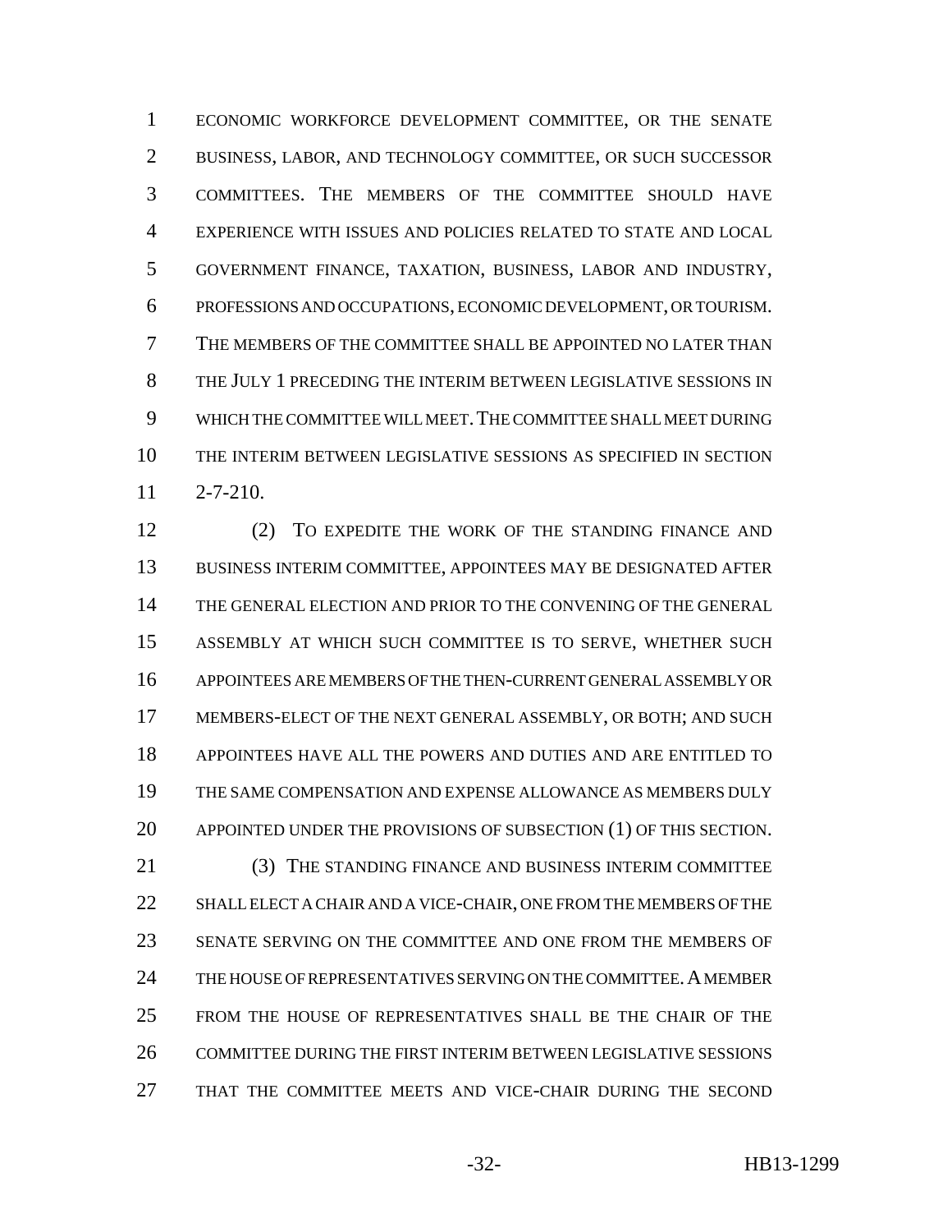ECONOMIC WORKFORCE DEVELOPMENT COMMITTEE, OR THE SENATE BUSINESS, LABOR, AND TECHNOLOGY COMMITTEE, OR SUCH SUCCESSOR COMMITTEES. THE MEMBERS OF THE COMMITTEE SHOULD HAVE EXPERIENCE WITH ISSUES AND POLICIES RELATED TO STATE AND LOCAL GOVERNMENT FINANCE, TAXATION, BUSINESS, LABOR AND INDUSTRY, PROFESSIONS AND OCCUPATIONS, ECONOMIC DEVELOPMENT, OR TOURISM. THE MEMBERS OF THE COMMITTEE SHALL BE APPOINTED NO LATER THAN THE JULY 1 PRECEDING THE INTERIM BETWEEN LEGISLATIVE SESSIONS IN WHICH THE COMMITTEE WILL MEET. THE COMMITTEE SHALL MEET DURING THE INTERIM BETWEEN LEGISLATIVE SESSIONS AS SPECIFIED IN SECTION 2-7-210.

(2) TO EXPEDITE THE WORK OF THE STANDING FINANCE AND BUSINESS INTERIM COMMITTEE, APPOINTEES MAY BE DESIGNATED AFTER THE GENERAL ELECTION AND PRIOR TO THE CONVENING OF THE GENERAL ASSEMBLY AT WHICH SUCH COMMITTEE IS TO SERVE, WHETHER SUCH APPOINTEES ARE MEMBERS OF THE THEN-CURRENT GENERAL ASSEMBLY OR MEMBERS-ELECT OF THE NEXT GENERAL ASSEMBLY, OR BOTH; AND SUCH APPOINTEES HAVE ALL THE POWERS AND DUTIES AND ARE ENTITLED TO THE SAME COMPENSATION AND EXPENSE ALLOWANCE AS MEMBERS DULY APPOINTED UNDER THE PROVISIONS OF SUBSECTION (1) OF THIS SECTION.

(3) THE STANDING FINANCE AND BUSINESS INTERIM COMMITTEE SHALL ELECT A CHAIR AND A VICE-CHAIR, ONE FROM THE MEMBERS OF THE SENATE SERVING ON THE COMMITTEE AND ONE FROM THE MEMBERS OF THE HOUSE OF REPRESENTATIVES SERVING ON THE COMMITTEE. A MEMBER FROM THE HOUSE OF REPRESENTATIVES SHALL BE THE CHAIR OF THE COMMITTEE DURING THE FIRST INTERIM BETWEEN LEGISLATIVE SESSIONS THAT THE COMMITTEE MEETS AND VICE-CHAIR DURING THE SECOND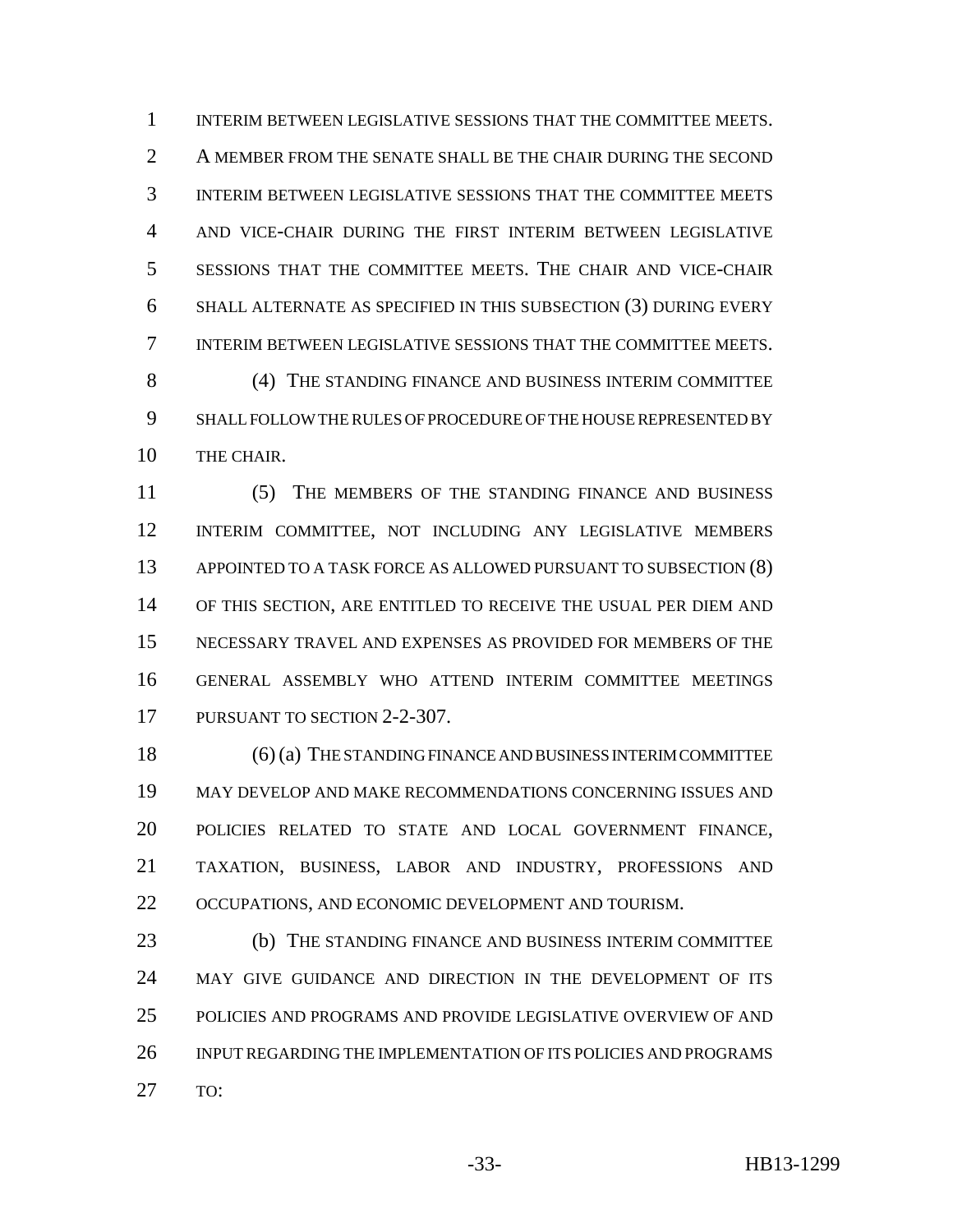INTERIM BETWEEN LEGISLATIVE SESSIONS THAT THE COMMITTEE MEETS. A MEMBER FROM THE SENATE SHALL BE THE CHAIR DURING THE SECOND INTERIM BETWEEN LEGISLATIVE SESSIONS THAT THE COMMITTEE MEETS AND VICE-CHAIR DURING THE FIRST INTERIM BETWEEN LEGISLATIVE SESSIONS THAT THE COMMITTEE MEETS. THE CHAIR AND VICE-CHAIR SHALL ALTERNATE AS SPECIFIED IN THIS SUBSECTION (3) DURING EVERY INTERIM BETWEEN LEGISLATIVE SESSIONS THAT THE COMMITTEE MEETS.

(4) THE STANDING FINANCE AND BUSINESS INTERIM COMMITTEE SHALL FOLLOW THE RULES OF PROCEDURE OF THE HOUSE REPRESENTED BY THE CHAIR.

(5) THE MEMBERS OF THE STANDING FINANCE AND BUSINESS INTERIM COMMITTEE, NOT INCLUDING ANY LEGISLATIVE MEMBERS APPOINTED TO A TASK FORCE AS ALLOWED PURSUANT TO SUBSECTION (8) OF THIS SECTION, ARE ENTITLED TO RECEIVE THE USUAL PER DIEM AND NECESSARY TRAVEL AND EXPENSES AS PROVIDED FOR MEMBERS OF THE GENERAL ASSEMBLY WHO ATTEND INTERIM COMMITTEE MEETINGS PURSUANT TO SECTION 2-2-307.

(6) (a) THE STANDING FINANCE AND BUSINESS INTERIM COMMITTEE MAY DEVELOP AND MAKE RECOMMENDATIONS CONCERNING ISSUES AND POLICIES RELATED TO STATE AND LOCAL GOVERNMENT FINANCE, TAXATION, BUSINESS, LABOR AND INDUSTRY, PROFESSIONS AND OCCUPATIONS, AND ECONOMIC DEVELOPMENT AND TOURISM.

(b) THE STANDING FINANCE AND BUSINESS INTERIM COMMITTEE MAY GIVE GUIDANCE AND DIRECTION IN THE DEVELOPMENT OF ITS POLICIES AND PROGRAMS AND PROVIDE LEGISLATIVE OVERVIEW OF AND INPUT REGARDING THE IMPLEMENTATION OF ITS POLICIES AND PROGRAMS TO: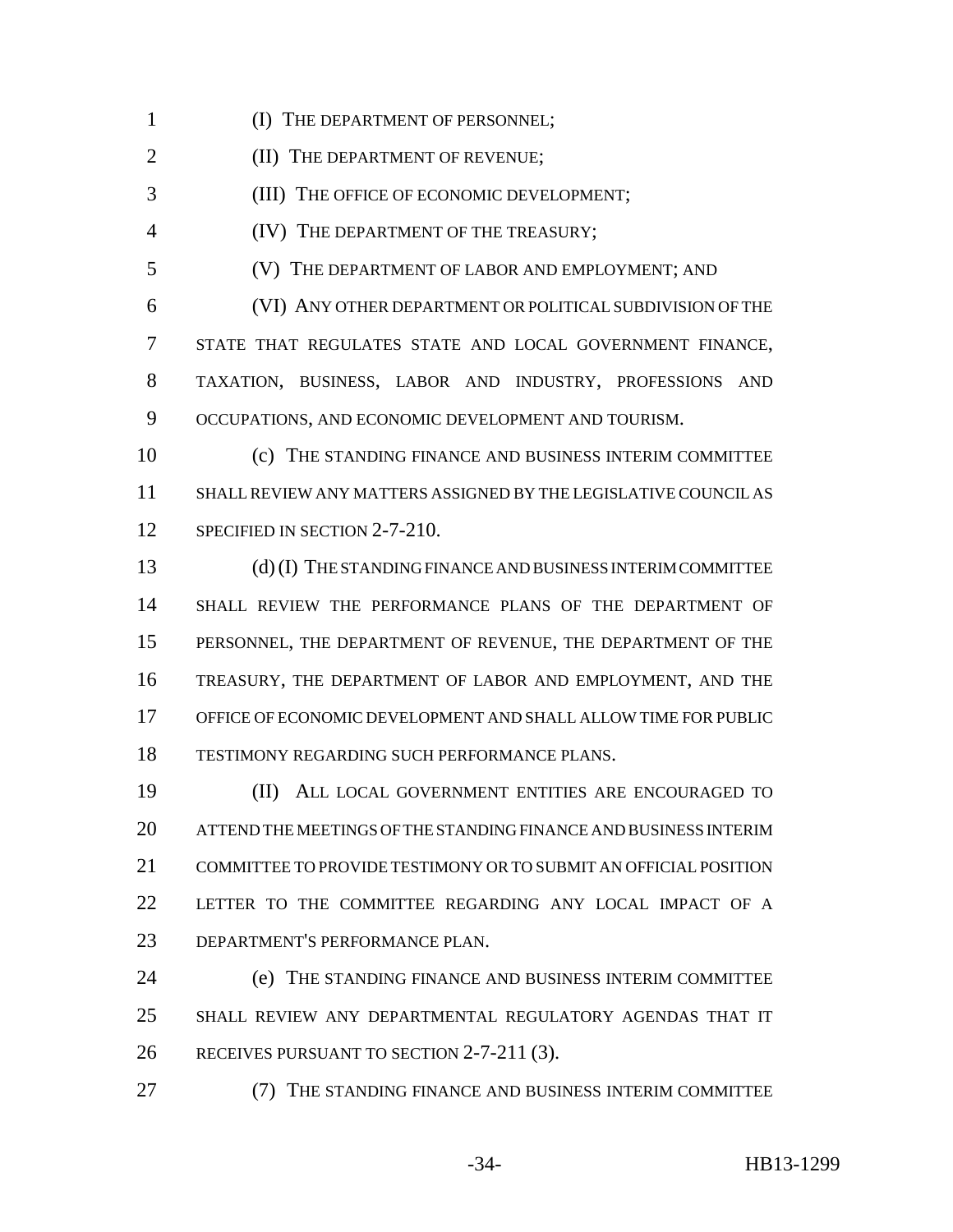(I) THE DEPARTMENT OF PERSONNEL;

(II) THE DEPARTMENT OF REVENUE;

(III) THE OFFICE OF ECONOMIC DEVELOPMENT;

(IV) THE DEPARTMENT OF THE TREASURY;

(V) THE DEPARTMENT OF LABOR AND EMPLOYMENT; AND

(VI) ANY OTHER DEPARTMENT OR POLITICAL SUBDIVISION OF THE STATE THAT REGULATES STATE AND LOCAL GOVERNMENT FINANCE, TAXATION, BUSINESS, LABOR AND INDUSTRY, PROFESSIONS AND OCCUPATIONS, AND ECONOMIC DEVELOPMENT AND TOURISM.

(c) THE STANDING FINANCE AND BUSINESS INTERIM COMMITTEE SHALL REVIEW ANY MATTERS ASSIGNED BY THE LEGISLATIVE COUNCIL AS SPECIFIED IN SECTION 2-7-210.

(d) (I) THE STANDING FINANCE AND BUSINESS INTERIM COMMITTEE SHALL REVIEW THE PERFORMANCE PLANS OF THE DEPARTMENT OF PERSONNEL, THE DEPARTMENT OF REVENUE, THE DEPARTMENT OF THE TREASURY, THE DEPARTMENT OF LABOR AND EMPLOYMENT, AND THE OFFICE OF ECONOMIC DEVELOPMENT AND SHALL ALLOW TIME FOR PUBLIC TESTIMONY REGARDING SUCH PERFORMANCE PLANS.

(II) ALL LOCAL GOVERNMENT ENTITIES ARE ENCOURAGED TO ATTEND THE MEETINGS OF THE STANDING FINANCE AND BUSINESS INTERIM COMMITTEE TO PROVIDE TESTIMONY OR TO SUBMIT AN OFFICIAL POSITION LETTER TO THE COMMITTEE REGARDING ANY LOCAL IMPACT OF A DEPARTMENT'S PERFORMANCE PLAN.

(e) THE STANDING FINANCE AND BUSINESS INTERIM COMMITTEE SHALL REVIEW ANY DEPARTMENTAL REGULATORY AGENDAS THAT IT RECEIVES PURSUANT TO SECTION 2-7-211 (3).

(7) THE STANDING FINANCE AND BUSINESS INTERIM COMMITTEE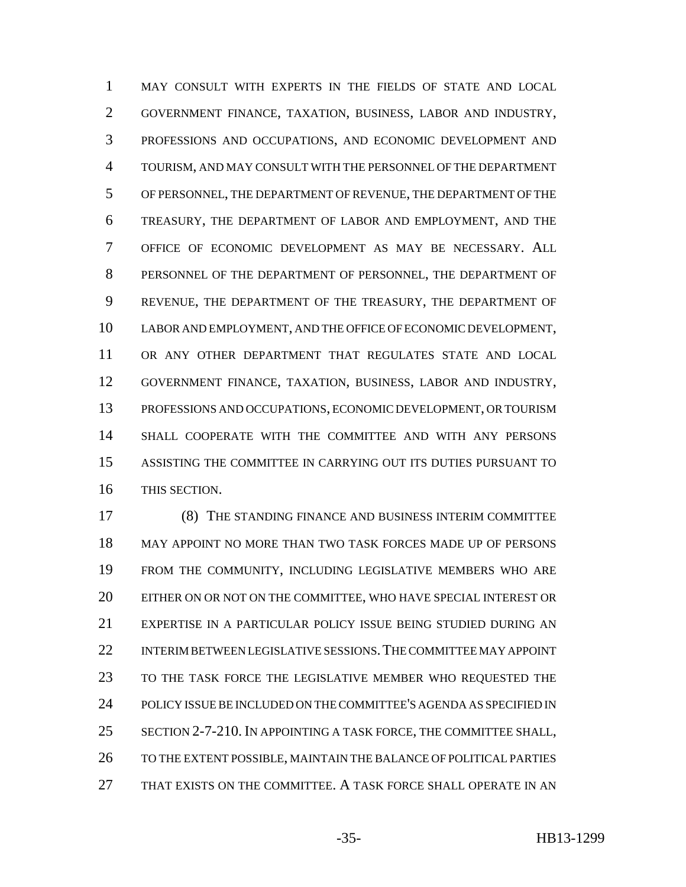MAY CONSULT WITH EXPERTS IN THE FIELDS OF STATE AND LOCAL GOVERNMENT FINANCE, TAXATION, BUSINESS, LABOR AND INDUSTRY, PROFESSIONS AND OCCUPATIONS, AND ECONOMIC DEVELOPMENT AND TOURISM, AND MAY CONSULT WITH THE PERSONNEL OF THE DEPARTMENT OF PERSONNEL, THE DEPARTMENT OF REVENUE, THE DEPARTMENT OF THE TREASURY, THE DEPARTMENT OF LABOR AND EMPLOYMENT, AND THE OFFICE OF ECONOMIC DEVELOPMENT AS MAY BE NECESSARY. ALL PERSONNEL OF THE DEPARTMENT OF PERSONNEL, THE DEPARTMENT OF REVENUE, THE DEPARTMENT OF THE TREASURY, THE DEPARTMENT OF LABOR AND EMPLOYMENT, AND THE OFFICE OF ECONOMIC DEVELOPMENT, OR ANY OTHER DEPARTMENT THAT REGULATES STATE AND LOCAL GOVERNMENT FINANCE, TAXATION, BUSINESS, LABOR AND INDUSTRY, PROFESSIONS AND OCCUPATIONS, ECONOMIC DEVELOPMENT, OR TOURISM SHALL COOPERATE WITH THE COMMITTEE AND WITH ANY PERSONS ASSISTING THE COMMITTEE IN CARRYING OUT ITS DUTIES PURSUANT TO THIS SECTION.

(8) THE STANDING FINANCE AND BUSINESS INTERIM COMMITTEE MAY APPOINT NO MORE THAN TWO TASK FORCES MADE UP OF PERSONS FROM THE COMMUNITY, INCLUDING LEGISLATIVE MEMBERS WHO ARE EITHER ON OR NOT ON THE COMMITTEE, WHO HAVE SPECIAL INTEREST OR EXPERTISE IN A PARTICULAR POLICY ISSUE BEING STUDIED DURING AN INTERIM BETWEEN LEGISLATIVE SESSIONS. THE COMMITTEE MAY APPOINT TO THE TASK FORCE THE LEGISLATIVE MEMBER WHO REQUESTED THE POLICY ISSUE BE INCLUDED ON THE COMMITTEE'S AGENDA AS SPECIFIED IN SECTION 2-7-210. IN APPOINTING A TASK FORCE, THE COMMITTEE SHALL, TO THE EXTENT POSSIBLE, MAINTAIN THE BALANCE OF POLITICAL PARTIES THAT EXISTS ON THE COMMITTEE. A TASK FORCE SHALL OPERATE IN AN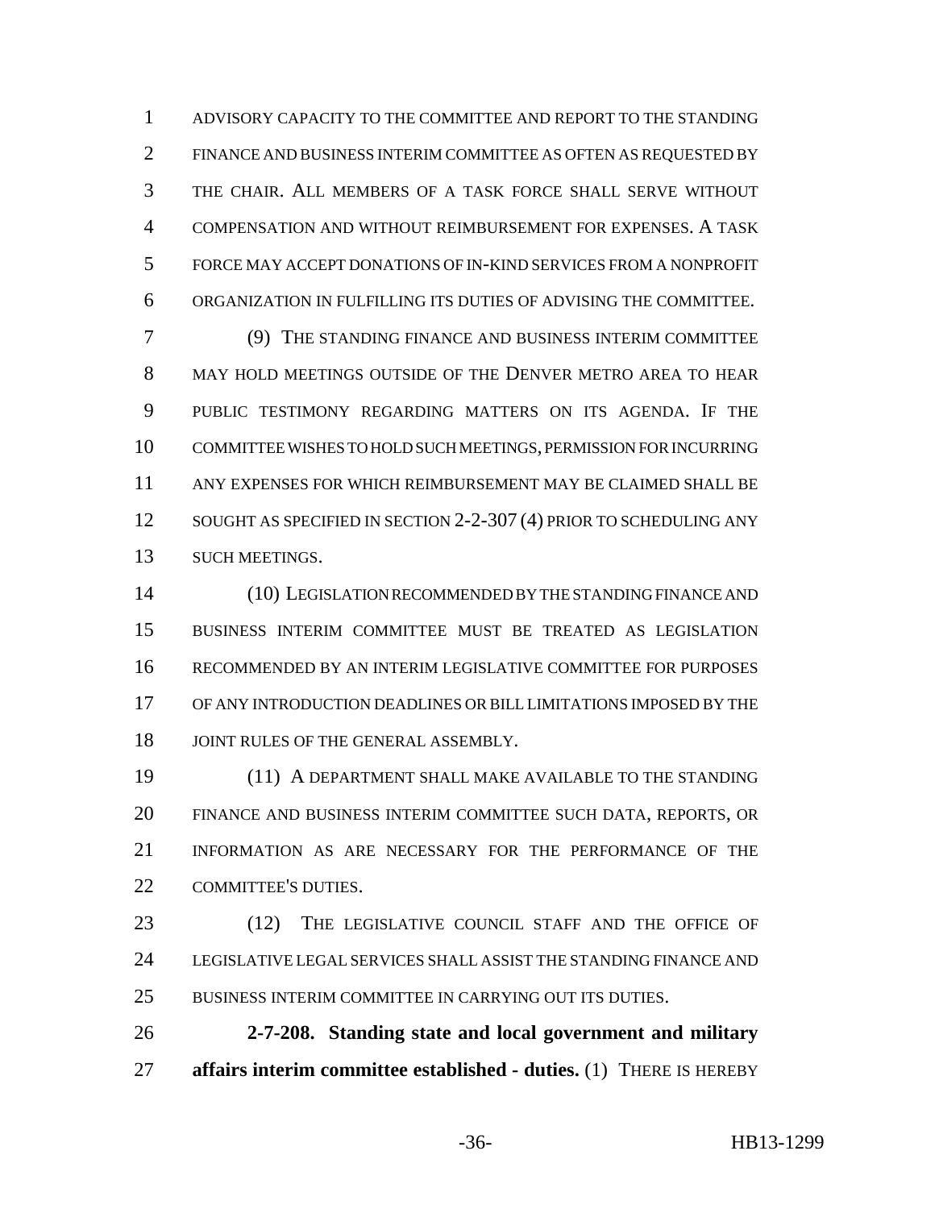ADVISORY CAPACITY TO THE COMMITTEE AND REPORT TO THE STANDING FINANCE AND BUSINESS INTERIM COMMITTEE AS OFTEN AS REQUESTED BY THE CHAIR. ALL MEMBERS OF A TASK FORCE SHALL SERVE WITHOUT COMPENSATION AND WITHOUT REIMBURSEMENT FOR EXPENSES. A TASK FORCE MAY ACCEPT DONATIONS OF IN-KIND SERVICES FROM A NONPROFIT ORGANIZATION IN FULFILLING ITS DUTIES OF ADVISING THE COMMITTEE.

(9) THE STANDING FINANCE AND BUSINESS INTERIM COMMITTEE MAY HOLD MEETINGS OUTSIDE OF THE DENVER METRO AREA TO HEAR PUBLIC TESTIMONY REGARDING MATTERS ON ITS AGENDA. IF THE COMMITTEE WISHES TO HOLD SUCH MEETINGS, PERMISSION FOR INCURRING ANY EXPENSES FOR WHICH REIMBURSEMENT MAY BE CLAIMED SHALL BE SOUGHT AS SPECIFIED IN SECTION 2-2-307 (4) PRIOR TO SCHEDULING ANY SUCH MEETINGS.

(10) LEGISLATION RECOMMENDED BY THE STANDING FINANCE AND BUSINESS INTERIM COMMITTEE MUST BE TREATED AS LEGISLATION RECOMMENDED BY AN INTERIM LEGISLATIVE COMMITTEE FOR PURPOSES OF ANY INTRODUCTION DEADLINES OR BILL LIMITATIONS IMPOSED BY THE JOINT RULES OF THE GENERAL ASSEMBLY.

(11) A DEPARTMENT SHALL MAKE AVAILABLE TO THE STANDING FINANCE AND BUSINESS INTERIM COMMITTEE SUCH DATA, REPORTS, OR INFORMATION AS ARE NECESSARY FOR THE PERFORMANCE OF THE COMMITTEE'S DUTIES.

(12) THE LEGISLATIVE COUNCIL STAFF AND THE OFFICE OF LEGISLATIVE LEGAL SERVICES SHALL ASSIST THE STANDING FINANCE AND BUSINESS INTERIM COMMITTEE IN CARRYING OUT ITS DUTIES.

**2-7-208. Standing state and local government and military affairs interim committee established - duties.** (1) THERE IS HEREBY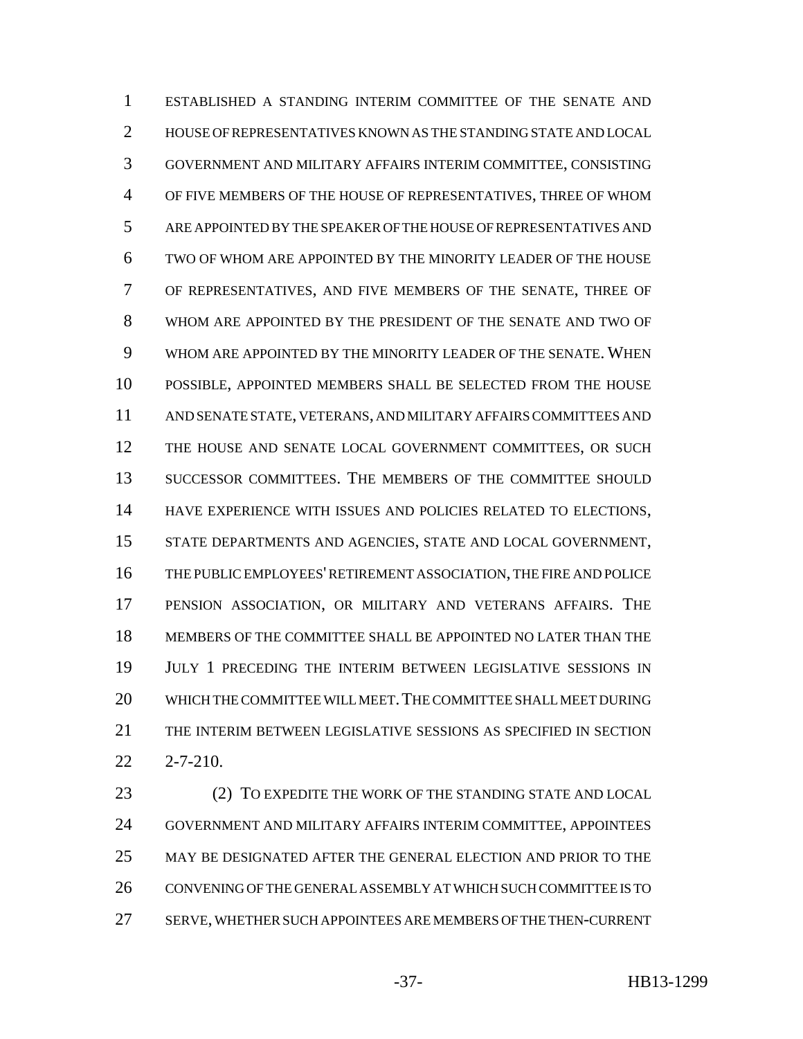ESTABLISHED A STANDING INTERIM COMMITTEE OF THE SENATE AND HOUSE OF REPRESENTATIVES KNOWN AS THE STANDING STATE AND LOCAL GOVERNMENT AND MILITARY AFFAIRS INTERIM COMMITTEE, CONSISTING OF FIVE MEMBERS OF THE HOUSE OF REPRESENTATIVES, THREE OF WHOM ARE APPOINTED BY THE SPEAKER OF THE HOUSE OF REPRESENTATIVES AND TWO OF WHOM ARE APPOINTED BY THE MINORITY LEADER OF THE HOUSE OF REPRESENTATIVES, AND FIVE MEMBERS OF THE SENATE, THREE OF WHOM ARE APPOINTED BY THE PRESIDENT OF THE SENATE AND TWO OF WHOM ARE APPOINTED BY THE MINORITY LEADER OF THE SENATE. WHEN POSSIBLE, APPOINTED MEMBERS SHALL BE SELECTED FROM THE HOUSE AND SENATE STATE, VETERANS, AND MILITARY AFFAIRS COMMITTEES AND THE HOUSE AND SENATE LOCAL GOVERNMENT COMMITTEES, OR SUCH SUCCESSOR COMMITTEES. THE MEMBERS OF THE COMMITTEE SHOULD HAVE EXPERIENCE WITH ISSUES AND POLICIES RELATED TO ELECTIONS, STATE DEPARTMENTS AND AGENCIES, STATE AND LOCAL GOVERNMENT, THE PUBLIC EMPLOYEES' RETIREMENT ASSOCIATION, THE FIRE AND POLICE PENSION ASSOCIATION, OR MILITARY AND VETERANS AFFAIRS. THE MEMBERS OF THE COMMITTEE SHALL BE APPOINTED NO LATER THAN THE JULY 1 PRECEDING THE INTERIM BETWEEN LEGISLATIVE SESSIONS IN WHICH THE COMMITTEE WILL MEET. THE COMMITTEE SHALL MEET DURING THE INTERIM BETWEEN LEGISLATIVE SESSIONS AS SPECIFIED IN SECTION 2-7-210.

(2) TO EXPEDITE THE WORK OF THE STANDING STATE AND LOCAL GOVERNMENT AND MILITARY AFFAIRS INTERIM COMMITTEE, APPOINTEES MAY BE DESIGNATED AFTER THE GENERAL ELECTION AND PRIOR TO THE CONVENING OF THE GENERAL ASSEMBLY AT WHICH SUCH COMMITTEE IS TO SERVE, WHETHER SUCH APPOINTEES ARE MEMBERS OF THE THEN-CURRENT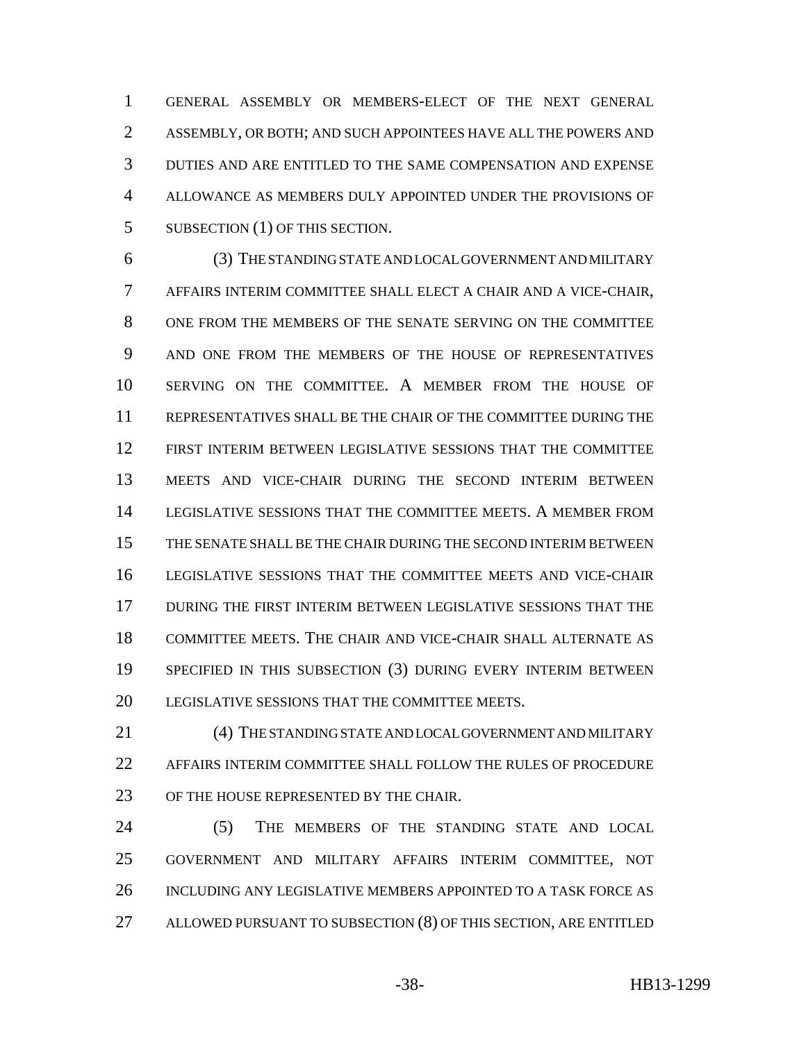GENERAL ASSEMBLY OR MEMBERS-ELECT OF THE NEXT GENERAL ASSEMBLY, OR BOTH; AND SUCH APPOINTEES HAVE ALL THE POWERS AND DUTIES AND ARE ENTITLED TO THE SAME COMPENSATION AND EXPENSE ALLOWANCE AS MEMBERS DULY APPOINTED UNDER THE PROVISIONS OF SUBSECTION (1) OF THIS SECTION.

(3) THE STANDING STATE AND LOCAL GOVERNMENT AND MILITARY AFFAIRS INTERIM COMMITTEE SHALL ELECT A CHAIR AND A VICE-CHAIR, ONE FROM THE MEMBERS OF THE SENATE SERVING ON THE COMMITTEE AND ONE FROM THE MEMBERS OF THE HOUSE OF REPRESENTATIVES SERVING ON THE COMMITTEE. A MEMBER FROM THE HOUSE OF REPRESENTATIVES SHALL BE THE CHAIR OF THE COMMITTEE DURING THE FIRST INTERIM BETWEEN LEGISLATIVE SESSIONS THAT THE COMMITTEE MEETS AND VICE-CHAIR DURING THE SECOND INTERIM BETWEEN LEGISLATIVE SESSIONS THAT THE COMMITTEE MEETS. A MEMBER FROM THE SENATE SHALL BE THE CHAIR DURING THE SECOND INTERIM BETWEEN LEGISLATIVE SESSIONS THAT THE COMMITTEE MEETS AND VICE-CHAIR DURING THE FIRST INTERIM BETWEEN LEGISLATIVE SESSIONS THAT THE COMMITTEE MEETS. THE CHAIR AND VICE-CHAIR SHALL ALTERNATE AS SPECIFIED IN THIS SUBSECTION (3) DURING EVERY INTERIM BETWEEN LEGISLATIVE SESSIONS THAT THE COMMITTEE MEETS.

(4) THE STANDING STATE AND LOCAL GOVERNMENT AND MILITARY AFFAIRS INTERIM COMMITTEE SHALL FOLLOW THE RULES OF PROCEDURE OF THE HOUSE REPRESENTED BY THE CHAIR.

(5) THE MEMBERS OF THE STANDING STATE AND LOCAL GOVERNMENT AND MILITARY AFFAIRS INTERIM COMMITTEE, NOT INCLUDING ANY LEGISLATIVE MEMBERS APPOINTED TO A TASK FORCE AS ALLOWED PURSUANT TO SUBSECTION (8) OF THIS SECTION, ARE ENTITLED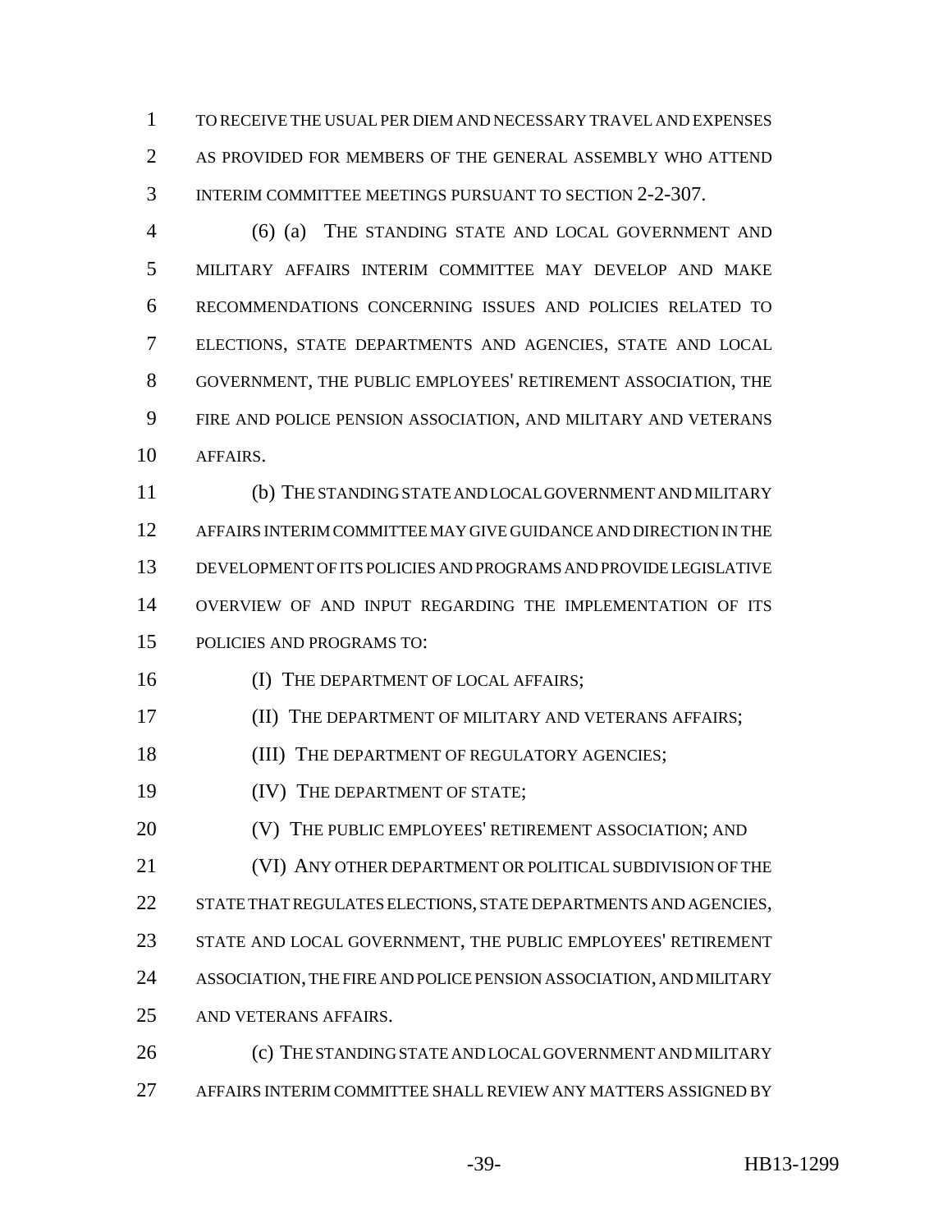TO RECEIVE THE USUAL PER DIEM AND NECESSARY TRAVEL AND EXPENSES AS PROVIDED FOR MEMBERS OF THE GENERAL ASSEMBLY WHO ATTEND INTERIM COMMITTEE MEETINGS PURSUANT TO SECTION 2-2-307.

(6) (a) THE STANDING STATE AND LOCAL GOVERNMENT AND MILITARY AFFAIRS INTERIM COMMITTEE MAY DEVELOP AND MAKE RECOMMENDATIONS CONCERNING ISSUES AND POLICIES RELATED TO ELECTIONS, STATE DEPARTMENTS AND AGENCIES, STATE AND LOCAL GOVERNMENT, THE PUBLIC EMPLOYEES' RETIREMENT ASSOCIATION, THE FIRE AND POLICE PENSION ASSOCIATION, AND MILITARY AND VETERANS AFFAIRS.

(b) THE STANDING STATE AND LOCAL GOVERNMENT AND MILITARY AFFAIRS INTERIM COMMITTEE MAY GIVE GUIDANCE AND DIRECTION IN THE DEVELOPMENT OF ITS POLICIES AND PROGRAMS AND PROVIDE LEGISLATIVE OVERVIEW OF AND INPUT REGARDING THE IMPLEMENTATION OF ITS POLICIES AND PROGRAMS TO:

(I) THE DEPARTMENT OF LOCAL AFFAIRS;

(II) THE DEPARTMENT OF MILITARY AND VETERANS AFFAIRS;

(III) THE DEPARTMENT OF REGULATORY AGENCIES;

(IV) THE DEPARTMENT OF STATE;

(V) THE PUBLIC EMPLOYEES' RETIREMENT ASSOCIATION; AND

(VI) ANY OTHER DEPARTMENT OR POLITICAL SUBDIVISION OF THE STATE THAT REGULATES ELECTIONS, STATE DEPARTMENTS AND AGENCIES, STATE AND LOCAL GOVERNMENT, THE PUBLIC EMPLOYEES' RETIREMENT ASSOCIATION, THE FIRE AND POLICE PENSION ASSOCIATION, AND MILITARY AND VETERANS AFFAIRS.

(c) THE STANDING STATE AND LOCAL GOVERNMENT AND MILITARY AFFAIRS INTERIM COMMITTEE SHALL REVIEW ANY MATTERS ASSIGNED BY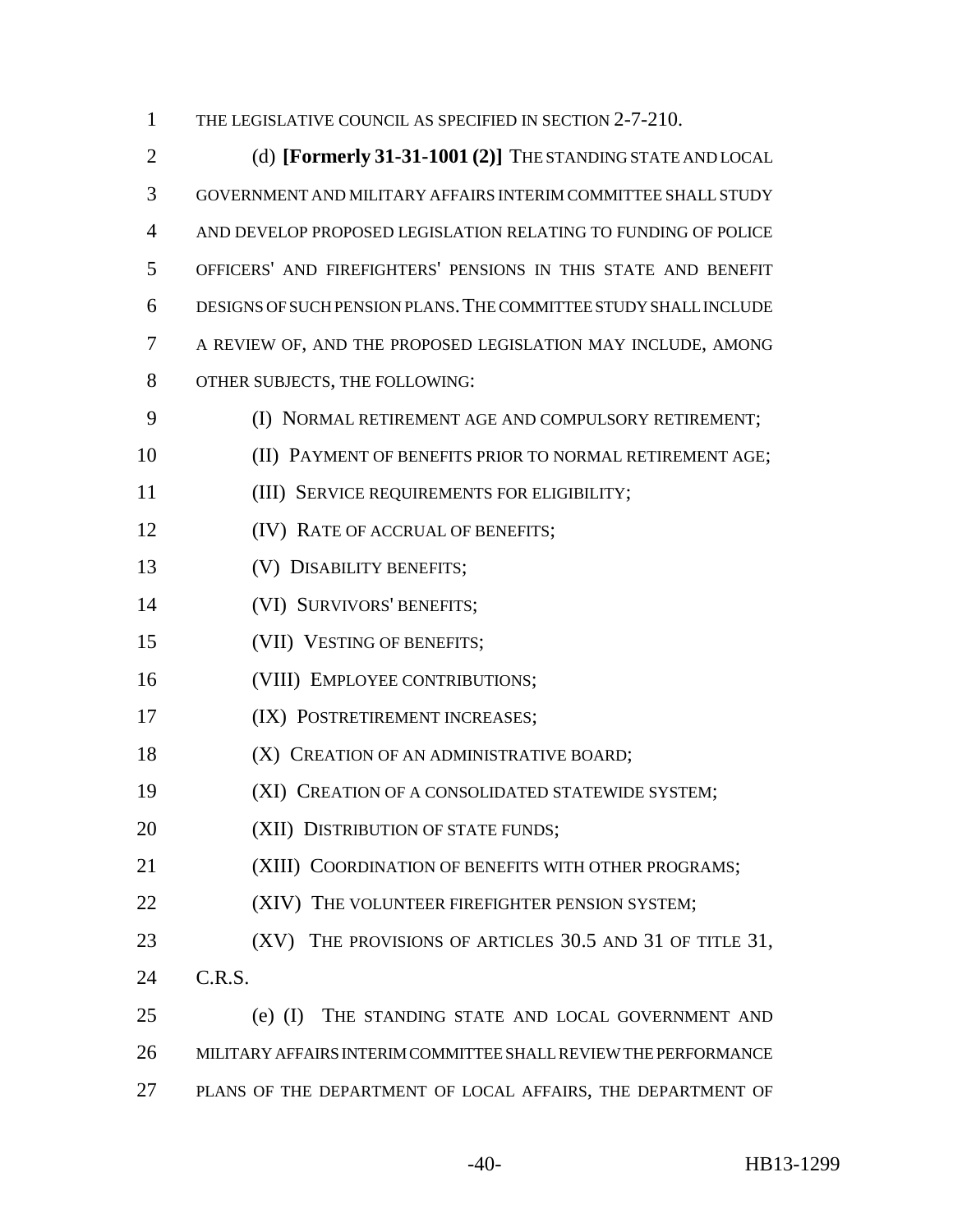THE LEGISLATIVE COUNCIL AS SPECIFIED IN SECTION 2-7-210.

(d) **[Formerly 31-31-1001 (2)]** THE STANDING STATE AND LOCAL GOVERNMENT AND MILITARY AFFAIRS INTERIM COMMITTEE SHALL STUDY AND DEVELOP PROPOSED LEGISLATION RELATING TO FUNDING OF POLICE OFFICERS' AND FIREFIGHTERS' PENSIONS IN THIS STATE AND BENEFIT DESIGNS OF SUCH PENSION PLANS. THE COMMITTEE STUDY SHALL INCLUDE A REVIEW OF, AND THE PROPOSED LEGISLATION MAY INCLUDE, AMONG OTHER SUBJECTS, THE FOLLOWING:

(I) NORMAL RETIREMENT AGE AND COMPULSORY RETIREMENT;

(II) PAYMENT OF BENEFITS PRIOR TO NORMAL RETIREMENT AGE;

(III) SERVICE REQUIREMENTS FOR ELIGIBILITY;

(IV) RATE OF ACCRUAL OF BENEFITS;

(V) DISABILITY BENEFITS;

(VI) SURVIVORS' BENEFITS;

(VII) VESTING OF BENEFITS;

(VIII) EMPLOYEE CONTRIBUTIONS;

(IX) POSTRETIREMENT INCREASES;

(X) CREATION OF AN ADMINISTRATIVE BOARD;

(XI) CREATION OF A CONSOLIDATED STATEWIDE SYSTEM;

(XII) DISTRIBUTION OF STATE FUNDS;

(XIII) COORDINATION OF BENEFITS WITH OTHER PROGRAMS;

(XIV) THE VOLUNTEER FIREFIGHTER PENSION SYSTEM;

(XV) THE PROVISIONS OF ARTICLES 30.5 AND 31 OF TITLE 31, C.R.S.

(e) (I) THE STANDING STATE AND LOCAL GOVERNMENT AND MILITARY AFFAIRS INTERIM COMMITTEE SHALL REVIEW THE PERFORMANCE PLANS OF THE DEPARTMENT OF LOCAL AFFAIRS, THE DEPARTMENT OF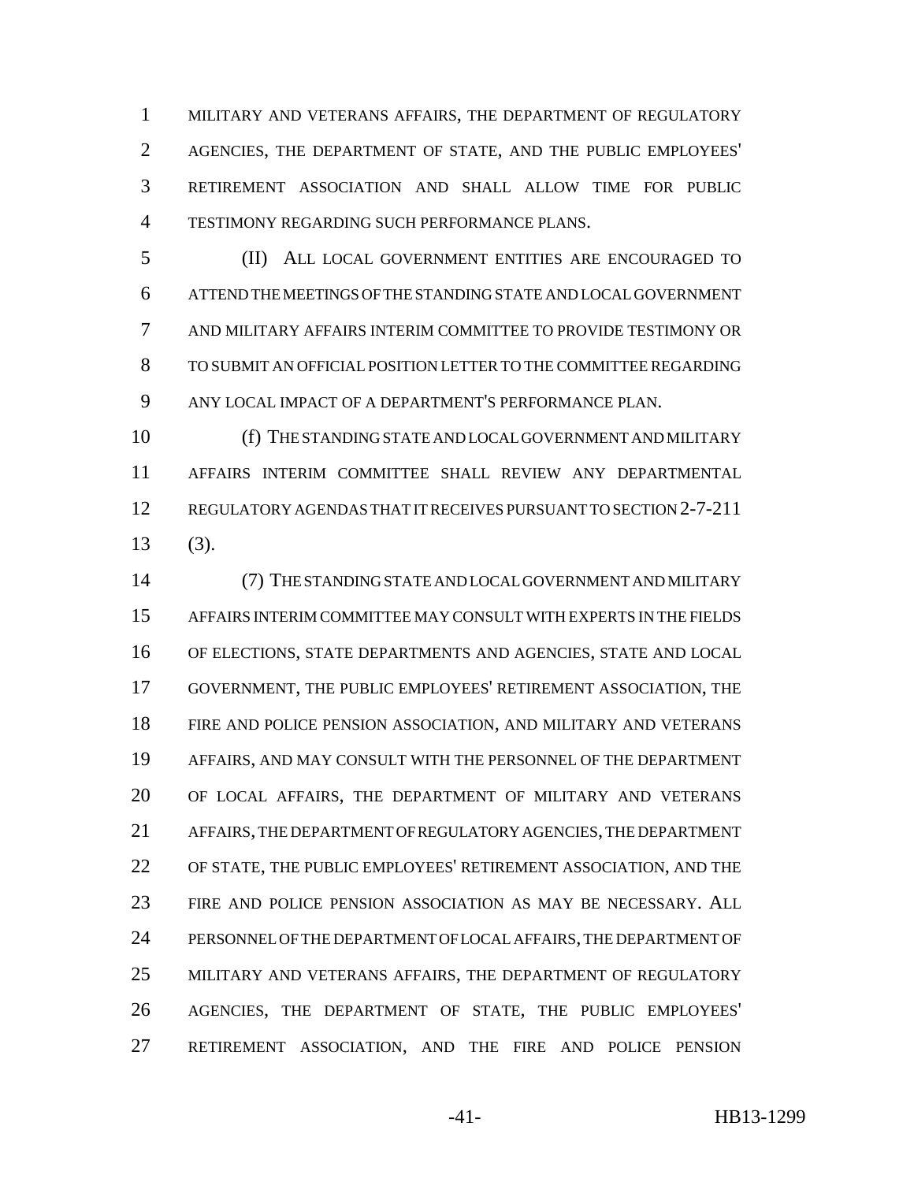MILITARY AND VETERANS AFFAIRS, THE DEPARTMENT OF REGULATORY AGENCIES, THE DEPARTMENT OF STATE, AND THE PUBLIC EMPLOYEES' RETIREMENT ASSOCIATION AND SHALL ALLOW TIME FOR PUBLIC TESTIMONY REGARDING SUCH PERFORMANCE PLANS.

(II) ALL LOCAL GOVERNMENT ENTITIES ARE ENCOURAGED TO ATTEND THE MEETINGS OF THE STANDING STATE AND LOCAL GOVERNMENT AND MILITARY AFFAIRS INTERIM COMMITTEE TO PROVIDE TESTIMONY OR TO SUBMIT AN OFFICIAL POSITION LETTER TO THE COMMITTEE REGARDING ANY LOCAL IMPACT OF A DEPARTMENT'S PERFORMANCE PLAN.

(f) THE STANDING STATE AND LOCAL GOVERNMENT AND MILITARY AFFAIRS INTERIM COMMITTEE SHALL REVIEW ANY DEPARTMENTAL REGULATORY AGENDAS THAT IT RECEIVES PURSUANT TO SECTION 2-7-211 (3).

(7) THE STANDING STATE AND LOCAL GOVERNMENT AND MILITARY AFFAIRS INTERIM COMMITTEE MAY CONSULT WITH EXPERTS IN THE FIELDS OF ELECTIONS, STATE DEPARTMENTS AND AGENCIES, STATE AND LOCAL GOVERNMENT, THE PUBLIC EMPLOYEES' RETIREMENT ASSOCIATION, THE FIRE AND POLICE PENSION ASSOCIATION, AND MILITARY AND VETERANS AFFAIRS, AND MAY CONSULT WITH THE PERSONNEL OF THE DEPARTMENT OF LOCAL AFFAIRS, THE DEPARTMENT OF MILITARY AND VETERANS AFFAIRS, THE DEPARTMENT OF REGULATORY AGENCIES, THE DEPARTMENT OF STATE, THE PUBLIC EMPLOYEES' RETIREMENT ASSOCIATION, AND THE FIRE AND POLICE PENSION ASSOCIATION AS MAY BE NECESSARY. ALL PERSONNEL OF THE DEPARTMENT OF LOCAL AFFAIRS, THE DEPARTMENT OF MILITARY AND VETERANS AFFAIRS, THE DEPARTMENT OF REGULATORY AGENCIES, THE DEPARTMENT OF STATE, THE PUBLIC EMPLOYEES' RETIREMENT ASSOCIATION, AND THE FIRE AND POLICE PENSION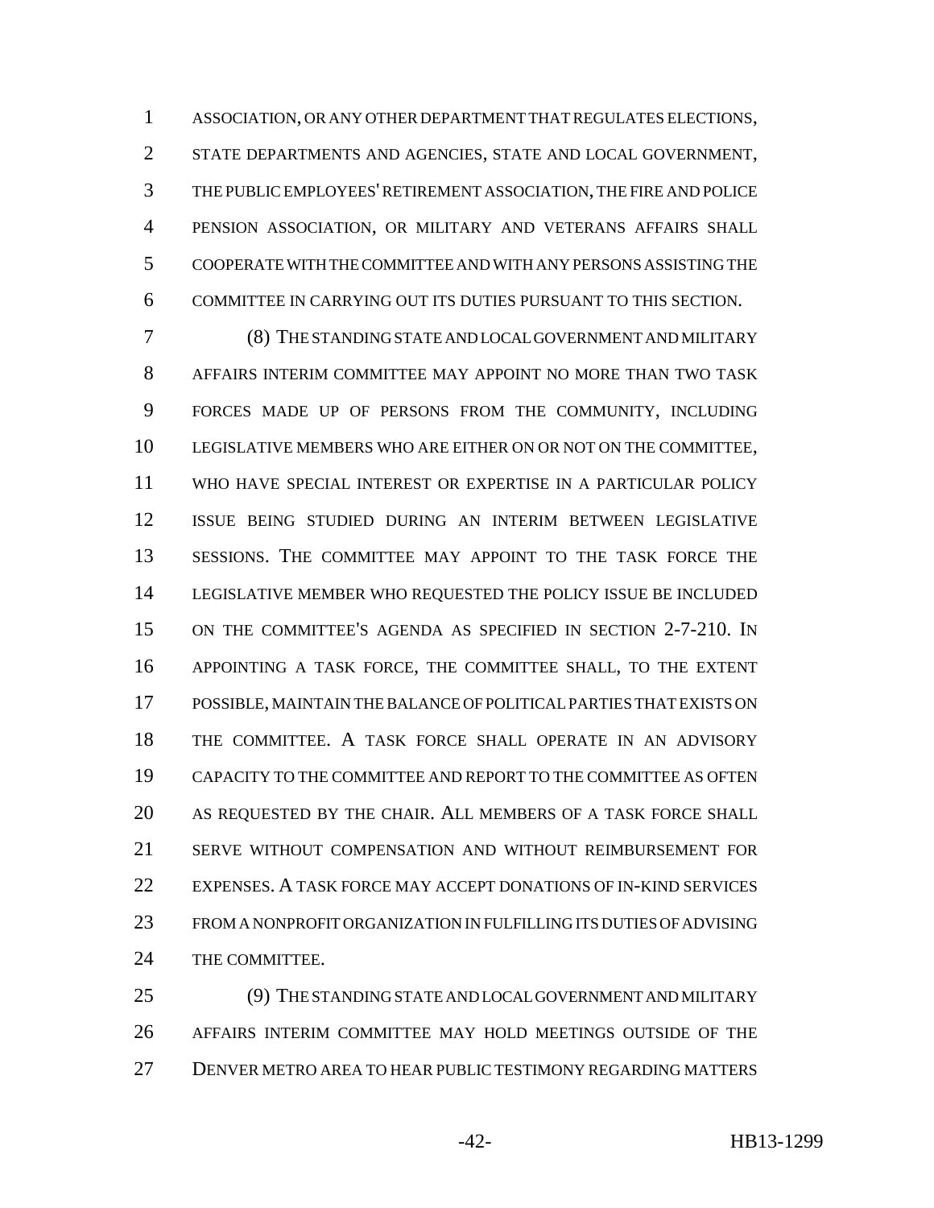ASSOCIATION, OR ANY OTHER DEPARTMENT THAT REGULATES ELECTIONS, STATE DEPARTMENTS AND AGENCIES, STATE AND LOCAL GOVERNMENT, THE PUBLIC EMPLOYEES' RETIREMENT ASSOCIATION, THE FIRE AND POLICE PENSION ASSOCIATION, OR MILITARY AND VETERANS AFFAIRS SHALL COOPERATE WITH THE COMMITTEE AND WITH ANY PERSONS ASSISTING THE COMMITTEE IN CARRYING OUT ITS DUTIES PURSUANT TO THIS SECTION.

(8) THE STANDING STATE AND LOCAL GOVERNMENT AND MILITARY AFFAIRS INTERIM COMMITTEE MAY APPOINT NO MORE THAN TWO TASK FORCES MADE UP OF PERSONS FROM THE COMMUNITY, INCLUDING LEGISLATIVE MEMBERS WHO ARE EITHER ON OR NOT ON THE COMMITTEE, WHO HAVE SPECIAL INTEREST OR EXPERTISE IN A PARTICULAR POLICY ISSUE BEING STUDIED DURING AN INTERIM BETWEEN LEGISLATIVE SESSIONS. THE COMMITTEE MAY APPOINT TO THE TASK FORCE THE LEGISLATIVE MEMBER WHO REQUESTED THE POLICY ISSUE BE INCLUDED ON THE COMMITTEE'S AGENDA AS SPECIFIED IN SECTION 2-7-210. IN APPOINTING A TASK FORCE, THE COMMITTEE SHALL, TO THE EXTENT POSSIBLE, MAINTAIN THE BALANCE OF POLITICAL PARTIES THAT EXISTS ON THE COMMITTEE. A TASK FORCE SHALL OPERATE IN AN ADVISORY CAPACITY TO THE COMMITTEE AND REPORT TO THE COMMITTEE AS OFTEN AS REQUESTED BY THE CHAIR. ALL MEMBERS OF A TASK FORCE SHALL SERVE WITHOUT COMPENSATION AND WITHOUT REIMBURSEMENT FOR EXPENSES. A TASK FORCE MAY ACCEPT DONATIONS OF IN-KIND SERVICES FROM A NONPROFIT ORGANIZATION IN FULFILLING ITS DUTIES OF ADVISING THE COMMITTEE.

(9) THE STANDING STATE AND LOCAL GOVERNMENT AND MILITARY AFFAIRS INTERIM COMMITTEE MAY HOLD MEETINGS OUTSIDE OF THE DENVER METRO AREA TO HEAR PUBLIC TESTIMONY REGARDING MATTERS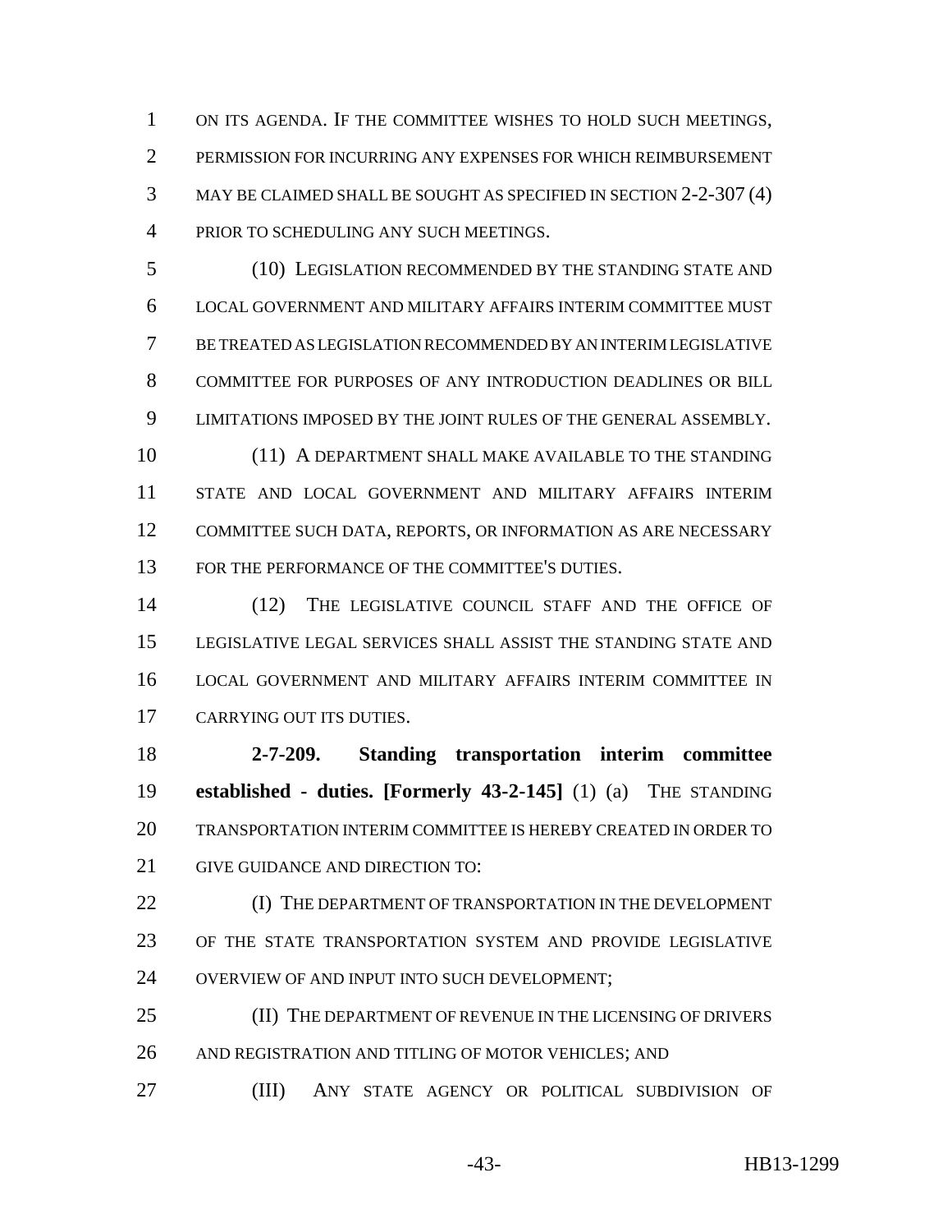ON ITS AGENDA. IF THE COMMITTEE WISHES TO HOLD SUCH MEETINGS, PERMISSION FOR INCURRING ANY EXPENSES FOR WHICH REIMBURSEMENT MAY BE CLAIMED SHALL BE SOUGHT AS SPECIFIED IN SECTION 2-2-307 (4) PRIOR TO SCHEDULING ANY SUCH MEETINGS.

(10) LEGISLATION RECOMMENDED BY THE STANDING STATE AND LOCAL GOVERNMENT AND MILITARY AFFAIRS INTERIM COMMITTEE MUST BE TREATED AS LEGISLATION RECOMMENDED BY AN INTERIM LEGISLATIVE COMMITTEE FOR PURPOSES OF ANY INTRODUCTION DEADLINES OR BILL LIMITATIONS IMPOSED BY THE JOINT RULES OF THE GENERAL ASSEMBLY.

(11) A DEPARTMENT SHALL MAKE AVAILABLE TO THE STANDING STATE AND LOCAL GOVERNMENT AND MILITARY AFFAIRS INTERIM COMMITTEE SUCH DATA, REPORTS, OR INFORMATION AS ARE NECESSARY FOR THE PERFORMANCE OF THE COMMITTEE'S DUTIES.

(12) THE LEGISLATIVE COUNCIL STAFF AND THE OFFICE OF LEGISLATIVE LEGAL SERVICES SHALL ASSIST THE STANDING STATE AND LOCAL GOVERNMENT AND MILITARY AFFAIRS INTERIM COMMITTEE IN CARRYING OUT ITS DUTIES.

**2-7-209. Standing transportation interim committee established - duties. [Formerly 43-2-145]** (1) (a) THE STANDING TRANSPORTATION INTERIM COMMITTEE IS HEREBY CREATED IN ORDER TO GIVE GUIDANCE AND DIRECTION TO:

(I) THE DEPARTMENT OF TRANSPORTATION IN THE DEVELOPMENT OF THE STATE TRANSPORTATION SYSTEM AND PROVIDE LEGISLATIVE OVERVIEW OF AND INPUT INTO SUCH DEVELOPMENT;

(II) THE DEPARTMENT OF REVENUE IN THE LICENSING OF DRIVERS AND REGISTRATION AND TITLING OF MOTOR VEHICLES; AND

(III) ANY STATE AGENCY OR POLITICAL SUBDIVISION OF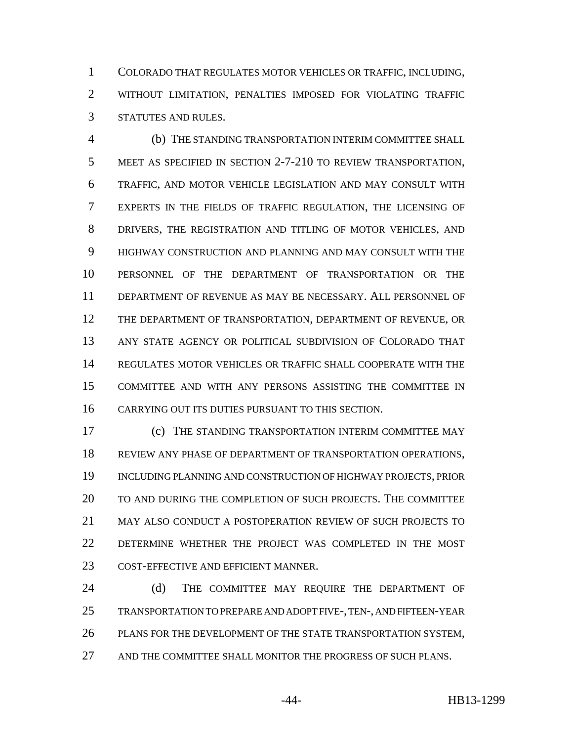COLORADO THAT REGULATES MOTOR VEHICLES OR TRAFFIC, INCLUDING, WITHOUT LIMITATION, PENALTIES IMPOSED FOR VIOLATING TRAFFIC STATUTES AND RULES.

(b) THE STANDING TRANSPORTATION INTERIM COMMITTEE SHALL MEET AS SPECIFIED IN SECTION 2-7-210 TO REVIEW TRANSPORTATION, TRAFFIC, AND MOTOR VEHICLE LEGISLATION AND MAY CONSULT WITH EXPERTS IN THE FIELDS OF TRAFFIC REGULATION, THE LICENSING OF DRIVERS, THE REGISTRATION AND TITLING OF MOTOR VEHICLES, AND HIGHWAY CONSTRUCTION AND PLANNING AND MAY CONSULT WITH THE PERSONNEL OF THE DEPARTMENT OF TRANSPORTATION OR THE DEPARTMENT OF REVENUE AS MAY BE NECESSARY. ALL PERSONNEL OF THE DEPARTMENT OF TRANSPORTATION, DEPARTMENT OF REVENUE, OR ANY STATE AGENCY OR POLITICAL SUBDIVISION OF COLORADO THAT REGULATES MOTOR VEHICLES OR TRAFFIC SHALL COOPERATE WITH THE COMMITTEE AND WITH ANY PERSONS ASSISTING THE COMMITTEE IN CARRYING OUT ITS DUTIES PURSUANT TO THIS SECTION.

(c) THE STANDING TRANSPORTATION INTERIM COMMITTEE MAY REVIEW ANY PHASE OF DEPARTMENT OF TRANSPORTATION OPERATIONS, INCLUDING PLANNING AND CONSTRUCTION OF HIGHWAY PROJECTS, PRIOR TO AND DURING THE COMPLETION OF SUCH PROJECTS. THE COMMITTEE MAY ALSO CONDUCT A POSTOPERATION REVIEW OF SUCH PROJECTS TO DETERMINE WHETHER THE PROJECT WAS COMPLETED IN THE MOST COST-EFFECTIVE AND EFFICIENT MANNER.

(d) THE COMMITTEE MAY REQUIRE THE DEPARTMENT OF TRANSPORTATION TO PREPARE AND ADOPT FIVE-, TEN-, AND FIFTEEN-YEAR PLANS FOR THE DEVELOPMENT OF THE STATE TRANSPORTATION SYSTEM, AND THE COMMITTEE SHALL MONITOR THE PROGRESS OF SUCH PLANS.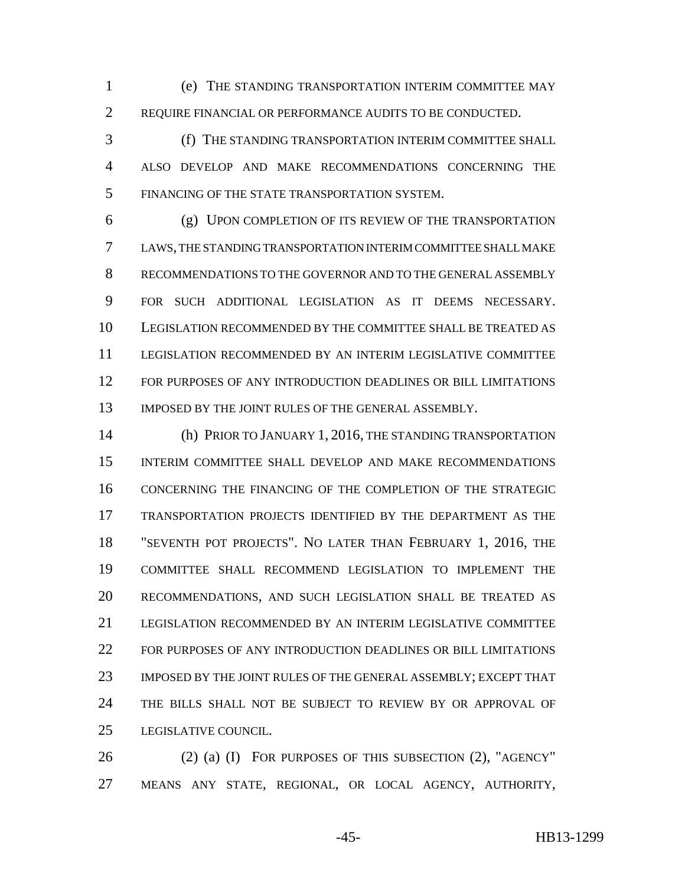(e) THE STANDING TRANSPORTATION INTERIM COMMITTEE MAY REQUIRE FINANCIAL OR PERFORMANCE AUDITS TO BE CONDUCTED.

(f) THE STANDING TRANSPORTATION INTERIM COMMITTEE SHALL ALSO DEVELOP AND MAKE RECOMMENDATIONS CONCERNING THE FINANCING OF THE STATE TRANSPORTATION SYSTEM.

(g) UPON COMPLETION OF ITS REVIEW OF THE TRANSPORTATION LAWS, THE STANDING TRANSPORTATION INTERIM COMMITTEE SHALL MAKE RECOMMENDATIONS TO THE GOVERNOR AND TO THE GENERAL ASSEMBLY FOR SUCH ADDITIONAL LEGISLATION AS IT DEEMS NECESSARY. LEGISLATION RECOMMENDED BY THE COMMITTEE SHALL BE TREATED AS LEGISLATION RECOMMENDED BY AN INTERIM LEGISLATIVE COMMITTEE FOR PURPOSES OF ANY INTRODUCTION DEADLINES OR BILL LIMITATIONS IMPOSED BY THE JOINT RULES OF THE GENERAL ASSEMBLY.

(h) PRIOR TO JANUARY 1, 2016, THE STANDING TRANSPORTATION INTERIM COMMITTEE SHALL DEVELOP AND MAKE RECOMMENDATIONS CONCERNING THE FINANCING OF THE COMPLETION OF THE STRATEGIC TRANSPORTATION PROJECTS IDENTIFIED BY THE DEPARTMENT AS THE "SEVENTH POT PROJECTS". NO LATER THAN FEBRUARY 1, 2016, THE COMMITTEE SHALL RECOMMEND LEGISLATION TO IMPLEMENT THE RECOMMENDATIONS, AND SUCH LEGISLATION SHALL BE TREATED AS LEGISLATION RECOMMENDED BY AN INTERIM LEGISLATIVE COMMITTEE FOR PURPOSES OF ANY INTRODUCTION DEADLINES OR BILL LIMITATIONS IMPOSED BY THE JOINT RULES OF THE GENERAL ASSEMBLY; EXCEPT THAT THE BILLS SHALL NOT BE SUBJECT TO REVIEW BY OR APPROVAL OF LEGISLATIVE COUNCIL.

(2) (a) (I) FOR PURPOSES OF THIS SUBSECTION (2), "AGENCY" MEANS ANY STATE, REGIONAL, OR LOCAL AGENCY, AUTHORITY,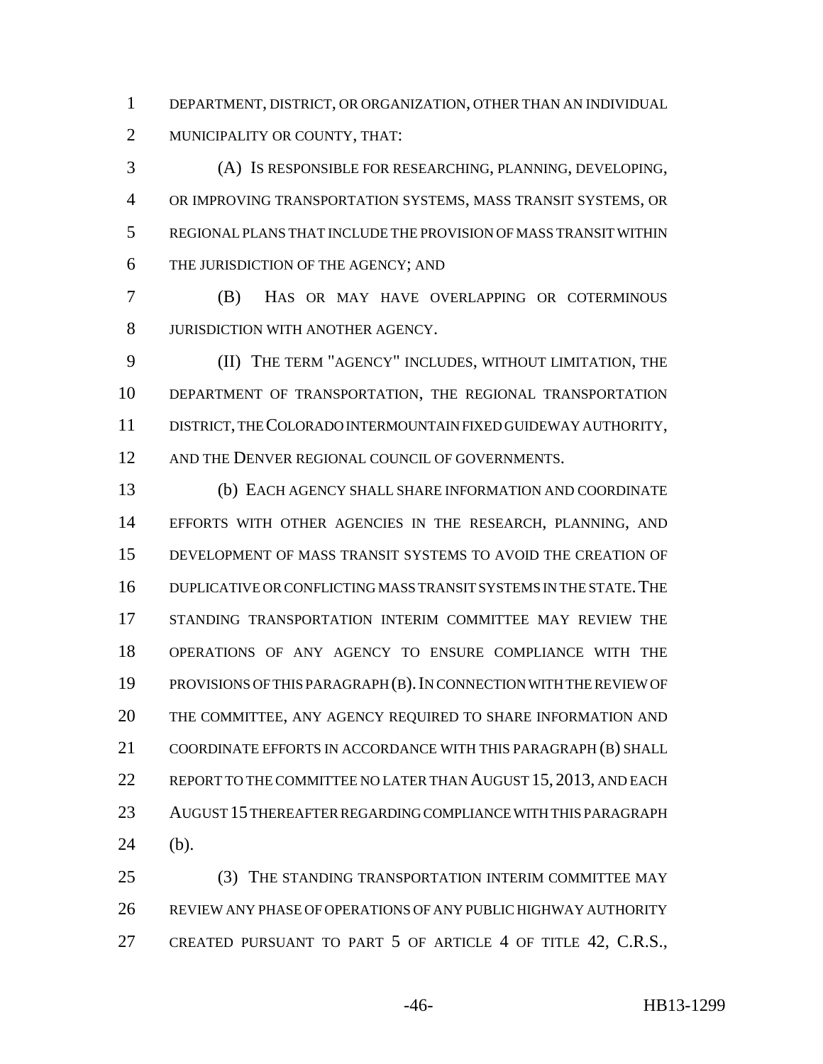DEPARTMENT, DISTRICT, OR ORGANIZATION, OTHER THAN AN INDIVIDUAL MUNICIPALITY OR COUNTY, THAT:

(A) IS RESPONSIBLE FOR RESEARCHING, PLANNING, DEVELOPING, OR IMPROVING TRANSPORTATION SYSTEMS, MASS TRANSIT SYSTEMS, OR REGIONAL PLANS THAT INCLUDE THE PROVISION OF MASS TRANSIT WITHIN THE JURISDICTION OF THE AGENCY; AND

(B) HAS OR MAY HAVE OVERLAPPING OR COTERMINOUS JURISDICTION WITH ANOTHER AGENCY.

(II) THE TERM "AGENCY" INCLUDES, WITHOUT LIMITATION, THE DEPARTMENT OF TRANSPORTATION, THE REGIONAL TRANSPORTATION DISTRICT, THE COLORADO INTERMOUNTAIN FIXED GUIDEWAY AUTHORITY, AND THE DENVER REGIONAL COUNCIL OF GOVERNMENTS.

(b) EACH AGENCY SHALL SHARE INFORMATION AND COORDINATE EFFORTS WITH OTHER AGENCIES IN THE RESEARCH, PLANNING, AND DEVELOPMENT OF MASS TRANSIT SYSTEMS TO AVOID THE CREATION OF DUPLICATIVE OR CONFLICTING MASS TRANSIT SYSTEMS IN THE STATE. THE STANDING TRANSPORTATION INTERIM COMMITTEE MAY REVIEW THE OPERATIONS OF ANY AGENCY TO ENSURE COMPLIANCE WITH THE PROVISIONS OF THIS PARAGRAPH (B). IN CONNECTION WITH THE REVIEW OF THE COMMITTEE, ANY AGENCY REQUIRED TO SHARE INFORMATION AND COORDINATE EFFORTS IN ACCORDANCE WITH THIS PARAGRAPH (B) SHALL REPORT TO THE COMMITTEE NO LATER THAN AUGUST 15, 2013, AND EACH AUGUST 15 THEREAFTER REGARDING COMPLIANCE WITH THIS PARAGRAPH (b).

(3) THE STANDING TRANSPORTATION INTERIM COMMITTEE MAY REVIEW ANY PHASE OF OPERATIONS OF ANY PUBLIC HIGHWAY AUTHORITY CREATED PURSUANT TO PART 5 OF ARTICLE 4 OF TITLE 42, C.R.S.,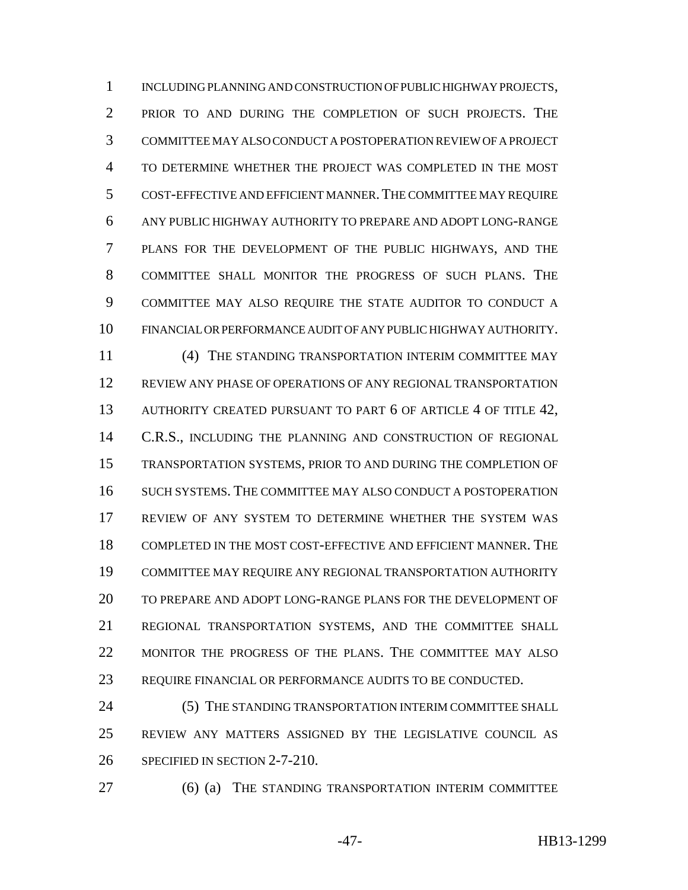INCLUDING PLANNING AND CONSTRUCTION OF PUBLIC HIGHWAY PROJECTS, PRIOR TO AND DURING THE COMPLETION OF SUCH PROJECTS. THE COMMITTEE MAY ALSO CONDUCT A POSTOPERATION REVIEW OF A PROJECT TO DETERMINE WHETHER THE PROJECT WAS COMPLETED IN THE MOST COST-EFFECTIVE AND EFFICIENT MANNER. THE COMMITTEE MAY REQUIRE ANY PUBLIC HIGHWAY AUTHORITY TO PREPARE AND ADOPT LONG-RANGE PLANS FOR THE DEVELOPMENT OF THE PUBLIC HIGHWAYS, AND THE COMMITTEE SHALL MONITOR THE PROGRESS OF SUCH PLANS. THE COMMITTEE MAY ALSO REQUIRE THE STATE AUDITOR TO CONDUCT A FINANCIAL OR PERFORMANCE AUDIT OF ANY PUBLIC HIGHWAY AUTHORITY.

(4) THE STANDING TRANSPORTATION INTERIM COMMITTEE MAY REVIEW ANY PHASE OF OPERATIONS OF ANY REGIONAL TRANSPORTATION AUTHORITY CREATED PURSUANT TO PART 6 OF ARTICLE 4 OF TITLE 42, C.R.S., INCLUDING THE PLANNING AND CONSTRUCTION OF REGIONAL TRANSPORTATION SYSTEMS, PRIOR TO AND DURING THE COMPLETION OF SUCH SYSTEMS. THE COMMITTEE MAY ALSO CONDUCT A POSTOPERATION REVIEW OF ANY SYSTEM TO DETERMINE WHETHER THE SYSTEM WAS COMPLETED IN THE MOST COST-EFFECTIVE AND EFFICIENT MANNER. THE COMMITTEE MAY REQUIRE ANY REGIONAL TRANSPORTATION AUTHORITY TO PREPARE AND ADOPT LONG-RANGE PLANS FOR THE DEVELOPMENT OF REGIONAL TRANSPORTATION SYSTEMS, AND THE COMMITTEE SHALL MONITOR THE PROGRESS OF THE PLANS. THE COMMITTEE MAY ALSO REQUIRE FINANCIAL OR PERFORMANCE AUDITS TO BE CONDUCTED.

(5) THE STANDING TRANSPORTATION INTERIM COMMITTEE SHALL REVIEW ANY MATTERS ASSIGNED BY THE LEGISLATIVE COUNCIL AS SPECIFIED IN SECTION 2-7-210.

(6) (a) THE STANDING TRANSPORTATION INTERIM COMMITTEE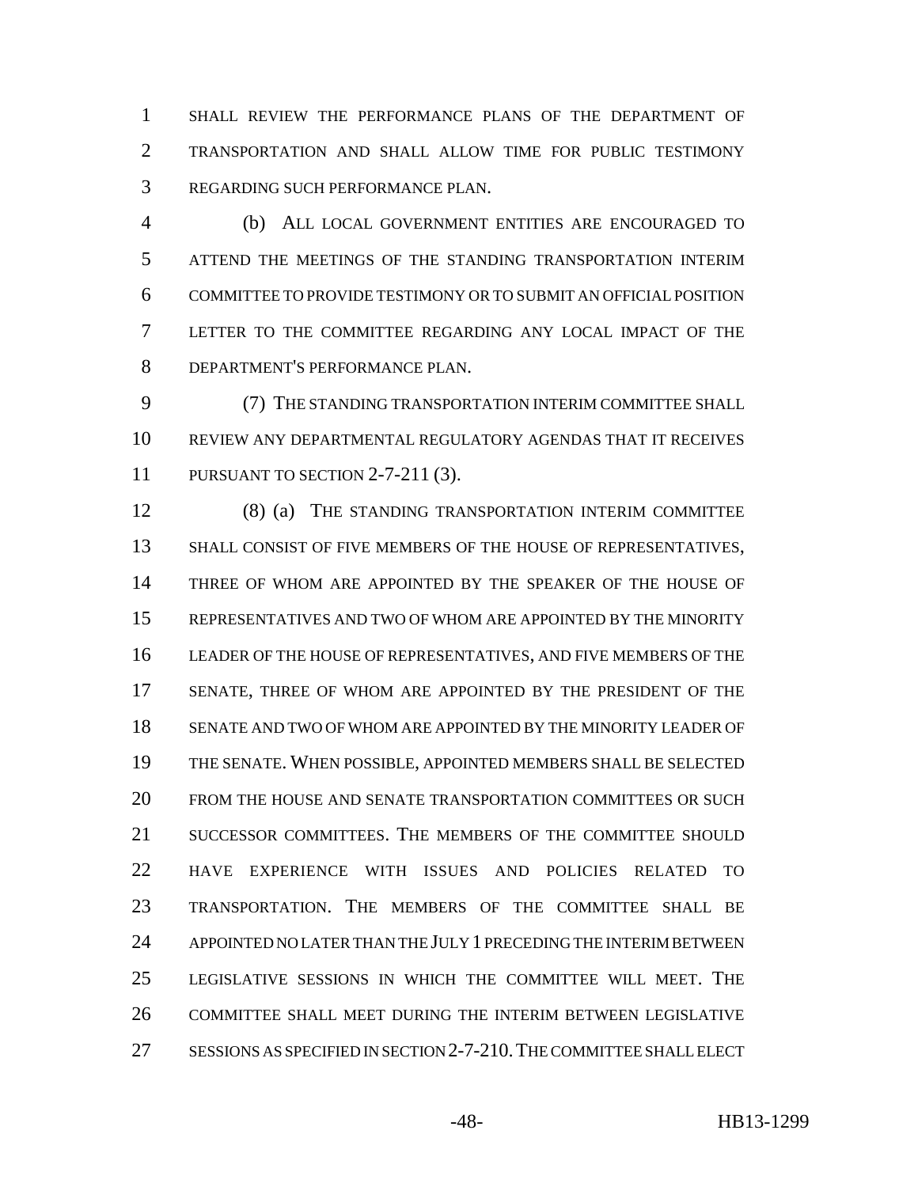SHALL REVIEW THE PERFORMANCE PLANS OF THE DEPARTMENT OF TRANSPORTATION AND SHALL ALLOW TIME FOR PUBLIC TESTIMONY REGARDING SUCH PERFORMANCE PLAN.

(b) ALL LOCAL GOVERNMENT ENTITIES ARE ENCOURAGED TO ATTEND THE MEETINGS OF THE STANDING TRANSPORTATION INTERIM COMMITTEE TO PROVIDE TESTIMONY OR TO SUBMIT AN OFFICIAL POSITION LETTER TO THE COMMITTEE REGARDING ANY LOCAL IMPACT OF THE DEPARTMENT'S PERFORMANCE PLAN.

(7) THE STANDING TRANSPORTATION INTERIM COMMITTEE SHALL REVIEW ANY DEPARTMENTAL REGULATORY AGENDAS THAT IT RECEIVES PURSUANT TO SECTION 2-7-211 (3).

(8) (a) THE STANDING TRANSPORTATION INTERIM COMMITTEE SHALL CONSIST OF FIVE MEMBERS OF THE HOUSE OF REPRESENTATIVES, THREE OF WHOM ARE APPOINTED BY THE SPEAKER OF THE HOUSE OF REPRESENTATIVES AND TWO OF WHOM ARE APPOINTED BY THE MINORITY LEADER OF THE HOUSE OF REPRESENTATIVES, AND FIVE MEMBERS OF THE SENATE, THREE OF WHOM ARE APPOINTED BY THE PRESIDENT OF THE SENATE AND TWO OF WHOM ARE APPOINTED BY THE MINORITY LEADER OF THE SENATE. WHEN POSSIBLE, APPOINTED MEMBERS SHALL BE SELECTED FROM THE HOUSE AND SENATE TRANSPORTATION COMMITTEES OR SUCH SUCCESSOR COMMITTEES. THE MEMBERS OF THE COMMITTEE SHOULD HAVE EXPERIENCE WITH ISSUES AND POLICIES RELATED TO TRANSPORTATION. THE MEMBERS OF THE COMMITTEE SHALL BE APPOINTED NO LATER THAN THE JULY 1 PRECEDING THE INTERIM BETWEEN LEGISLATIVE SESSIONS IN WHICH THE COMMITTEE WILL MEET. THE COMMITTEE SHALL MEET DURING THE INTERIM BETWEEN LEGISLATIVE SESSIONS AS SPECIFIED IN SECTION 2-7-210. THE COMMITTEE SHALL ELECT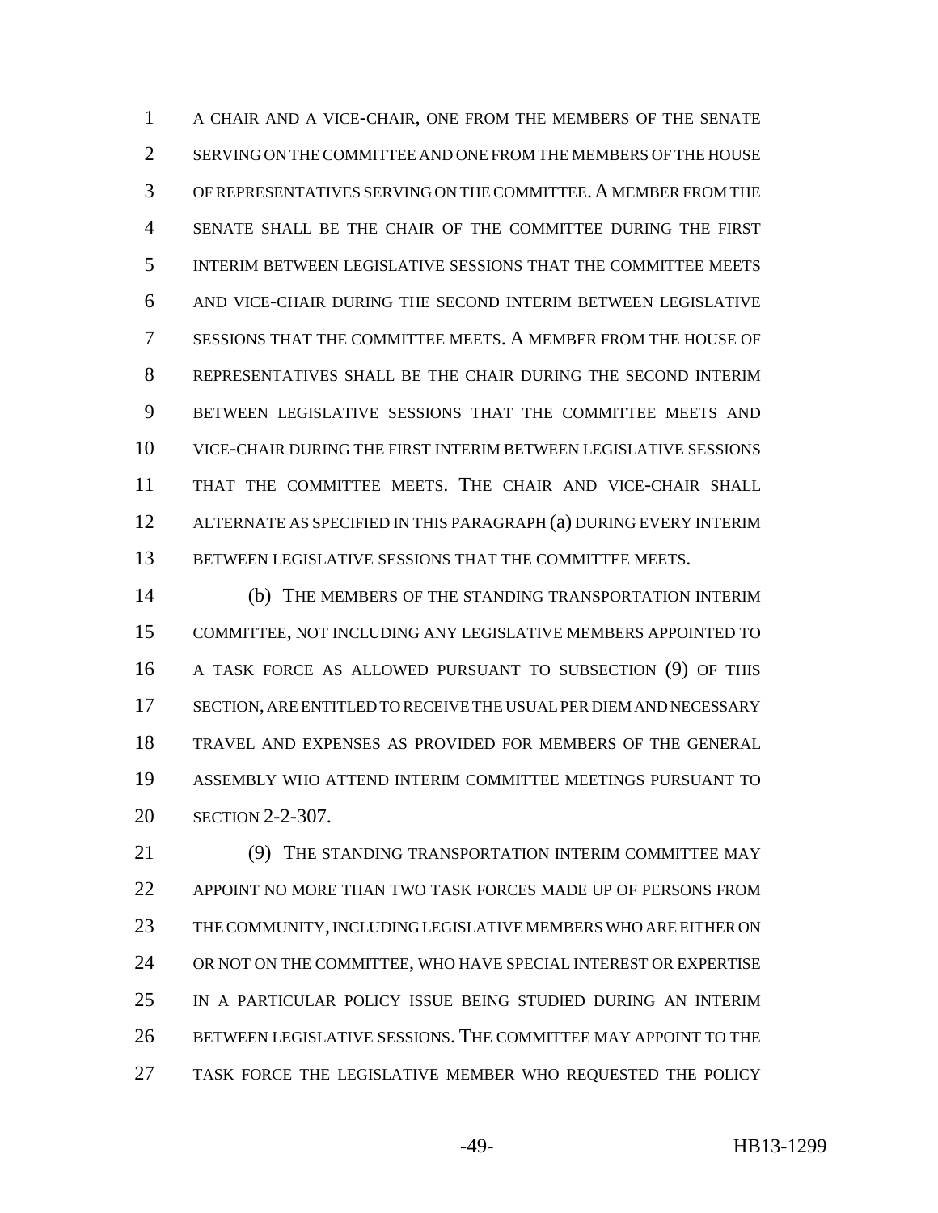A CHAIR AND A VICE-CHAIR, ONE FROM THE MEMBERS OF THE SENATE SERVING ON THE COMMITTEE AND ONE FROM THE MEMBERS OF THE HOUSE OF REPRESENTATIVES SERVING ON THE COMMITTEE. A MEMBER FROM THE SENATE SHALL BE THE CHAIR OF THE COMMITTEE DURING THE FIRST INTERIM BETWEEN LEGISLATIVE SESSIONS THAT THE COMMITTEE MEETS AND VICE-CHAIR DURING THE SECOND INTERIM BETWEEN LEGISLATIVE SESSIONS THAT THE COMMITTEE MEETS. A MEMBER FROM THE HOUSE OF REPRESENTATIVES SHALL BE THE CHAIR DURING THE SECOND INTERIM BETWEEN LEGISLATIVE SESSIONS THAT THE COMMITTEE MEETS AND VICE-CHAIR DURING THE FIRST INTERIM BETWEEN LEGISLATIVE SESSIONS THAT THE COMMITTEE MEETS. THE CHAIR AND VICE-CHAIR SHALL ALTERNATE AS SPECIFIED IN THIS PARAGRAPH (a) DURING EVERY INTERIM BETWEEN LEGISLATIVE SESSIONS THAT THE COMMITTEE MEETS.

(b) THE MEMBERS OF THE STANDING TRANSPORTATION INTERIM COMMITTEE, NOT INCLUDING ANY LEGISLATIVE MEMBERS APPOINTED TO A TASK FORCE AS ALLOWED PURSUANT TO SUBSECTION (9) OF THIS SECTION, ARE ENTITLED TO RECEIVE THE USUAL PER DIEM AND NECESSARY TRAVEL AND EXPENSES AS PROVIDED FOR MEMBERS OF THE GENERAL ASSEMBLY WHO ATTEND INTERIM COMMITTEE MEETINGS PURSUANT TO SECTION 2-2-307.

(9) THE STANDING TRANSPORTATION INTERIM COMMITTEE MAY APPOINT NO MORE THAN TWO TASK FORCES MADE UP OF PERSONS FROM THE COMMUNITY, INCLUDING LEGISLATIVE MEMBERS WHO ARE EITHER ON OR NOT ON THE COMMITTEE, WHO HAVE SPECIAL INTEREST OR EXPERTISE IN A PARTICULAR POLICY ISSUE BEING STUDIED DURING AN INTERIM BETWEEN LEGISLATIVE SESSIONS. THE COMMITTEE MAY APPOINT TO THE TASK FORCE THE LEGISLATIVE MEMBER WHO REQUESTED THE POLICY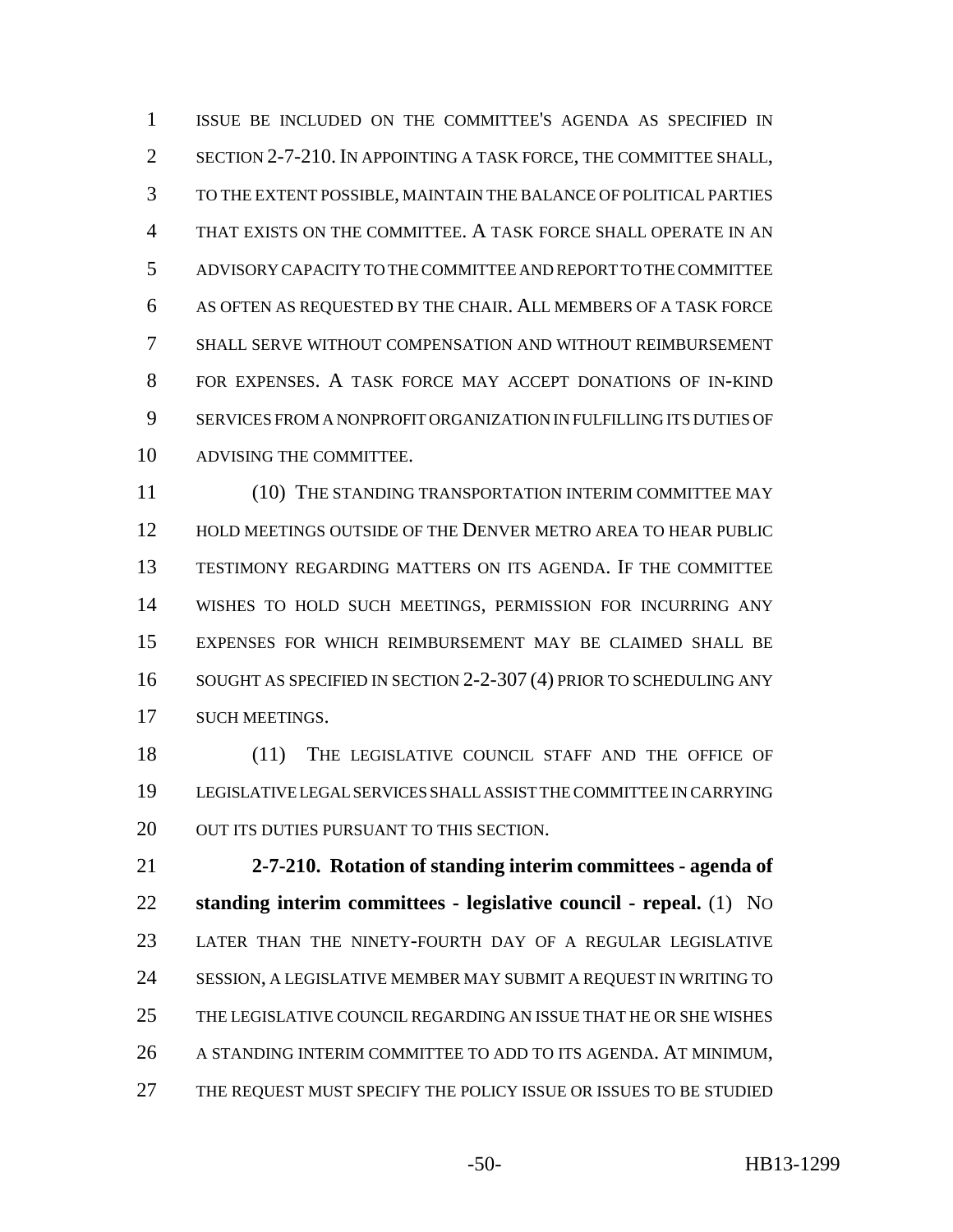ISSUE BE INCLUDED ON THE COMMITTEE'S AGENDA AS SPECIFIED IN SECTION 2-7-210. IN APPOINTING A TASK FORCE, THE COMMITTEE SHALL, TO THE EXTENT POSSIBLE, MAINTAIN THE BALANCE OF POLITICAL PARTIES THAT EXISTS ON THE COMMITTEE. A TASK FORCE SHALL OPERATE IN AN ADVISORY CAPACITY TO THE COMMITTEE AND REPORT TO THE COMMITTEE AS OFTEN AS REQUESTED BY THE CHAIR. ALL MEMBERS OF A TASK FORCE SHALL SERVE WITHOUT COMPENSATION AND WITHOUT REIMBURSEMENT FOR EXPENSES. A TASK FORCE MAY ACCEPT DONATIONS OF IN-KIND SERVICES FROM A NONPROFIT ORGANIZATION IN FULFILLING ITS DUTIES OF ADVISING THE COMMITTEE.

(10) THE STANDING TRANSPORTATION INTERIM COMMITTEE MAY HOLD MEETINGS OUTSIDE OF THE DENVER METRO AREA TO HEAR PUBLIC TESTIMONY REGARDING MATTERS ON ITS AGENDA. IF THE COMMITTEE WISHES TO HOLD SUCH MEETINGS, PERMISSION FOR INCURRING ANY EXPENSES FOR WHICH REIMBURSEMENT MAY BE CLAIMED SHALL BE SOUGHT AS SPECIFIED IN SECTION 2-2-307 (4) PRIOR TO SCHEDULING ANY SUCH MEETINGS.

(11) THE LEGISLATIVE COUNCIL STAFF AND THE OFFICE OF LEGISLATIVE LEGAL SERVICES SHALL ASSIST THE COMMITTEE IN CARRYING OUT ITS DUTIES PURSUANT TO THIS SECTION.

**2-7-210. Rotation of standing interim committees - agenda of standing interim committees - legislative council - repeal.** (1) NO LATER THAN THE NINETY-FOURTH DAY OF A REGULAR LEGISLATIVE SESSION, A LEGISLATIVE MEMBER MAY SUBMIT A REQUEST IN WRITING TO THE LEGISLATIVE COUNCIL REGARDING AN ISSUE THAT HE OR SHE WISHES A STANDING INTERIM COMMITTEE TO ADD TO ITS AGENDA. AT MINIMUM, THE REQUEST MUST SPECIFY THE POLICY ISSUE OR ISSUES TO BE STUDIED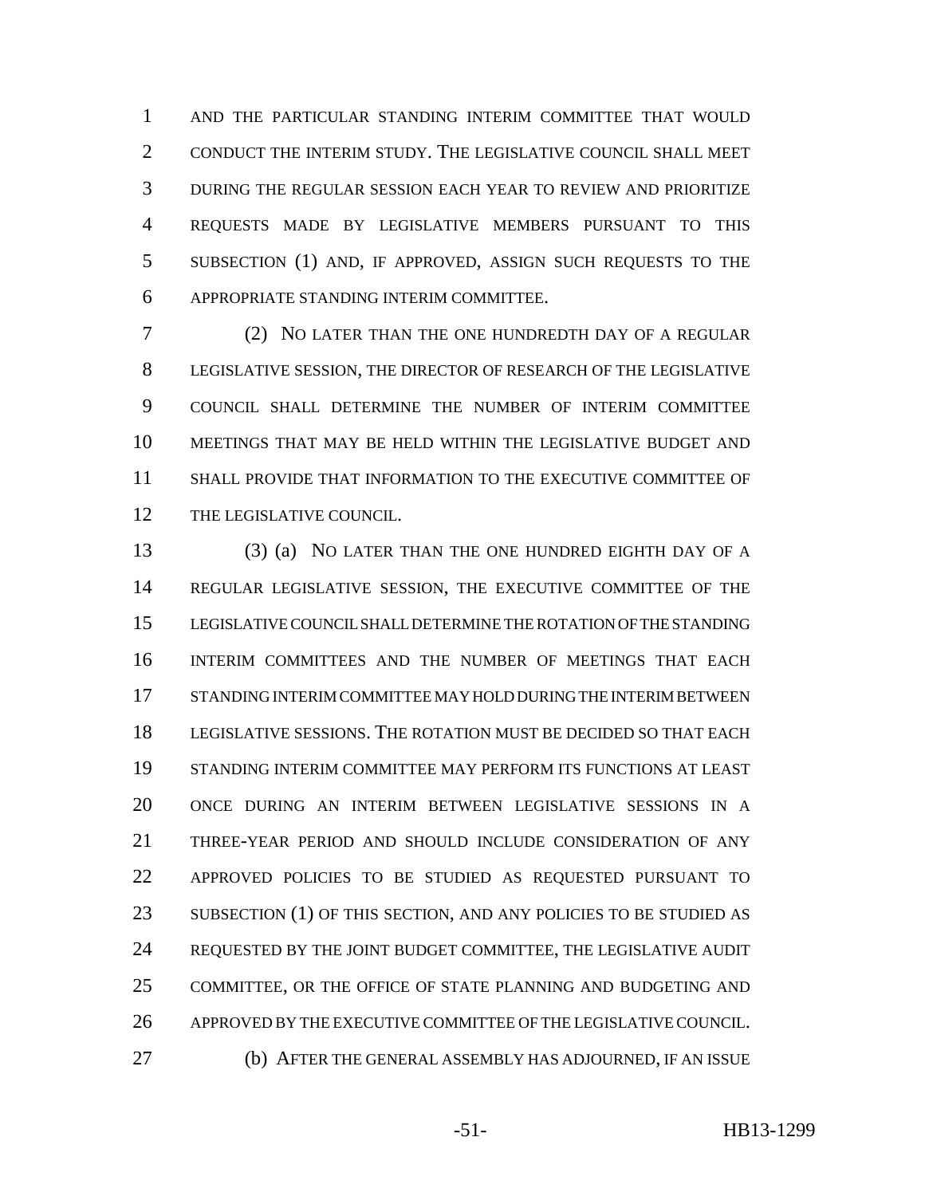AND THE PARTICULAR STANDING INTERIM COMMITTEE THAT WOULD CONDUCT THE INTERIM STUDY. THE LEGISLATIVE COUNCIL SHALL MEET DURING THE REGULAR SESSION EACH YEAR TO REVIEW AND PRIORITIZE REQUESTS MADE BY LEGISLATIVE MEMBERS PURSUANT TO THIS SUBSECTION (1) AND, IF APPROVED, ASSIGN SUCH REQUESTS TO THE APPROPRIATE STANDING INTERIM COMMITTEE.

(2) NO LATER THAN THE ONE HUNDREDTH DAY OF A REGULAR LEGISLATIVE SESSION, THE DIRECTOR OF RESEARCH OF THE LEGISLATIVE COUNCIL SHALL DETERMINE THE NUMBER OF INTERIM COMMITTEE MEETINGS THAT MAY BE HELD WITHIN THE LEGISLATIVE BUDGET AND SHALL PROVIDE THAT INFORMATION TO THE EXECUTIVE COMMITTEE OF THE LEGISLATIVE COUNCIL.

(3) (a) NO LATER THAN THE ONE HUNDRED EIGHTH DAY OF A REGULAR LEGISLATIVE SESSION, THE EXECUTIVE COMMITTEE OF THE LEGISLATIVE COUNCIL SHALL DETERMINE THE ROTATION OF THE STANDING INTERIM COMMITTEES AND THE NUMBER OF MEETINGS THAT EACH STANDING INTERIM COMMITTEE MAY HOLD DURING THE INTERIM BETWEEN LEGISLATIVE SESSIONS. THE ROTATION MUST BE DECIDED SO THAT EACH STANDING INTERIM COMMITTEE MAY PERFORM ITS FUNCTIONS AT LEAST ONCE DURING AN INTERIM BETWEEN LEGISLATIVE SESSIONS IN A THREE-YEAR PERIOD AND SHOULD INCLUDE CONSIDERATION OF ANY APPROVED POLICIES TO BE STUDIED AS REQUESTED PURSUANT TO SUBSECTION (1) OF THIS SECTION, AND ANY POLICIES TO BE STUDIED AS REQUESTED BY THE JOINT BUDGET COMMITTEE, THE LEGISLATIVE AUDIT COMMITTEE, OR THE OFFICE OF STATE PLANNING AND BUDGETING AND APPROVED BY THE EXECUTIVE COMMITTEE OF THE LEGISLATIVE COUNCIL.

(b) AFTER THE GENERAL ASSEMBLY HAS ADJOURNED, IF AN ISSUE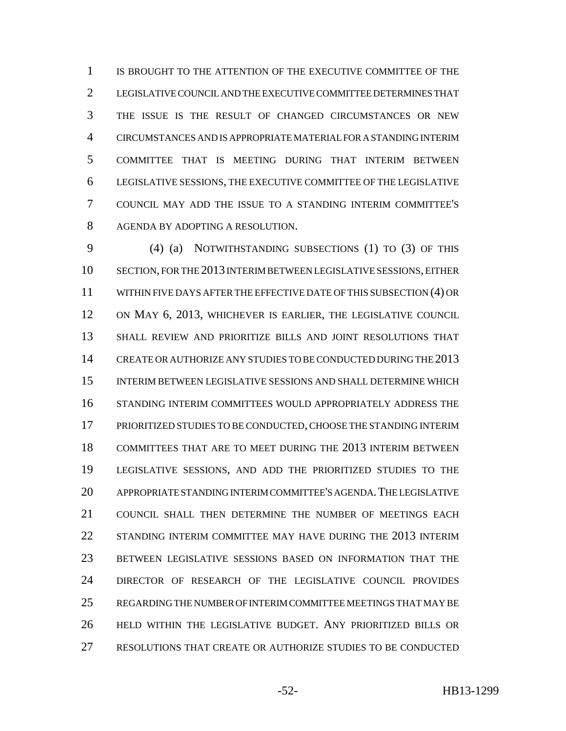IS BROUGHT TO THE ATTENTION OF THE EXECUTIVE COMMITTEE OF THE LEGISLATIVE COUNCIL AND THE EXECUTIVE COMMITTEE DETERMINES THAT THE ISSUE IS THE RESULT OF CHANGED CIRCUMSTANCES OR NEW CIRCUMSTANCES AND IS APPROPRIATE MATERIAL FOR A STANDING INTERIM COMMITTEE THAT IS MEETING DURING THAT INTERIM BETWEEN LEGISLATIVE SESSIONS, THE EXECUTIVE COMMITTEE OF THE LEGISLATIVE COUNCIL MAY ADD THE ISSUE TO A STANDING INTERIM COMMITTEE'S AGENDA BY ADOPTING A RESOLUTION.

(4) (a) NOTWITHSTANDING SUBSECTIONS (1) TO (3) OF THIS SECTION, FOR THE 2013 INTERIM BETWEEN LEGISLATIVE SESSIONS, EITHER WITHIN FIVE DAYS AFTER THE EFFECTIVE DATE OF THIS SUBSECTION (4) OR ON MAY 6, 2013, WHICHEVER IS EARLIER, THE LEGISLATIVE COUNCIL SHALL REVIEW AND PRIORITIZE BILLS AND JOINT RESOLUTIONS THAT CREATE OR AUTHORIZE ANY STUDIES TO BE CONDUCTED DURING THE 2013 INTERIM BETWEEN LEGISLATIVE SESSIONS AND SHALL DETERMINE WHICH STANDING INTERIM COMMITTEES WOULD APPROPRIATELY ADDRESS THE PRIORITIZED STUDIES TO BE CONDUCTED, CHOOSE THE STANDING INTERIM COMMITTEES THAT ARE TO MEET DURING THE 2013 INTERIM BETWEEN LEGISLATIVE SESSIONS, AND ADD THE PRIORITIZED STUDIES TO THE APPROPRIATE STANDING INTERIM COMMITTEE'S AGENDA. THE LEGISLATIVE COUNCIL SHALL THEN DETERMINE THE NUMBER OF MEETINGS EACH STANDING INTERIM COMMITTEE MAY HAVE DURING THE 2013 INTERIM BETWEEN LEGISLATIVE SESSIONS BASED ON INFORMATION THAT THE DIRECTOR OF RESEARCH OF THE LEGISLATIVE COUNCIL PROVIDES REGARDING THE NUMBER OF INTERIM COMMITTEE MEETINGS THAT MAY BE HELD WITHIN THE LEGISLATIVE BUDGET. ANY PRIORITIZED BILLS OR RESOLUTIONS THAT CREATE OR AUTHORIZE STUDIES TO BE CONDUCTED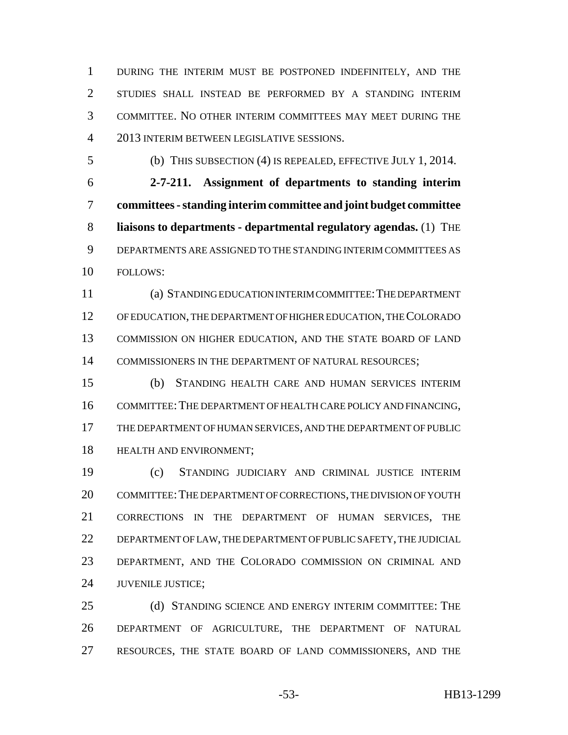DURING THE INTERIM MUST BE POSTPONED INDEFINITELY, AND THE STUDIES SHALL INSTEAD BE PERFORMED BY A STANDING INTERIM COMMITTEE. NO OTHER INTERIM COMMITTEES MAY MEET DURING THE 2013 INTERIM BETWEEN LEGISLATIVE SESSIONS.

(b) THIS SUBSECTION (4) IS REPEALED, EFFECTIVE JULY 1, 2014.

**2-7-211. Assignment of departments to standing interim committees - standing interim committee and joint budget committee liaisons to departments - departmental regulatory agendas.** (1) THE DEPARTMENTS ARE ASSIGNED TO THE STANDING INTERIM COMMITTEES AS FOLLOWS:

(a) STANDING EDUCATION INTERIM COMMITTEE: THE DEPARTMENT OF EDUCATION, THE DEPARTMENT OF HIGHER EDUCATION, THE COLORADO COMMISSION ON HIGHER EDUCATION, AND THE STATE BOARD OF LAND COMMISSIONERS IN THE DEPARTMENT OF NATURAL RESOURCES;

(b) STANDING HEALTH CARE AND HUMAN SERVICES INTERIM COMMITTEE: THE DEPARTMENT OF HEALTH CARE POLICY AND FINANCING, THE DEPARTMENT OF HUMAN SERVICES, AND THE DEPARTMENT OF PUBLIC HEALTH AND ENVIRONMENT;

(c) STANDING JUDICIARY AND CRIMINAL JUSTICE INTERIM COMMITTEE: THE DEPARTMENT OF CORRECTIONS, THE DIVISION OF YOUTH CORRECTIONS IN THE DEPARTMENT OF HUMAN SERVICES, THE DEPARTMENT OF LAW, THE DEPARTMENT OF PUBLIC SAFETY, THE JUDICIAL DEPARTMENT, AND THE COLORADO COMMISSION ON CRIMINAL AND JUVENILE JUSTICE;

(d) STANDING SCIENCE AND ENERGY INTERIM COMMITTEE: THE DEPARTMENT OF AGRICULTURE, THE DEPARTMENT OF NATURAL RESOURCES, THE STATE BOARD OF LAND COMMISSIONERS, AND THE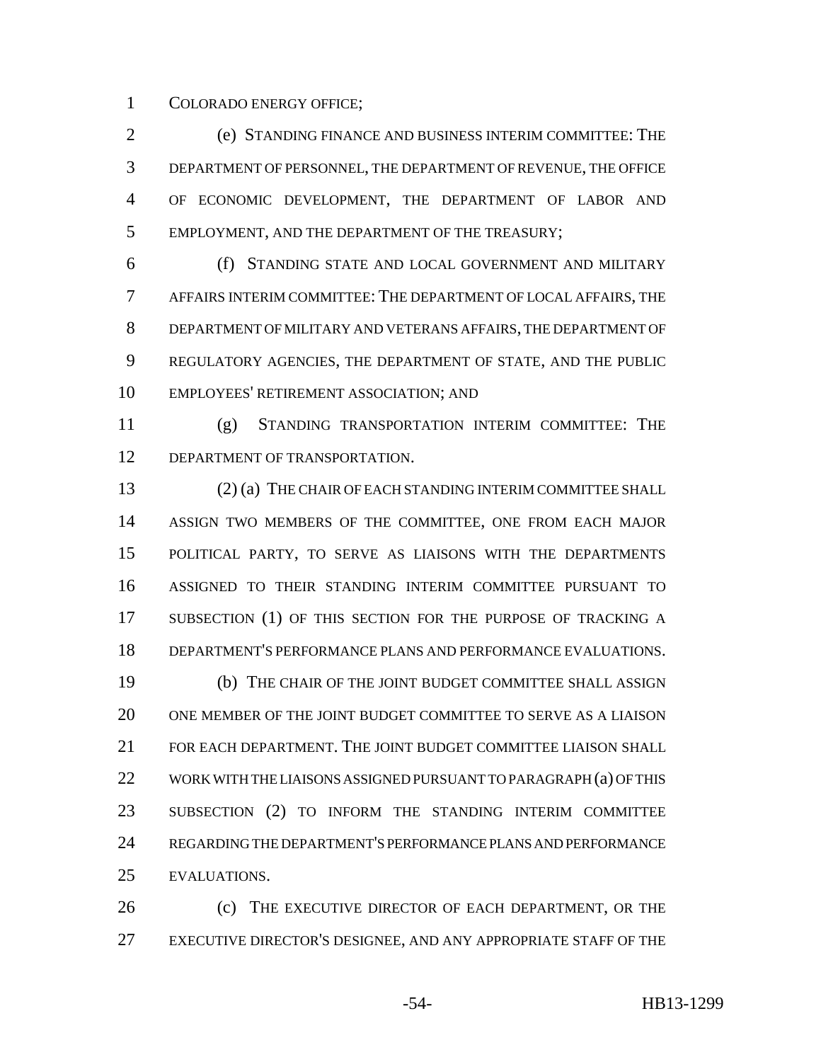COLORADO ENERGY OFFICE;

(e) STANDING FINANCE AND BUSINESS INTERIM COMMITTEE: THE DEPARTMENT OF PERSONNEL, THE DEPARTMENT OF REVENUE, THE OFFICE OF ECONOMIC DEVELOPMENT, THE DEPARTMENT OF LABOR AND EMPLOYMENT, AND THE DEPARTMENT OF THE TREASURY;

(f) STANDING STATE AND LOCAL GOVERNMENT AND MILITARY AFFAIRS INTERIM COMMITTEE: THE DEPARTMENT OF LOCAL AFFAIRS, THE DEPARTMENT OF MILITARY AND VETERANS AFFAIRS, THE DEPARTMENT OF REGULATORY AGENCIES, THE DEPARTMENT OF STATE, AND THE PUBLIC EMPLOYEES' RETIREMENT ASSOCIATION; AND

(g) STANDING TRANSPORTATION INTERIM COMMITTEE: THE DEPARTMENT OF TRANSPORTATION.

(2) (a) THE CHAIR OF EACH STANDING INTERIM COMMITTEE SHALL ASSIGN TWO MEMBERS OF THE COMMITTEE, ONE FROM EACH MAJOR POLITICAL PARTY, TO SERVE AS LIAISONS WITH THE DEPARTMENTS ASSIGNED TO THEIR STANDING INTERIM COMMITTEE PURSUANT TO SUBSECTION (1) OF THIS SECTION FOR THE PURPOSE OF TRACKING A DEPARTMENT'S PERFORMANCE PLANS AND PERFORMANCE EVALUATIONS.

(b) THE CHAIR OF THE JOINT BUDGET COMMITTEE SHALL ASSIGN ONE MEMBER OF THE JOINT BUDGET COMMITTEE TO SERVE AS A LIAISON FOR EACH DEPARTMENT. THE JOINT BUDGET COMMITTEE LIAISON SHALL WORK WITH THE LIAISONS ASSIGNED PURSUANT TO PARAGRAPH (a) OF THIS SUBSECTION (2) TO INFORM THE STANDING INTERIM COMMITTEE REGARDING THE DEPARTMENT'S PERFORMANCE PLANS AND PERFORMANCE EVALUATIONS.

(c) THE EXECUTIVE DIRECTOR OF EACH DEPARTMENT, OR THE EXECUTIVE DIRECTOR'S DESIGNEE, AND ANY APPROPRIATE STAFF OF THE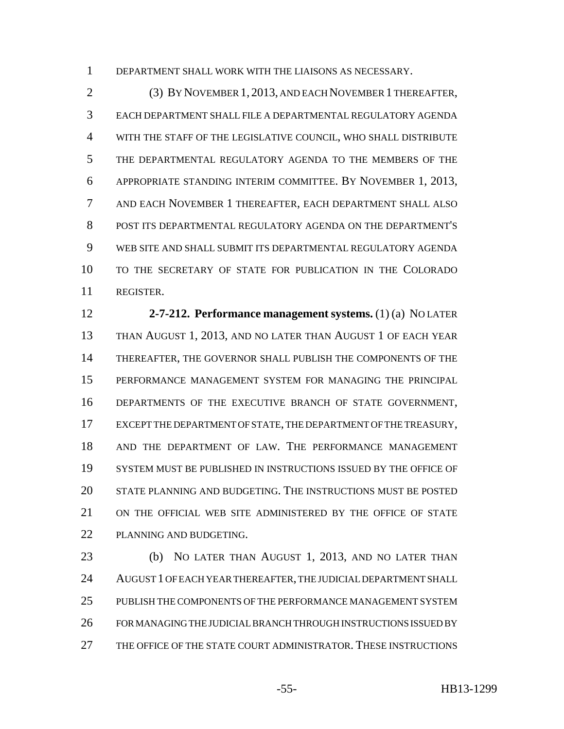DEPARTMENT SHALL WORK WITH THE LIAISONS AS NECESSARY.

(3) BY NOVEMBER 1, 2013, AND EACH NOVEMBER 1 THEREAFTER, EACH DEPARTMENT SHALL FILE A DEPARTMENTAL REGULATORY AGENDA WITH THE STAFF OF THE LEGISLATIVE COUNCIL, WHO SHALL DISTRIBUTE THE DEPARTMENTAL REGULATORY AGENDA TO THE MEMBERS OF THE APPROPRIATE STANDING INTERIM COMMITTEE. BY NOVEMBER 1, 2013, AND EACH NOVEMBER 1 THEREAFTER, EACH DEPARTMENT SHALL ALSO POST ITS DEPARTMENTAL REGULATORY AGENDA ON THE DEPARTMENT'S WEB SITE AND SHALL SUBMIT ITS DEPARTMENTAL REGULATORY AGENDA TO THE SECRETARY OF STATE FOR PUBLICATION IN THE COLORADO REGISTER.

**2-7-212. Performance management systems.** (1) (a) NO LATER THAN AUGUST 1, 2013, AND NO LATER THAN AUGUST 1 OF EACH YEAR THEREAFTER, THE GOVERNOR SHALL PUBLISH THE COMPONENTS OF THE PERFORMANCE MANAGEMENT SYSTEM FOR MANAGING THE PRINCIPAL DEPARTMENTS OF THE EXECUTIVE BRANCH OF STATE GOVERNMENT, EXCEPT THE DEPARTMENT OF STATE, THE DEPARTMENT OF THE TREASURY, AND THE DEPARTMENT OF LAW. THE PERFORMANCE MANAGEMENT SYSTEM MUST BE PUBLISHED IN INSTRUCTIONS ISSUED BY THE OFFICE OF STATE PLANNING AND BUDGETING. THE INSTRUCTIONS MUST BE POSTED ON THE OFFICIAL WEB SITE ADMINISTERED BY THE OFFICE OF STATE PLANNING AND BUDGETING.

(b) NO LATER THAN AUGUST 1, 2013, AND NO LATER THAN AUGUST 1 OF EACH YEAR THEREAFTER, THE JUDICIAL DEPARTMENT SHALL PUBLISH THE COMPONENTS OF THE PERFORMANCE MANAGEMENT SYSTEM FOR MANAGING THE JUDICIAL BRANCH THROUGH INSTRUCTIONS ISSUED BY THE OFFICE OF THE STATE COURT ADMINISTRATOR. THESE INSTRUCTIONS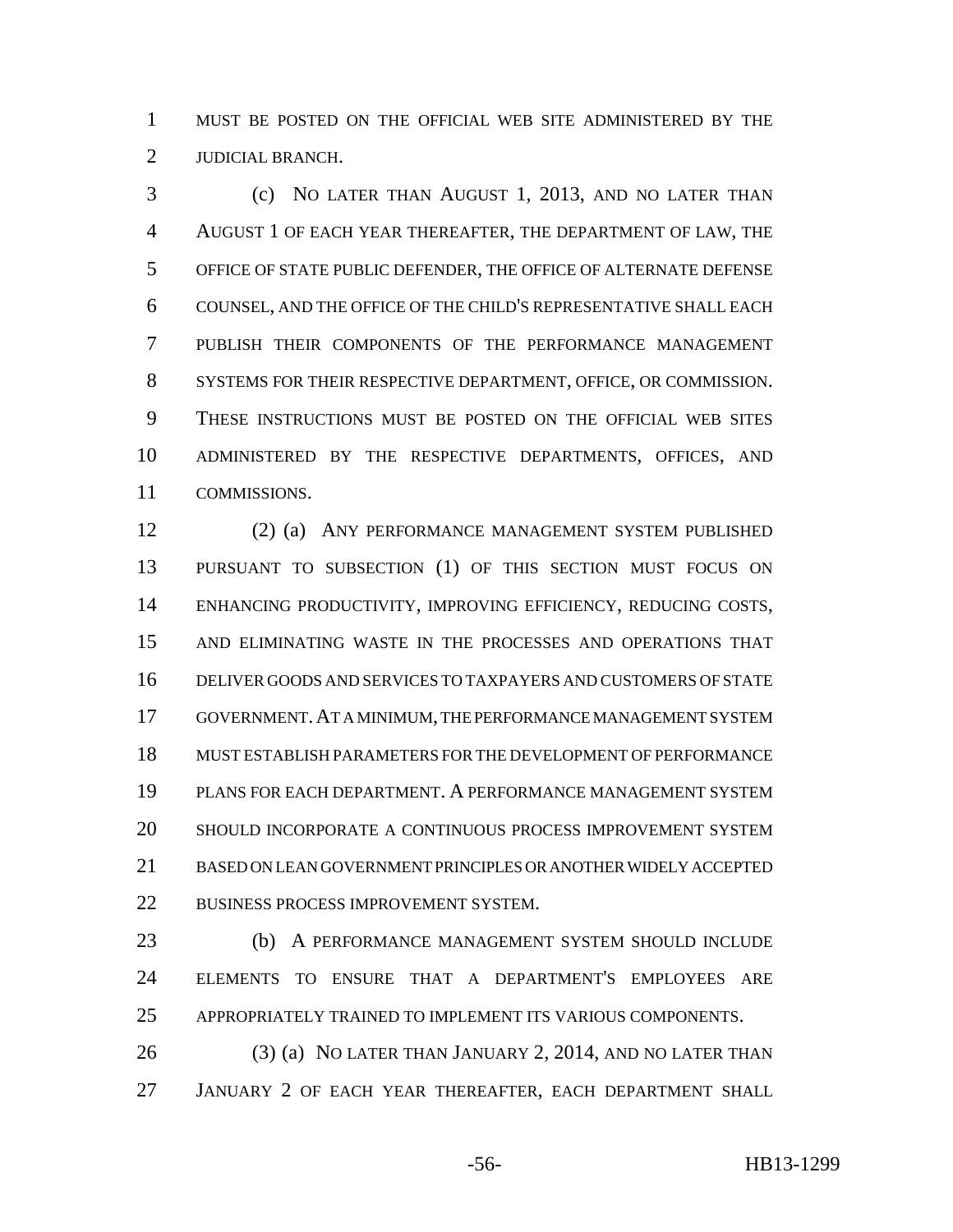MUST BE POSTED ON THE OFFICIAL WEB SITE ADMINISTERED BY THE JUDICIAL BRANCH.

(c) NO LATER THAN AUGUST 1, 2013, AND NO LATER THAN AUGUST 1 OF EACH YEAR THEREAFTER, THE DEPARTMENT OF LAW, THE OFFICE OF STATE PUBLIC DEFENDER, THE OFFICE OF ALTERNATE DEFENSE COUNSEL, AND THE OFFICE OF THE CHILD'S REPRESENTATIVE SHALL EACH PUBLISH THEIR COMPONENTS OF THE PERFORMANCE MANAGEMENT SYSTEMS FOR THEIR RESPECTIVE DEPARTMENT, OFFICE, OR COMMISSION. THESE INSTRUCTIONS MUST BE POSTED ON THE OFFICIAL WEB SITES ADMINISTERED BY THE RESPECTIVE DEPARTMENTS, OFFICES, AND COMMISSIONS.

(2) (a) ANY PERFORMANCE MANAGEMENT SYSTEM PUBLISHED PURSUANT TO SUBSECTION (1) OF THIS SECTION MUST FOCUS ON ENHANCING PRODUCTIVITY, IMPROVING EFFICIENCY, REDUCING COSTS, AND ELIMINATING WASTE IN THE PROCESSES AND OPERATIONS THAT DELIVER GOODS AND SERVICES TO TAXPAYERS AND CUSTOMERS OF STATE GOVERNMENT. AT A MINIMUM, THE PERFORMANCE MANAGEMENT SYSTEM MUST ESTABLISH PARAMETERS FOR THE DEVELOPMENT OF PERFORMANCE PLANS FOR EACH DEPARTMENT. A PERFORMANCE MANAGEMENT SYSTEM SHOULD INCORPORATE A CONTINUOUS PROCESS IMPROVEMENT SYSTEM BASED ON LEAN GOVERNMENT PRINCIPLES OR ANOTHER WIDELY ACCEPTED BUSINESS PROCESS IMPROVEMENT SYSTEM.

(b) A PERFORMANCE MANAGEMENT SYSTEM SHOULD INCLUDE ELEMENTS TO ENSURE THAT A DEPARTMENT'S EMPLOYEES ARE APPROPRIATELY TRAINED TO IMPLEMENT ITS VARIOUS COMPONENTS.

(3) (a) NO LATER THAN JANUARY 2, 2014, AND NO LATER THAN JANUARY 2 OF EACH YEAR THEREAFTER, EACH DEPARTMENT SHALL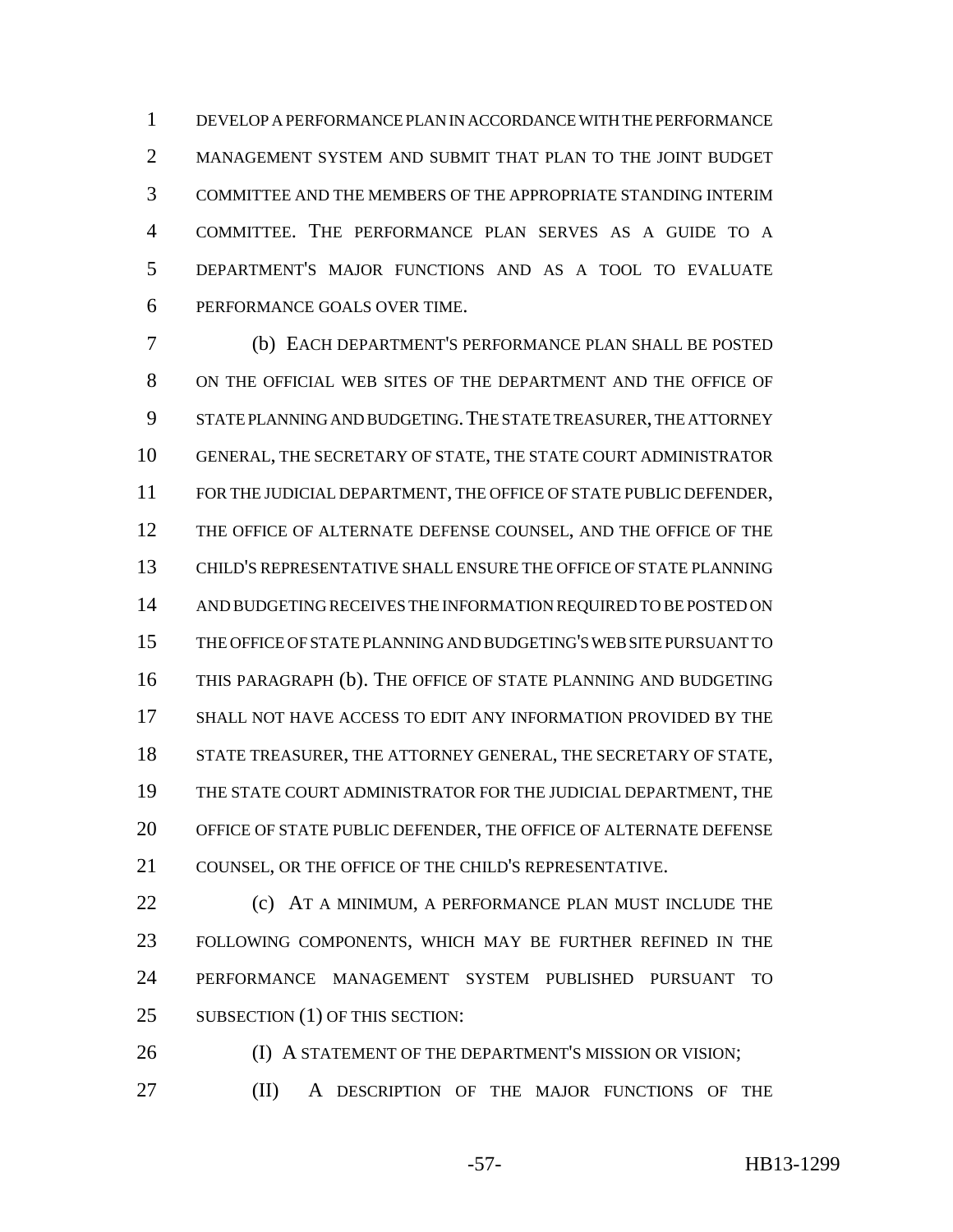DEVELOP A PERFORMANCE PLAN IN ACCORDANCE WITH THE PERFORMANCE MANAGEMENT SYSTEM AND SUBMIT THAT PLAN TO THE JOINT BUDGET COMMITTEE AND THE MEMBERS OF THE APPROPRIATE STANDING INTERIM COMMITTEE. THE PERFORMANCE PLAN SERVES AS A GUIDE TO A DEPARTMENT'S MAJOR FUNCTIONS AND AS A TOOL TO EVALUATE PERFORMANCE GOALS OVER TIME.

(b) EACH DEPARTMENT'S PERFORMANCE PLAN SHALL BE POSTED ON THE OFFICIAL WEB SITES OF THE DEPARTMENT AND THE OFFICE OF STATE PLANNING AND BUDGETING. THE STATE TREASURER, THE ATTORNEY GENERAL, THE SECRETARY OF STATE, THE STATE COURT ADMINISTRATOR FOR THE JUDICIAL DEPARTMENT, THE OFFICE OF STATE PUBLIC DEFENDER, THE OFFICE OF ALTERNATE DEFENSE COUNSEL, AND THE OFFICE OF THE CHILD'S REPRESENTATIVE SHALL ENSURE THE OFFICE OF STATE PLANNING AND BUDGETING RECEIVES THE INFORMATION REQUIRED TO BE POSTED ON THE OFFICE OF STATE PLANNING AND BUDGETING'S WEB SITE PURSUANT TO THIS PARAGRAPH (b). THE OFFICE OF STATE PLANNING AND BUDGETING SHALL NOT HAVE ACCESS TO EDIT ANY INFORMATION PROVIDED BY THE STATE TREASURER, THE ATTORNEY GENERAL, THE SECRETARY OF STATE, THE STATE COURT ADMINISTRATOR FOR THE JUDICIAL DEPARTMENT, THE OFFICE OF STATE PUBLIC DEFENDER, THE OFFICE OF ALTERNATE DEFENSE COUNSEL, OR THE OFFICE OF THE CHILD'S REPRESENTATIVE.

(c) AT A MINIMUM, A PERFORMANCE PLAN MUST INCLUDE THE FOLLOWING COMPONENTS, WHICH MAY BE FURTHER REFINED IN THE PERFORMANCE MANAGEMENT SYSTEM PUBLISHED PURSUANT TO SUBSECTION (1) OF THIS SECTION:

(I) A STATEMENT OF THE DEPARTMENT'S MISSION OR VISION;

(II) A DESCRIPTION OF THE MAJOR FUNCTIONS OF THE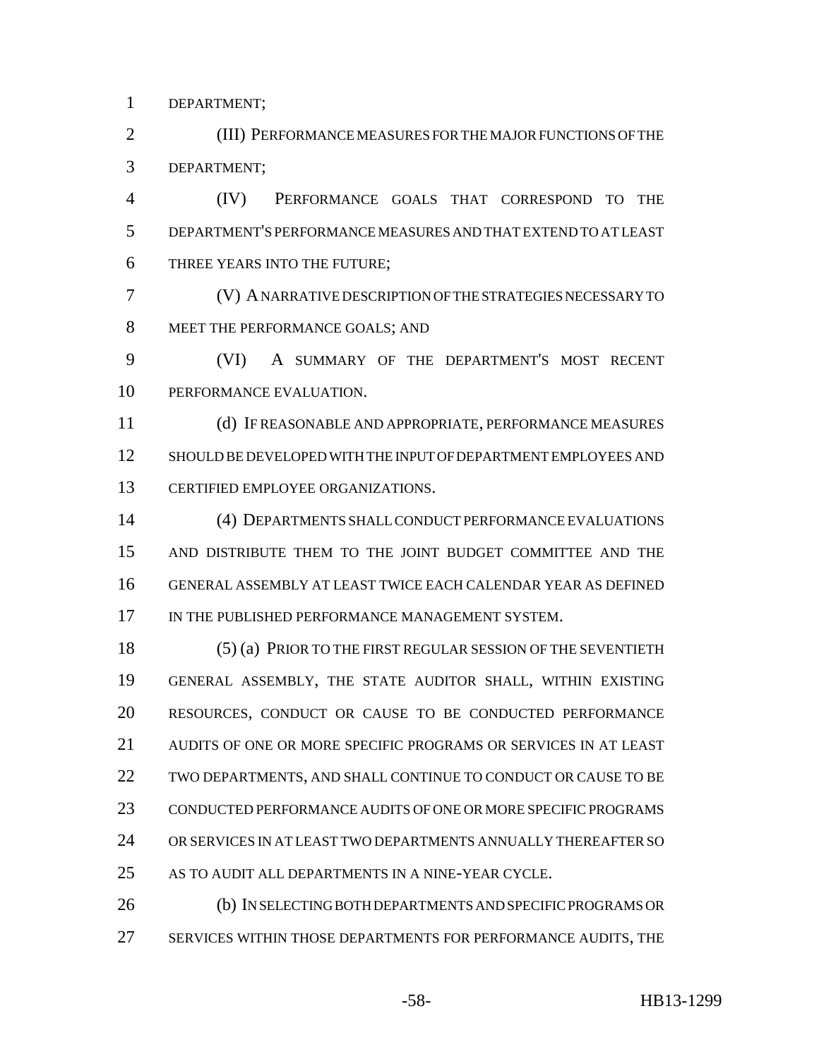DEPARTMENT;

(III) PERFORMANCE MEASURES FOR THE MAJOR FUNCTIONS OF THE DEPARTMENT;

(IV) PERFORMANCE GOALS THAT CORRESPOND TO THE DEPARTMENT'S PERFORMANCE MEASURES AND THAT EXTEND TO AT LEAST THREE YEARS INTO THE FUTURE;

(V) A NARRATIVE DESCRIPTION OF THE STRATEGIES NECESSARY TO MEET THE PERFORMANCE GOALS; AND

(VI) A SUMMARY OF THE DEPARTMENT'S MOST RECENT PERFORMANCE EVALUATION.

(d) IF REASONABLE AND APPROPRIATE, PERFORMANCE MEASURES SHOULD BE DEVELOPED WITH THE INPUT OF DEPARTMENT EMPLOYEES AND CERTIFIED EMPLOYEE ORGANIZATIONS.

(4) DEPARTMENTS SHALL CONDUCT PERFORMANCE EVALUATIONS AND DISTRIBUTE THEM TO THE JOINT BUDGET COMMITTEE AND THE GENERAL ASSEMBLY AT LEAST TWICE EACH CALENDAR YEAR AS DEFINED IN THE PUBLISHED PERFORMANCE MANAGEMENT SYSTEM.

(5) (a) PRIOR TO THE FIRST REGULAR SESSION OF THE SEVENTIETH GENERAL ASSEMBLY, THE STATE AUDITOR SHALL, WITHIN EXISTING RESOURCES, CONDUCT OR CAUSE TO BE CONDUCTED PERFORMANCE AUDITS OF ONE OR MORE SPECIFIC PROGRAMS OR SERVICES IN AT LEAST TWO DEPARTMENTS, AND SHALL CONTINUE TO CONDUCT OR CAUSE TO BE CONDUCTED PERFORMANCE AUDITS OF ONE OR MORE SPECIFIC PROGRAMS OR SERVICES IN AT LEAST TWO DEPARTMENTS ANNUALLY THEREAFTER SO AS TO AUDIT ALL DEPARTMENTS IN A NINE-YEAR CYCLE.

(b) IN SELECTING BOTH DEPARTMENTS AND SPECIFIC PROGRAMS OR SERVICES WITHIN THOSE DEPARTMENTS FOR PERFORMANCE AUDITS, THE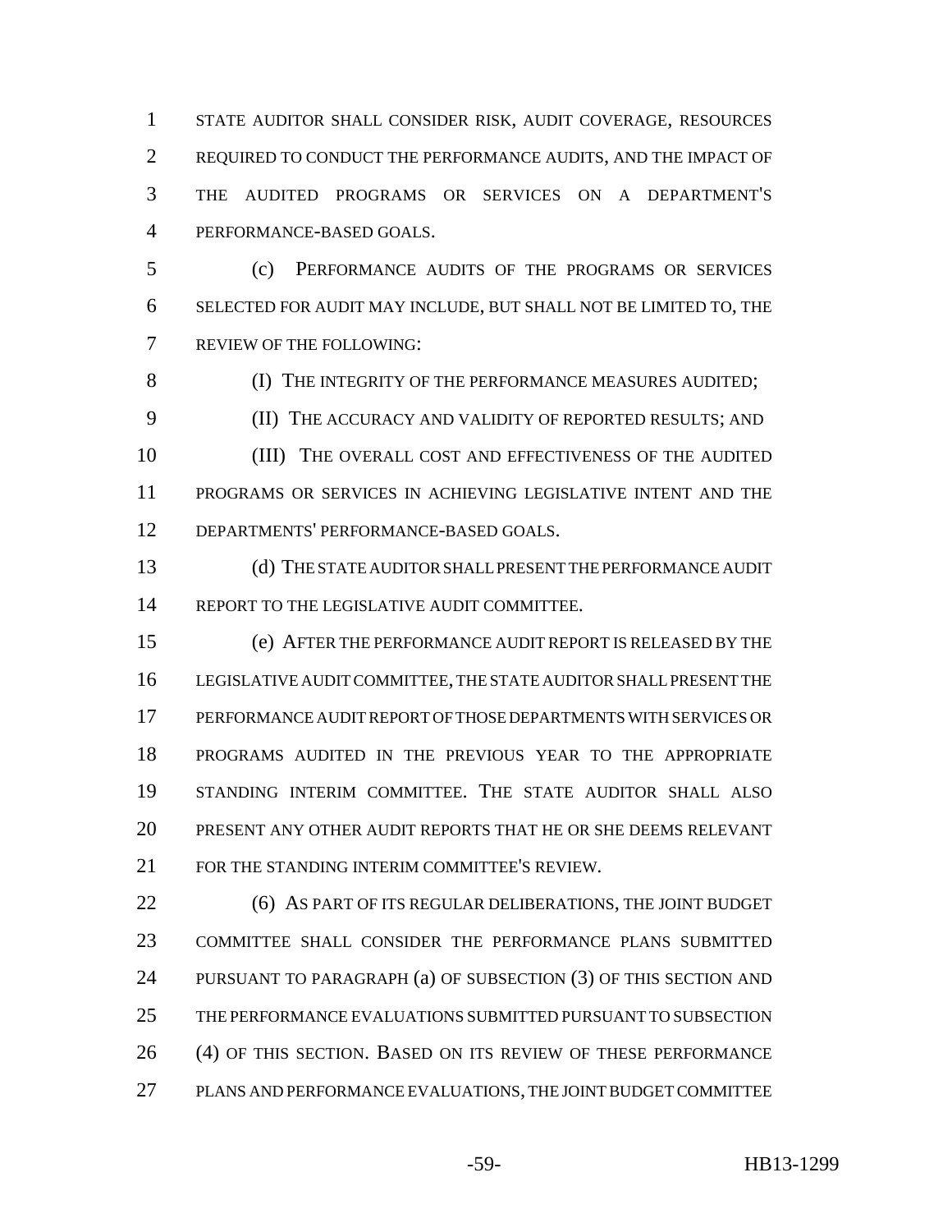STATE AUDITOR SHALL CONSIDER RISK, AUDIT COVERAGE, RESOURCES REQUIRED TO CONDUCT THE PERFORMANCE AUDITS, AND THE IMPACT OF THE AUDITED PROGRAMS OR SERVICES ON A DEPARTMENT'S PERFORMANCE-BASED GOALS.

(c) PERFORMANCE AUDITS OF THE PROGRAMS OR SERVICES SELECTED FOR AUDIT MAY INCLUDE, BUT SHALL NOT BE LIMITED TO, THE REVIEW OF THE FOLLOWING:

(I) THE INTEGRITY OF THE PERFORMANCE MEASURES AUDITED;

(II) THE ACCURACY AND VALIDITY OF REPORTED RESULTS; AND

(III) THE OVERALL COST AND EFFECTIVENESS OF THE AUDITED PROGRAMS OR SERVICES IN ACHIEVING LEGISLATIVE INTENT AND THE DEPARTMENTS' PERFORMANCE-BASED GOALS.

(d) THE STATE AUDITOR SHALL PRESENT THE PERFORMANCE AUDIT REPORT TO THE LEGISLATIVE AUDIT COMMITTEE.

(e) AFTER THE PERFORMANCE AUDIT REPORT IS RELEASED BY THE LEGISLATIVE AUDIT COMMITTEE, THE STATE AUDITOR SHALL PRESENT THE PERFORMANCE AUDIT REPORT OF THOSE DEPARTMENTS WITH SERVICES OR PROGRAMS AUDITED IN THE PREVIOUS YEAR TO THE APPROPRIATE STANDING INTERIM COMMITTEE. THE STATE AUDITOR SHALL ALSO PRESENT ANY OTHER AUDIT REPORTS THAT HE OR SHE DEEMS RELEVANT FOR THE STANDING INTERIM COMMITTEE'S REVIEW.

(6) AS PART OF ITS REGULAR DELIBERATIONS, THE JOINT BUDGET COMMITTEE SHALL CONSIDER THE PERFORMANCE PLANS SUBMITTED PURSUANT TO PARAGRAPH (a) OF SUBSECTION (3) OF THIS SECTION AND THE PERFORMANCE EVALUATIONS SUBMITTED PURSUANT TO SUBSECTION (4) OF THIS SECTION. BASED ON ITS REVIEW OF THESE PERFORMANCE PLANS AND PERFORMANCE EVALUATIONS, THE JOINT BUDGET COMMITTEE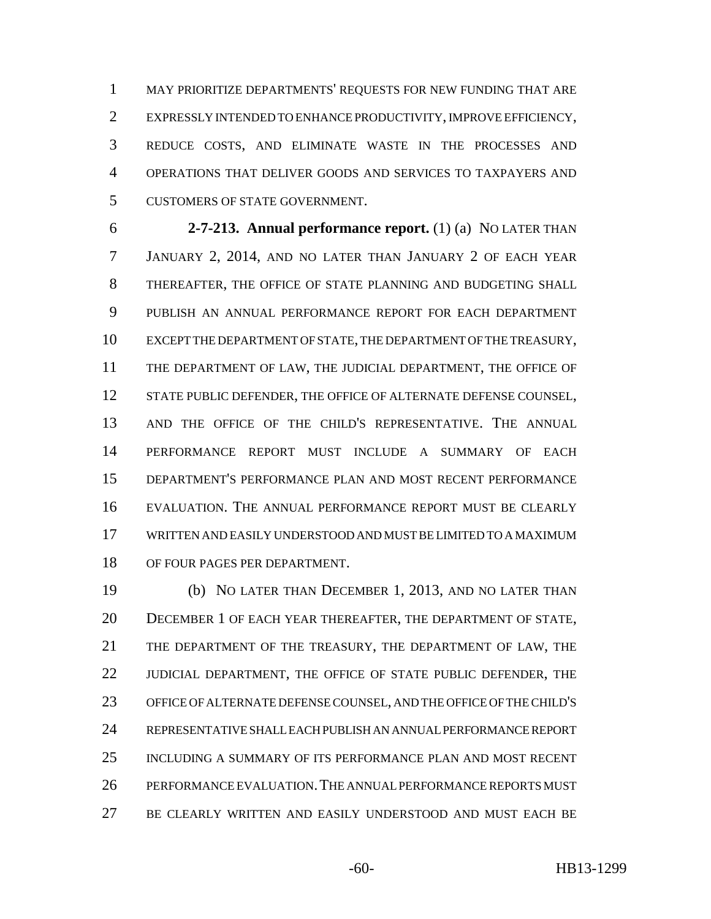MAY PRIORITIZE DEPARTMENTS' REQUESTS FOR NEW FUNDING THAT ARE EXPRESSLY INTENDED TO ENHANCE PRODUCTIVITY, IMPROVE EFFICIENCY, REDUCE COSTS, AND ELIMINATE WASTE IN THE PROCESSES AND OPERATIONS THAT DELIVER GOODS AND SERVICES TO TAXPAYERS AND CUSTOMERS OF STATE GOVERNMENT.

**2-7-213. Annual performance report.** (1) (a) NO LATER THAN JANUARY 2, 2014, AND NO LATER THAN JANUARY 2 OF EACH YEAR THEREAFTER, THE OFFICE OF STATE PLANNING AND BUDGETING SHALL PUBLISH AN ANNUAL PERFORMANCE REPORT FOR EACH DEPARTMENT EXCEPT THE DEPARTMENT OF STATE, THE DEPARTMENT OF THE TREASURY, THE DEPARTMENT OF LAW, THE JUDICIAL DEPARTMENT, THE OFFICE OF STATE PUBLIC DEFENDER, THE OFFICE OF ALTERNATE DEFENSE COUNSEL, AND THE OFFICE OF THE CHILD'S REPRESENTATIVE. THE ANNUAL PERFORMANCE REPORT MUST INCLUDE A SUMMARY OF EACH DEPARTMENT'S PERFORMANCE PLAN AND MOST RECENT PERFORMANCE EVALUATION. THE ANNUAL PERFORMANCE REPORT MUST BE CLEARLY WRITTEN AND EASILY UNDERSTOOD AND MUST BE LIMITED TO A MAXIMUM OF FOUR PAGES PER DEPARTMENT.

(b) NO LATER THAN DECEMBER 1, 2013, AND NO LATER THAN DECEMBER 1 OF EACH YEAR THEREAFTER, THE DEPARTMENT OF STATE, THE DEPARTMENT OF THE TREASURY, THE DEPARTMENT OF LAW, THE JUDICIAL DEPARTMENT, THE OFFICE OF STATE PUBLIC DEFENDER, THE OFFICE OF ALTERNATE DEFENSE COUNSEL, AND THE OFFICE OF THE CHILD'S REPRESENTATIVE SHALL EACH PUBLISH AN ANNUAL PERFORMANCE REPORT INCLUDING A SUMMARY OF ITS PERFORMANCE PLAN AND MOST RECENT PERFORMANCE EVALUATION. THE ANNUAL PERFORMANCE REPORTS MUST BE CLEARLY WRITTEN AND EASILY UNDERSTOOD AND MUST EACH BE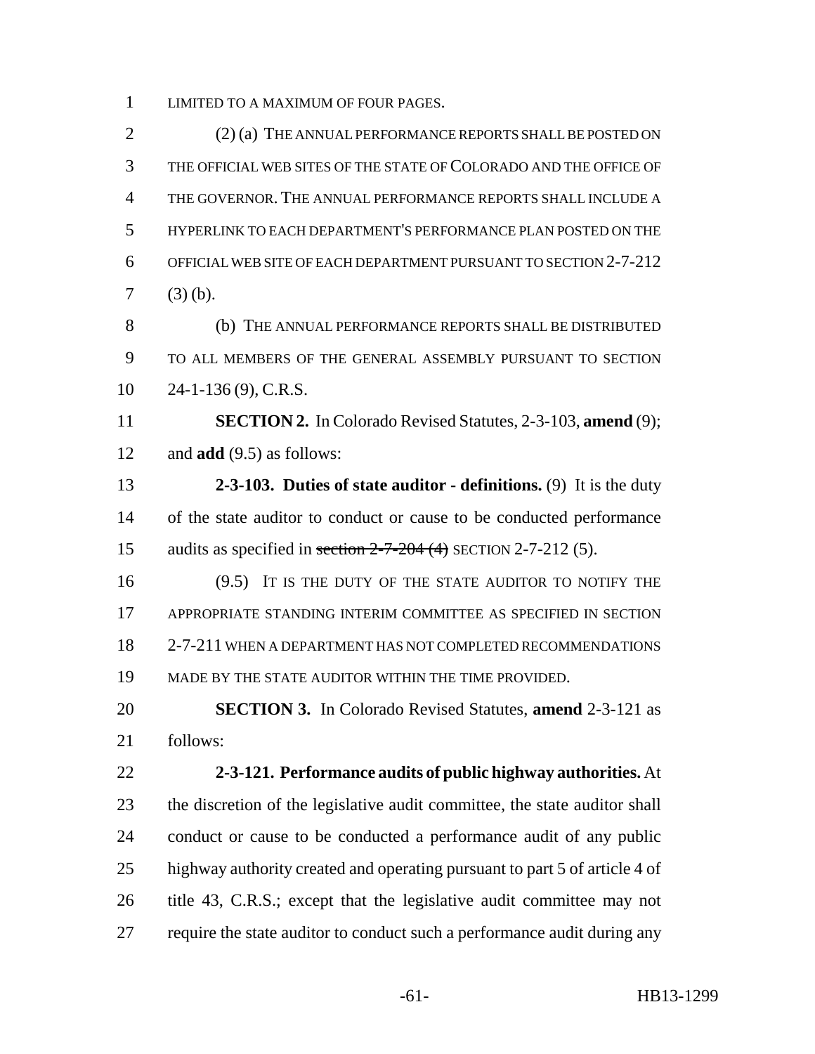LIMITED TO A MAXIMUM OF FOUR PAGES.

(2) (a) THE ANNUAL PERFORMANCE REPORTS SHALL BE POSTED ON THE OFFICIAL WEB SITES OF THE STATE OF COLORADO AND THE OFFICE OF THE GOVERNOR. THE ANNUAL PERFORMANCE REPORTS SHALL INCLUDE A HYPERLINK TO EACH DEPARTMENT'S PERFORMANCE PLAN POSTED ON THE OFFICIAL WEB SITE OF EACH DEPARTMENT PURSUANT TO SECTION 2-7-212 (3) (b).

(b) THE ANNUAL PERFORMANCE REPORTS SHALL BE DISTRIBUTED TO ALL MEMBERS OF THE GENERAL ASSEMBLY PURSUANT TO SECTION 24-1-136 (9), C.R.S.

**SECTION 2.** In Colorado Revised Statutes, 2-3-103, **amend** (9); and **add** (9.5) as follows:

**2-3-103. Duties of state auditor - definitions.** (9) It is the duty of the state auditor to conduct or cause to be conducted performance audits as specified in ~~section 2-7-204 (4)~~ SECTION 2-7-212 (5).

(9.5) IT IS THE DUTY OF THE STATE AUDITOR TO NOTIFY THE APPROPRIATE STANDING INTERIM COMMITTEE AS SPECIFIED IN SECTION 2-7-211 WHEN A DEPARTMENT HAS NOT COMPLETED RECOMMENDATIONS MADE BY THE STATE AUDITOR WITHIN THE TIME PROVIDED.

**SECTION 3.** In Colorado Revised Statutes, **amend** 2-3-121 as follows:

**2-3-121. Performance audits of public highway authorities.** At the discretion of the legislative audit committee, the state auditor shall conduct or cause to be conducted a performance audit of any public highway authority created and operating pursuant to part 5 of article 4 of title 43, C.R.S.; except that the legislative audit committee may not require the state auditor to conduct such a performance audit during any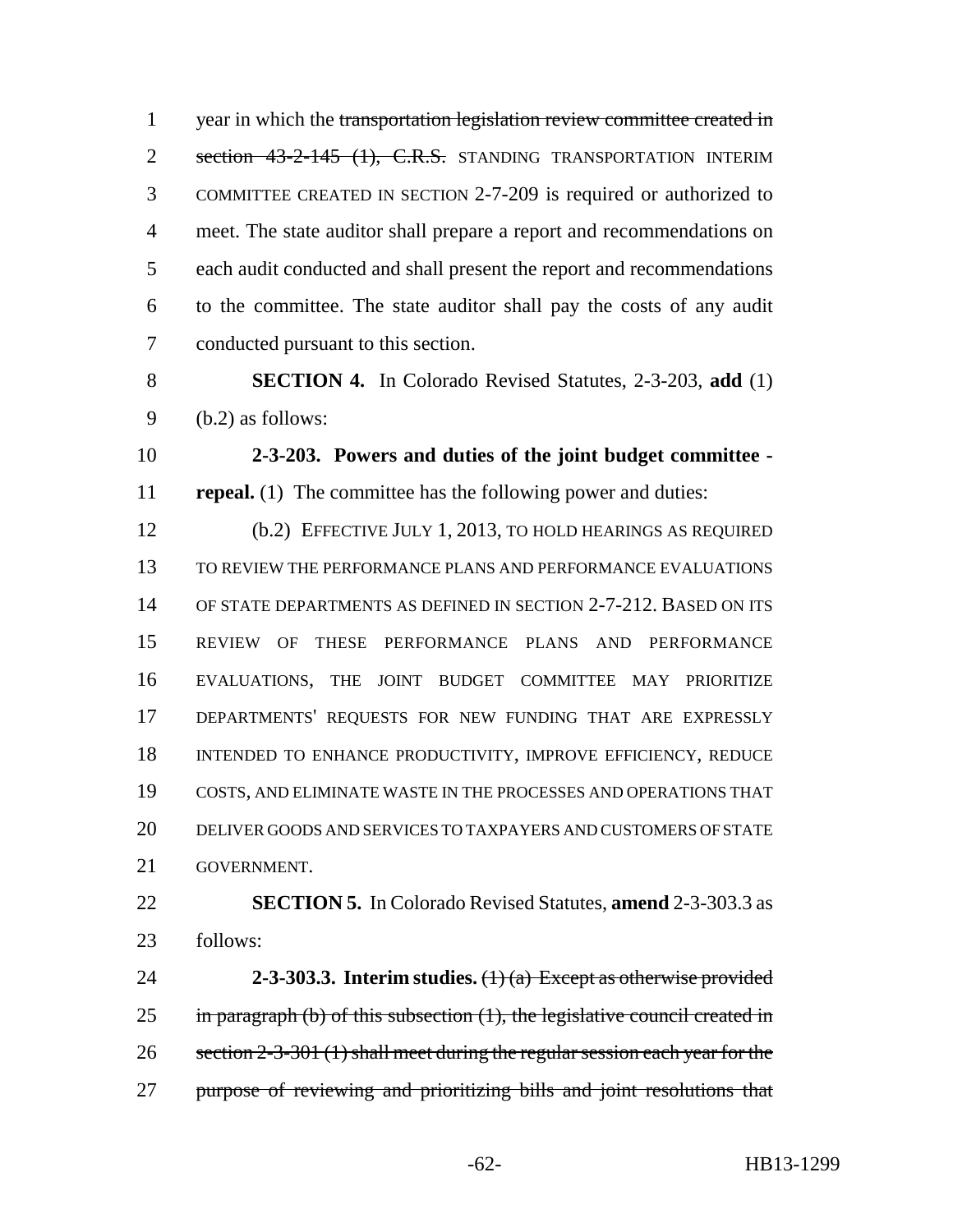year in which the ~~transportation legislation review committee created in section 43-2-145 (1), C.R.S.~~ STANDING TRANSPORTATION INTERIM COMMITTEE CREATED IN SECTION 2-7-209 is required or authorized to meet. The state auditor shall prepare a report and recommendations on each audit conducted and shall present the report and recommendations to the committee. The state auditor shall pay the costs of any audit conducted pursuant to this section.

**SECTION 4.** In Colorado Revised Statutes, 2-3-203, **add** (1) (b.2) as follows:

**2-3-203. Powers and duties of the joint budget committee - repeal.** (1) The committee has the following power and duties:

(b.2) EFFECTIVE JULY 1, 2013, TO HOLD HEARINGS AS REQUIRED TO REVIEW THE PERFORMANCE PLANS AND PERFORMANCE EVALUATIONS OF STATE DEPARTMENTS AS DEFINED IN SECTION 2-7-212. BASED ON ITS REVIEW OF THESE PERFORMANCE PLANS AND PERFORMANCE EVALUATIONS, THE JOINT BUDGET COMMITTEE MAY PRIORITIZE DEPARTMENTS' REQUESTS FOR NEW FUNDING THAT ARE EXPRESSLY INTENDED TO ENHANCE PRODUCTIVITY, IMPROVE EFFICIENCY, REDUCE COSTS, AND ELIMINATE WASTE IN THE PROCESSES AND OPERATIONS THAT DELIVER GOODS AND SERVICES TO TAXPAYERS AND CUSTOMERS OF STATE GOVERNMENT.

**SECTION 5.** In Colorado Revised Statutes, **amend** 2-3-303.3 as follows:

**2-3-303.3. Interim studies.** ~~(1) (a) Except as otherwise provided in paragraph (b) of this subsection (1), the legislative council created in section 2-3-301 (1) shall meet during the regular session each year for the purpose of reviewing and prioritizing bills and joint resolutions that~~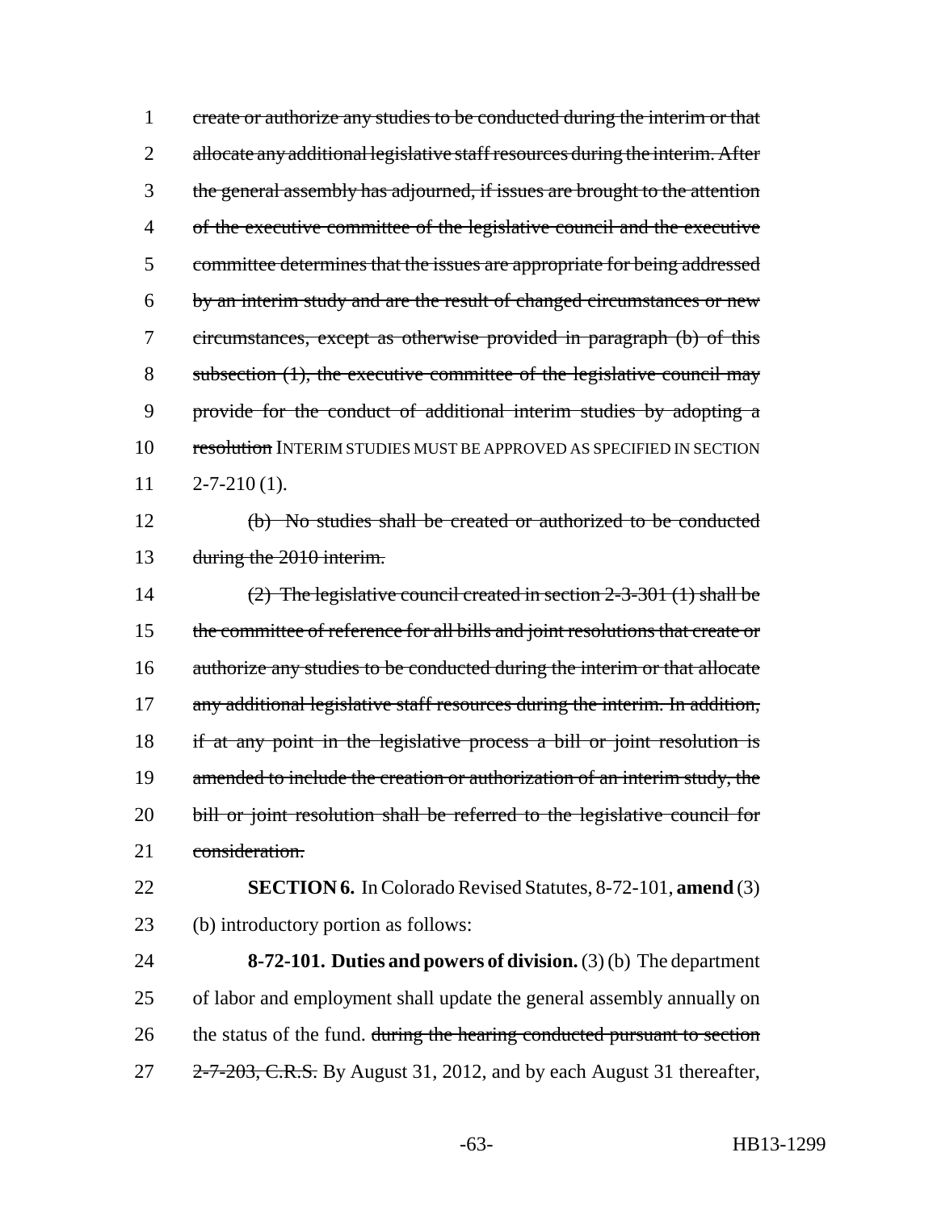1 ~~create or authorize any studies to be conducted during the interim or that~~
2 ~~allocate any additional legislative staff resources during the interim. After~~
3 ~~the general assembly has adjourned, if issues are brought to the attention~~
4 ~~of the executive committee of the legislative council and the executive~~
5 ~~committee determines that the issues are appropriate for being addressed~~
6 ~~by an interim study and are the result of changed circumstances or new~~
7 ~~circumstances, except as otherwise provided in paragraph (b) of this~~
8 ~~subsection (1), the executive committee of the legislative council may~~
9 ~~provide for the conduct of additional interim studies by adopting a~~
10 ~~resolution~~ INTERIM STUDIES MUST BE APPROVED AS SPECIFIED IN SECTION
11 2-7-210 (1).

12 ~~(b) No studies shall be created or authorized to be conducted~~
13 ~~during the 2010 interim.~~

14 ~~(2) The legislative council created in section 2-3-301 (1) shall be~~
15 ~~the committee of reference for all bills and joint resolutions that create or~~
16 ~~authorize any studies to be conducted during the interim or that allocate~~
17 ~~any additional legislative staff resources during the interim. In addition,~~
18 ~~if at any point in the legislative process a bill or joint resolution is~~
19 ~~amended to include the creation or authorization of an interim study, the~~
20 ~~bill or joint resolution shall be referred to the legislative council for~~
21 ~~consideration.~~

22 **SECTION 6.** In Colorado Revised Statutes, 8-72-101, **amend** (3)
23 (b) introductory portion as follows:

24 **8-72-101. Duties and powers of division.** (3) (b) The department
25 of labor and employment shall update the general assembly annually on
26 the status of the fund. ~~during the hearing conducted pursuant to section~~
27 ~~2-7-203, C.R.S.~~ By August 31, 2012, and by each August 31 thereafter,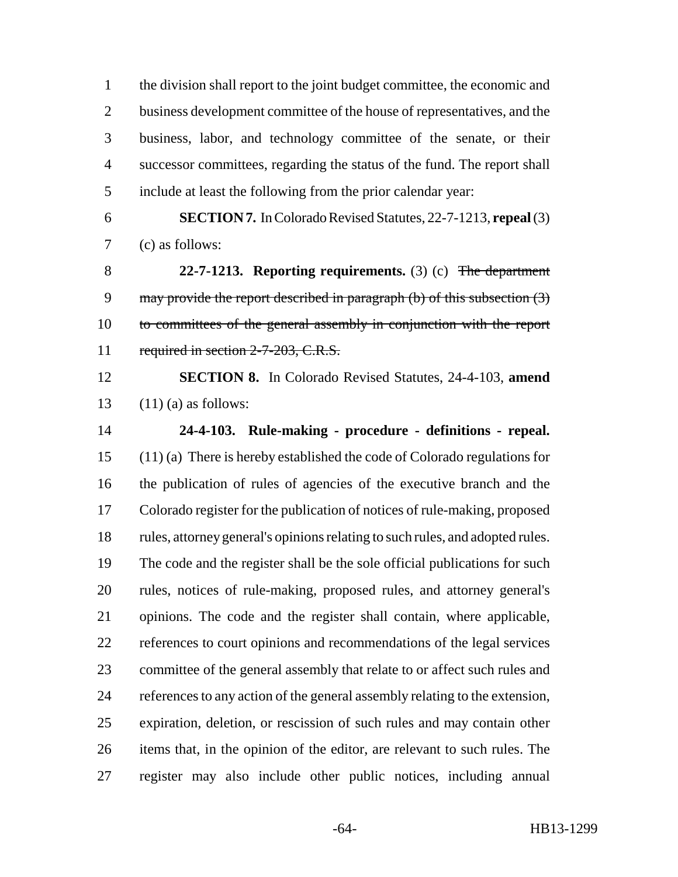the division shall report to the joint budget committee, the economic and business development committee of the house of representatives, and the business, labor, and technology committee of the senate, or their successor committees, regarding the status of the fund. The report shall include at least the following from the prior calendar year:

**SECTION 7.** In Colorado Revised Statutes, 22-7-1213, **repeal** (3) (c) as follows:

**22-7-1213. Reporting requirements.** (3) (c) ~~The department may provide the report described in paragraph (b) of this subsection (3) to committees of the general assembly in conjunction with the report required in section 2-7-203, C.R.S.~~

**SECTION 8.** In Colorado Revised Statutes, 24-4-103, **amend** (11) (a) as follows:

**24-4-103. Rule-making - procedure - definitions - repeal.** (11) (a) There is hereby established the code of Colorado regulations for the publication of rules of agencies of the executive branch and the Colorado register for the publication of notices of rule-making, proposed rules, attorney general's opinions relating to such rules, and adopted rules. The code and the register shall be the sole official publications for such rules, notices of rule-making, proposed rules, and attorney general's opinions. The code and the register shall contain, where applicable, references to court opinions and recommendations of the legal services committee of the general assembly that relate to or affect such rules and references to any action of the general assembly relating to the extension, expiration, deletion, or rescission of such rules and may contain other items that, in the opinion of the editor, are relevant to such rules. The register may also include other public notices, including annual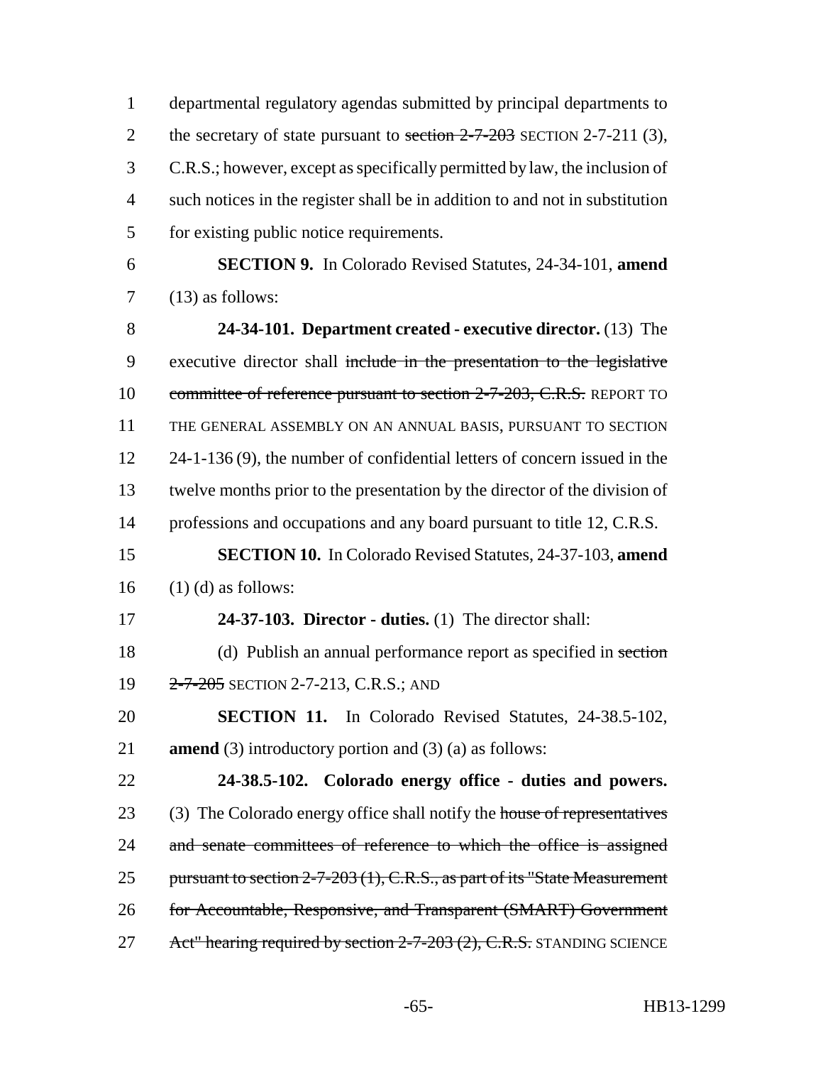departmental regulatory agendas submitted by principal departments to the secretary of state pursuant to ~~section 2-7-203~~ SECTION 2-7-211 (3), C.R.S.; however, except as specifically permitted by law, the inclusion of such notices in the register shall be in addition to and not in substitution for existing public notice requirements.

**SECTION 9.** In Colorado Revised Statutes, 24-34-101, **amend** (13) as follows:

**24-34-101. Department created - executive director.** (13) The executive director shall ~~include in the presentation to the legislative committee of reference pursuant to section 2-7-203, C.R.S.~~ REPORT TO THE GENERAL ASSEMBLY ON AN ANNUAL BASIS, PURSUANT TO SECTION 24-1-136 (9), the number of confidential letters of concern issued in the twelve months prior to the presentation by the director of the division of professions and occupations and any board pursuant to title 12, C.R.S.

**SECTION 10.** In Colorado Revised Statutes, 24-37-103, **amend** (1) (d) as follows:

**24-37-103. Director - duties.** (1) The director shall:

(d) Publish an annual performance report as specified in ~~section 2-7-205~~ SECTION 2-7-213, C.R.S.; AND

**SECTION 11.** In Colorado Revised Statutes, 24-38.5-102, **amend** (3) introductory portion and (3) (a) as follows:

**24-38.5-102. Colorado energy office - duties and powers.** (3) The Colorado energy office shall notify the ~~house of representatives and senate committees of reference to which the office is assigned pursuant to section 2-7-203 (1), C.R.S., as part of its "State Measurement for Accountable, Responsive, and Transparent (SMART) Government Act" hearing required by section 2-7-203 (2), C.R.S.~~ STANDING SCIENCE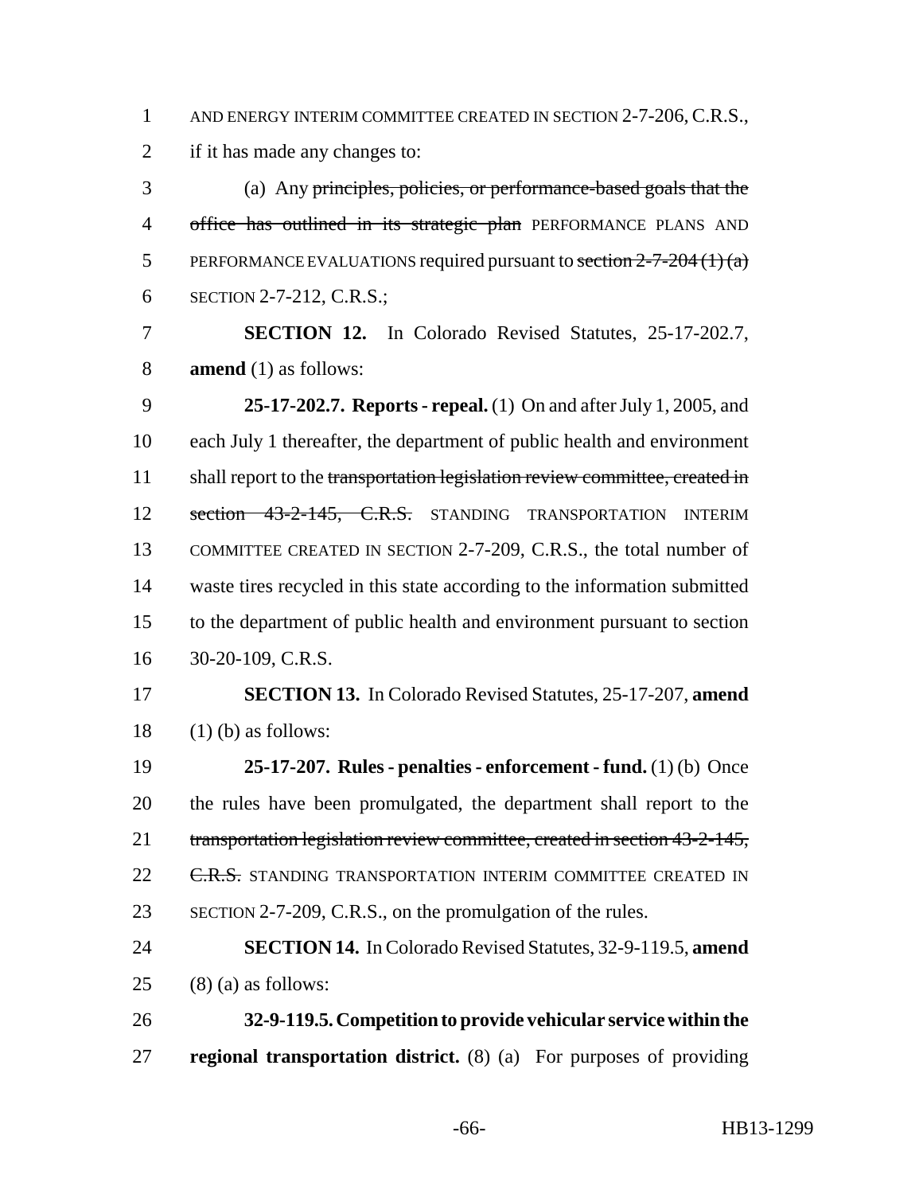AND ENERGY INTERIM COMMITTEE CREATED IN SECTION 2-7-206, C.R.S., if it has made any changes to:

(a) Any ~~principles, policies, or performance-based goals that the office has outlined in its strategic plan~~ PERFORMANCE PLANS AND PERFORMANCE EVALUATIONS required pursuant to ~~section 2-7-204 (1) (a)~~ SECTION 2-7-212, C.R.S.;

**SECTION 12.** In Colorado Revised Statutes, 25-17-202.7, **amend** (1) as follows:

**25-17-202.7. Reports - repeal.** (1) On and after July 1, 2005, and each July 1 thereafter, the department of public health and environment shall report to the ~~transportation legislation review committee, created in section 43-2-145, C.R.S.~~ STANDING TRANSPORTATION INTERIM COMMITTEE CREATED IN SECTION 2-7-209, C.R.S., the total number of waste tires recycled in this state according to the information submitted to the department of public health and environment pursuant to section 30-20-109, C.R.S.

**SECTION 13.** In Colorado Revised Statutes, 25-17-207, **amend** (1) (b) as follows:

**25-17-207. Rules - penalties - enforcement - fund.** (1) (b) Once the rules have been promulgated, the department shall report to the ~~transportation legislation review committee, created in section 43-2-145, C.R.S.~~ STANDING TRANSPORTATION INTERIM COMMITTEE CREATED IN SECTION 2-7-209, C.R.S., on the promulgation of the rules.

**SECTION 14.** In Colorado Revised Statutes, 32-9-119.5, **amend** (8) (a) as follows:

**32-9-119.5. Competition to provide vehicular service within the regional transportation district.** (8) (a) For purposes of providing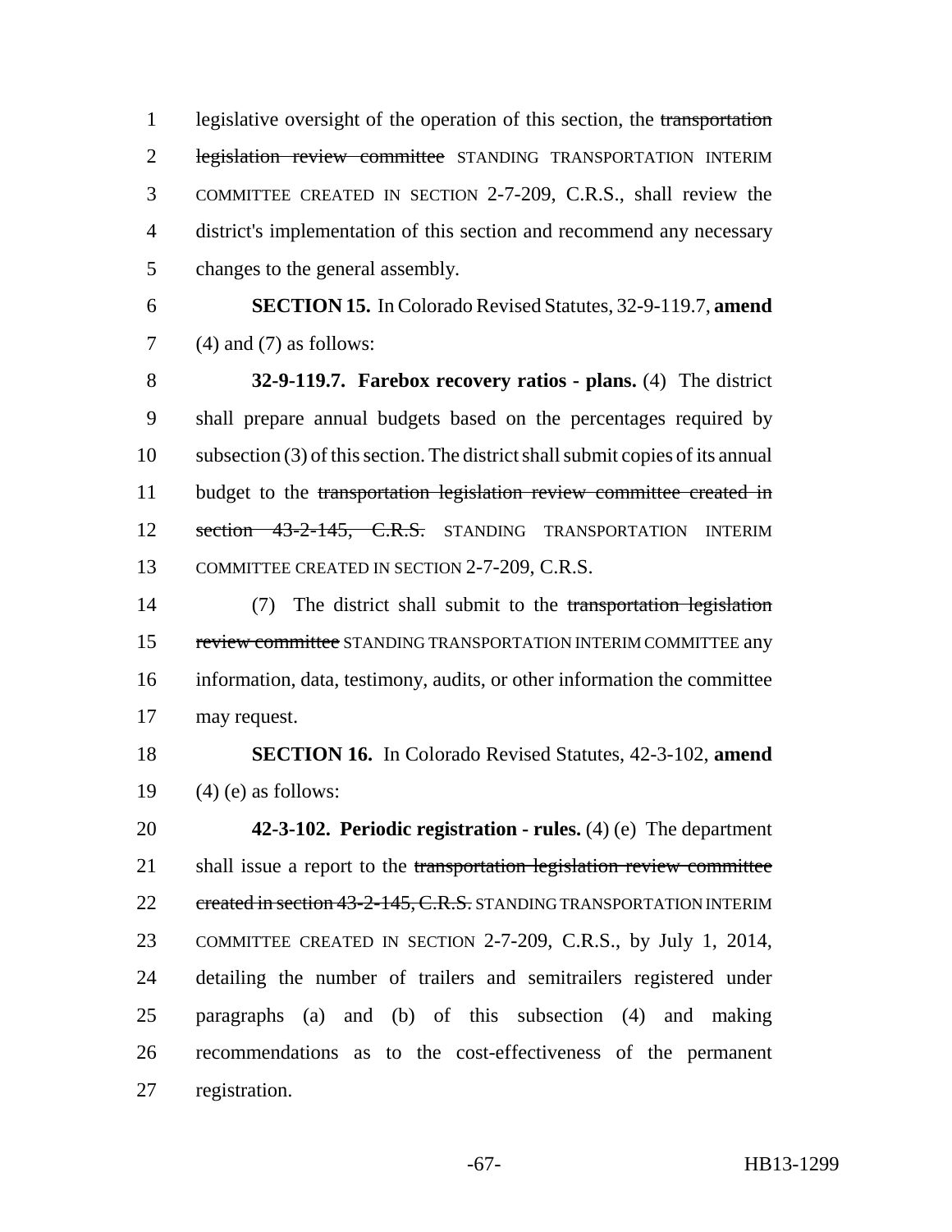legislative oversight of the operation of this section, the ~~transportation legislation review committee~~ STANDING TRANSPORTATION INTERIM COMMITTEE CREATED IN SECTION 2-7-209, C.R.S., shall review the district's implementation of this section and recommend any necessary changes to the general assembly.

**SECTION 15.** In Colorado Revised Statutes, 32-9-119.7, **amend** (4) and (7) as follows:

**32-9-119.7. Farebox recovery ratios - plans.** (4) The district shall prepare annual budgets based on the percentages required by subsection (3) of this section. The district shall submit copies of its annual budget to the ~~transportation legislation review committee created in section 43-2-145, C.R.S.~~ STANDING TRANSPORTATION INTERIM COMMITTEE CREATED IN SECTION 2-7-209, C.R.S.

(7) The district shall submit to the ~~transportation legislation review committee~~ STANDING TRANSPORTATION INTERIM COMMITTEE any information, data, testimony, audits, or other information the committee may request.

**SECTION 16.** In Colorado Revised Statutes, 42-3-102, **amend** (4) (e) as follows:

**42-3-102. Periodic registration - rules.** (4) (e) The department shall issue a report to the ~~transportation legislation review committee created in section 43-2-145, C.R.S.~~ STANDING TRANSPORTATION INTERIM COMMITTEE CREATED IN SECTION 2-7-209, C.R.S., by July 1, 2014, detailing the number of trailers and semitrailers registered under paragraphs (a) and (b) of this subsection (4) and making recommendations as to the cost-effectiveness of the permanent registration.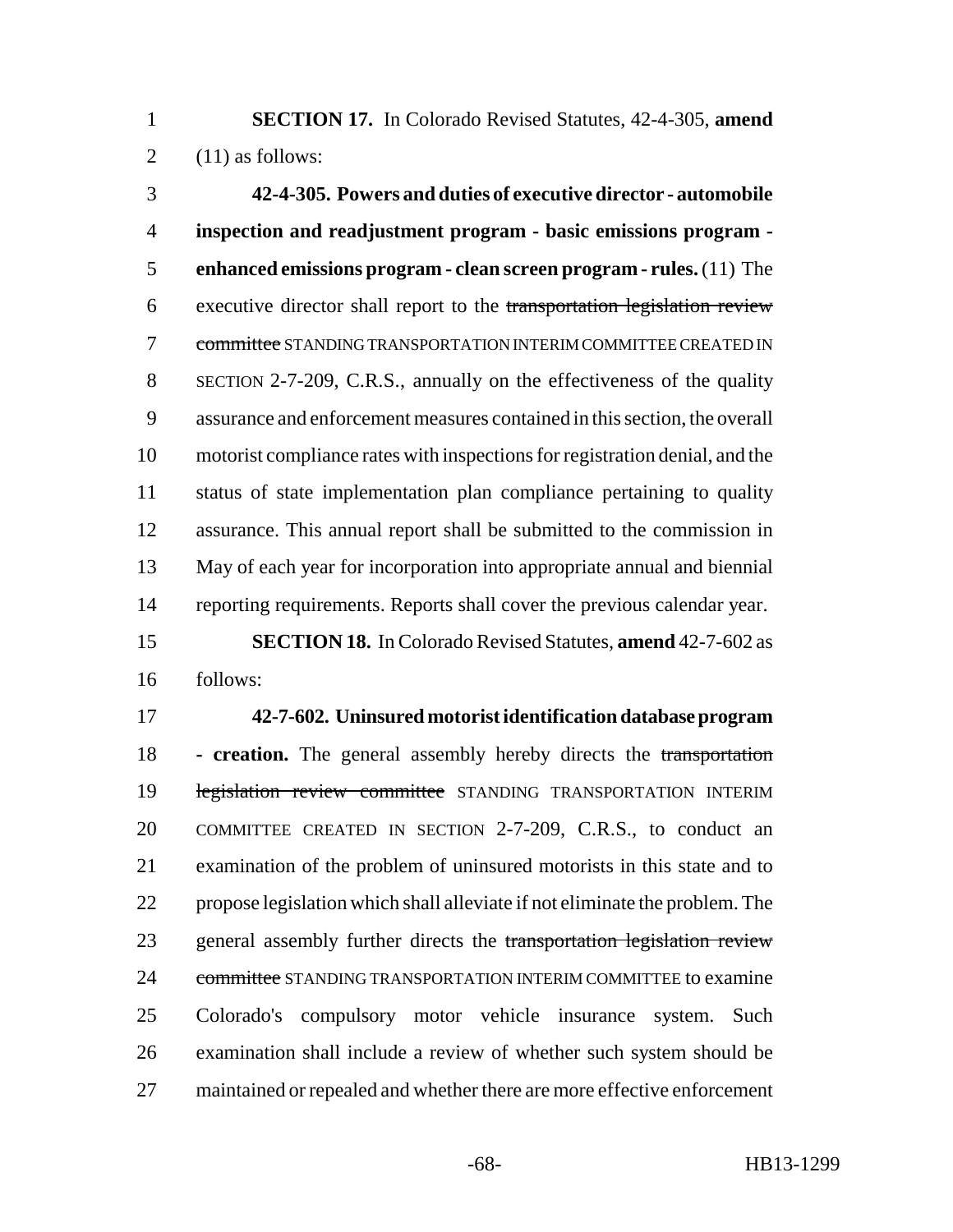**SECTION 17.** In Colorado Revised Statutes, 42-4-305, **amend** (11) as follows:

**42-4-305. Powers and duties of executive director - automobile inspection and readjustment program - basic emissions program - enhanced emissions program - clean screen program - rules.** (11) The executive director shall report to the ~~transportation legislation review committee~~ STANDING TRANSPORTATION INTERIM COMMITTEE CREATED IN SECTION 2-7-209, C.R.S., annually on the effectiveness of the quality assurance and enforcement measures contained in this section, the overall motorist compliance rates with inspections for registration denial, and the status of state implementation plan compliance pertaining to quality assurance. This annual report shall be submitted to the commission in May of each year for incorporation into appropriate annual and biennial reporting requirements. Reports shall cover the previous calendar year.

**SECTION 18.** In Colorado Revised Statutes, **amend** 42-7-602 as follows:

**42-7-602. Uninsured motorist identification database program - creation.** The general assembly hereby directs the ~~transportation legislation review committee~~ STANDING TRANSPORTATION INTERIM COMMITTEE CREATED IN SECTION 2-7-209, C.R.S., to conduct an examination of the problem of uninsured motorists in this state and to propose legislation which shall alleviate if not eliminate the problem. The general assembly further directs the ~~transportation legislation review committee~~ STANDING TRANSPORTATION INTERIM COMMITTEE to examine Colorado's compulsory motor vehicle insurance system. Such examination shall include a review of whether such system should be maintained or repealed and whether there are more effective enforcement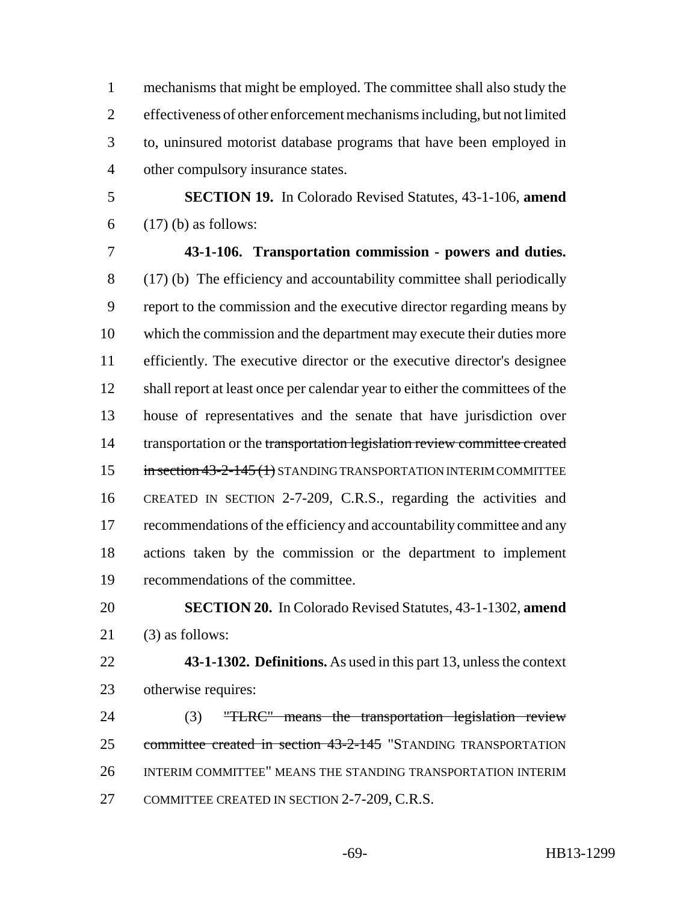mechanisms that might be employed. The committee shall also study the effectiveness of other enforcement mechanisms including, but not limited to, uninsured motorist database programs that have been employed in other compulsory insurance states.

**SECTION 19.** In Colorado Revised Statutes, 43-1-106, **amend** (17) (b) as follows:

**43-1-106. Transportation commission - powers and duties.** (17) (b) The efficiency and accountability committee shall periodically report to the commission and the executive director regarding means by which the commission and the department may execute their duties more efficiently. The executive director or the executive director's designee shall report at least once per calendar year to either the committees of the house of representatives and the senate that have jurisdiction over transportation or the ~~transportation legislation review committee created in section 43-2-145 (1)~~ STANDING TRANSPORTATION INTERIM COMMITTEE CREATED IN SECTION 2-7-209, C.R.S., regarding the activities and recommendations of the efficiency and accountability committee and any actions taken by the commission or the department to implement recommendations of the committee.

**SECTION 20.** In Colorado Revised Statutes, 43-1-1302, **amend** (3) as follows:

**43-1-1302. Definitions.** As used in this part 13, unless the context otherwise requires:

(3) ~~"TLRC" means the transportation legislation review committee created in section 43-2-145~~ "STANDING TRANSPORTATION INTERIM COMMITTEE" MEANS THE STANDING TRANSPORTATION INTERIM COMMITTEE CREATED IN SECTION 2-7-209, C.R.S.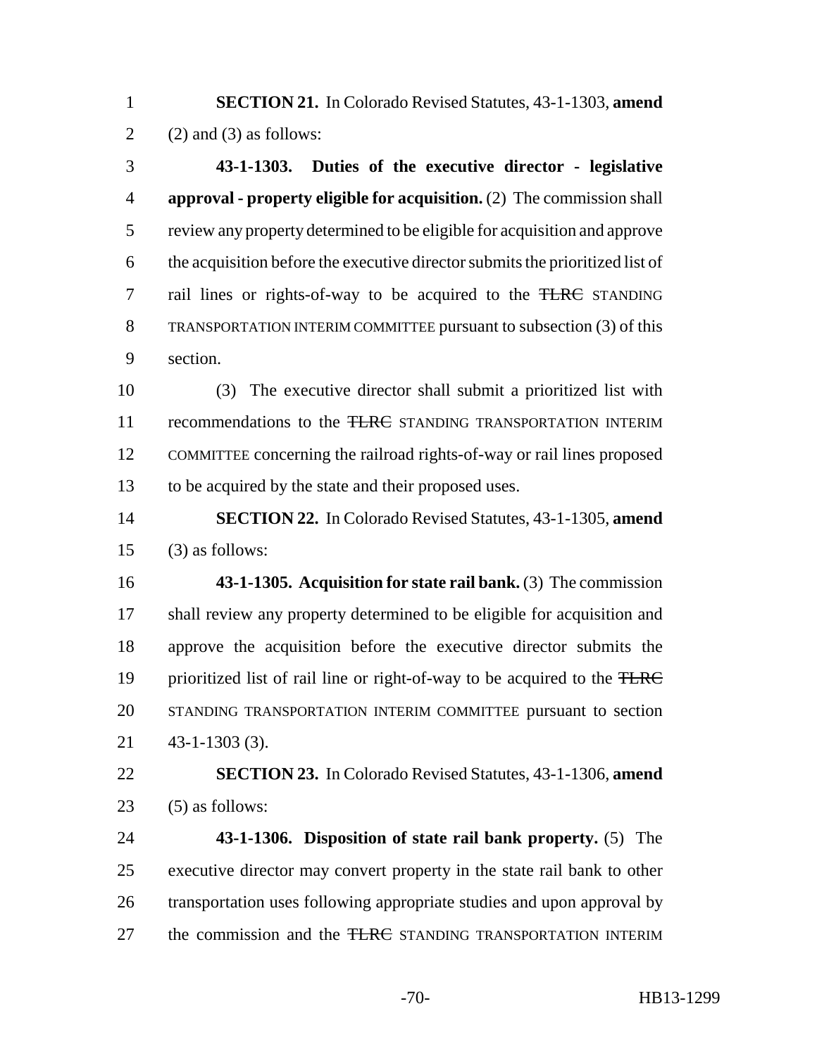**SECTION 21.** In Colorado Revised Statutes, 43-1-1303, **amend** (2) and (3) as follows:

**43-1-1303. Duties of the executive director - legislative approval - property eligible for acquisition.** (2) The commission shall review any property determined to be eligible for acquisition and approve the acquisition before the executive director submits the prioritized list of rail lines or rights-of-way to be acquired to the ~~TLRC~~ STANDING TRANSPORTATION INTERIM COMMITTEE pursuant to subsection (3) of this section.

(3) The executive director shall submit a prioritized list with recommendations to the ~~TLRC~~ STANDING TRANSPORTATION INTERIM COMMITTEE concerning the railroad rights-of-way or rail lines proposed to be acquired by the state and their proposed uses.

**SECTION 22.** In Colorado Revised Statutes, 43-1-1305, **amend** (3) as follows:

**43-1-1305. Acquisition for state rail bank.** (3) The commission shall review any property determined to be eligible for acquisition and approve the acquisition before the executive director submits the prioritized list of rail line or right-of-way to be acquired to the ~~TLRC~~ STANDING TRANSPORTATION INTERIM COMMITTEE pursuant to section 43-1-1303 (3).

**SECTION 23.** In Colorado Revised Statutes, 43-1-1306, **amend** (5) as follows:

**43-1-1306. Disposition of state rail bank property.** (5) The executive director may convert property in the state rail bank to other transportation uses following appropriate studies and upon approval by the commission and the ~~TLRC~~ STANDING TRANSPORTATION INTERIM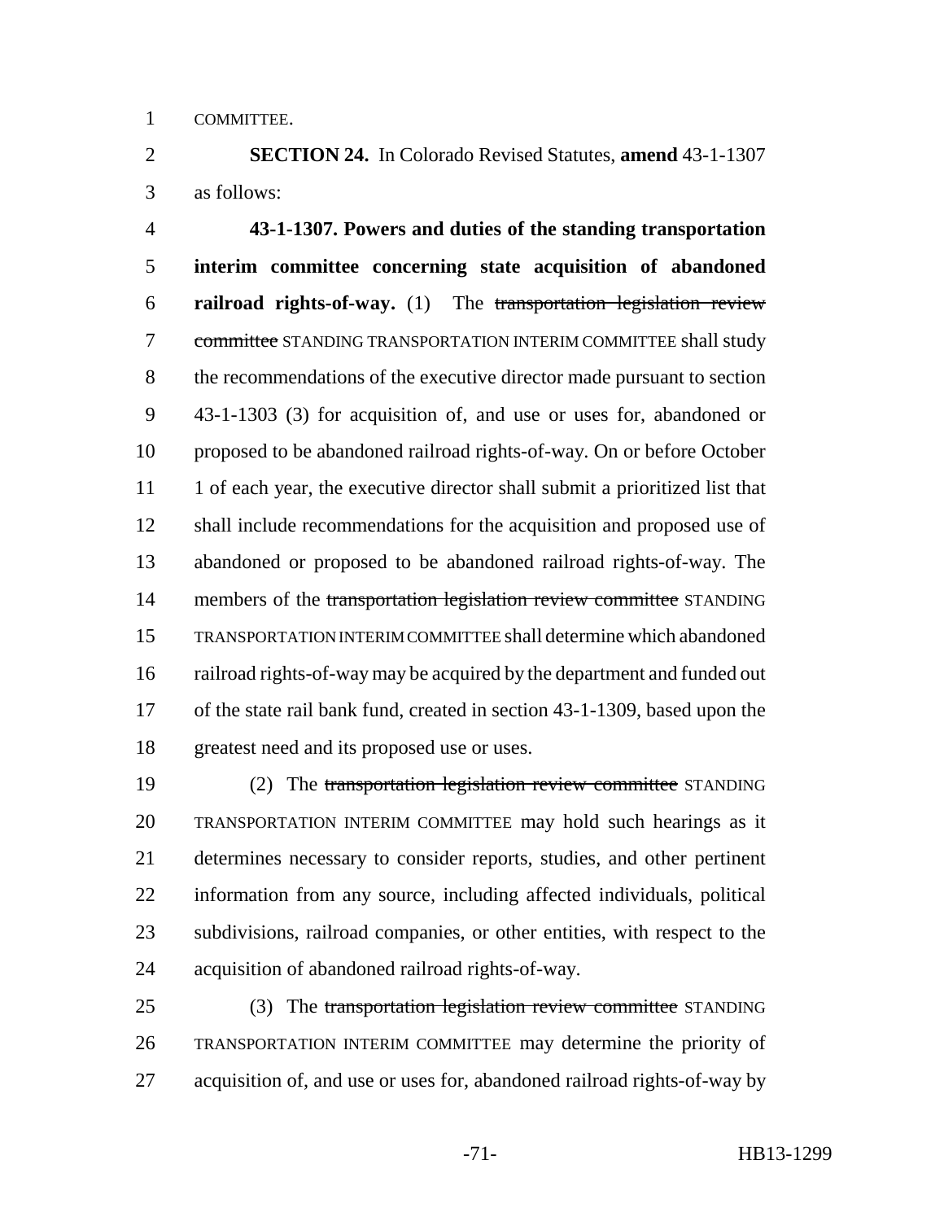COMMITTEE.

**SECTION 24.** In Colorado Revised Statutes, **amend** 43-1-1307 as follows:

**43-1-1307. Powers and duties of the standing transportation interim committee concerning state acquisition of abandoned railroad rights-of-way.** (1) The ~~transportation legislation review committee~~ STANDING TRANSPORTATION INTERIM COMMITTEE shall study the recommendations of the executive director made pursuant to section 43-1-1303 (3) for acquisition of, and use or uses for, abandoned or proposed to be abandoned railroad rights-of-way. On or before October 1 of each year, the executive director shall submit a prioritized list that shall include recommendations for the acquisition and proposed use of abandoned or proposed to be abandoned railroad rights-of-way. The members of the ~~transportation legislation review committee~~ STANDING TRANSPORTATION INTERIM COMMITTEE shall determine which abandoned railroad rights-of-way may be acquired by the department and funded out of the state rail bank fund, created in section 43-1-1309, based upon the greatest need and its proposed use or uses.

(2) The ~~transportation legislation review committee~~ STANDING TRANSPORTATION INTERIM COMMITTEE may hold such hearings as it determines necessary to consider reports, studies, and other pertinent information from any source, including affected individuals, political subdivisions, railroad companies, or other entities, with respect to the acquisition of abandoned railroad rights-of-way.

(3) The ~~transportation legislation review committee~~ STANDING TRANSPORTATION INTERIM COMMITTEE may determine the priority of acquisition of, and use or uses for, abandoned railroad rights-of-way by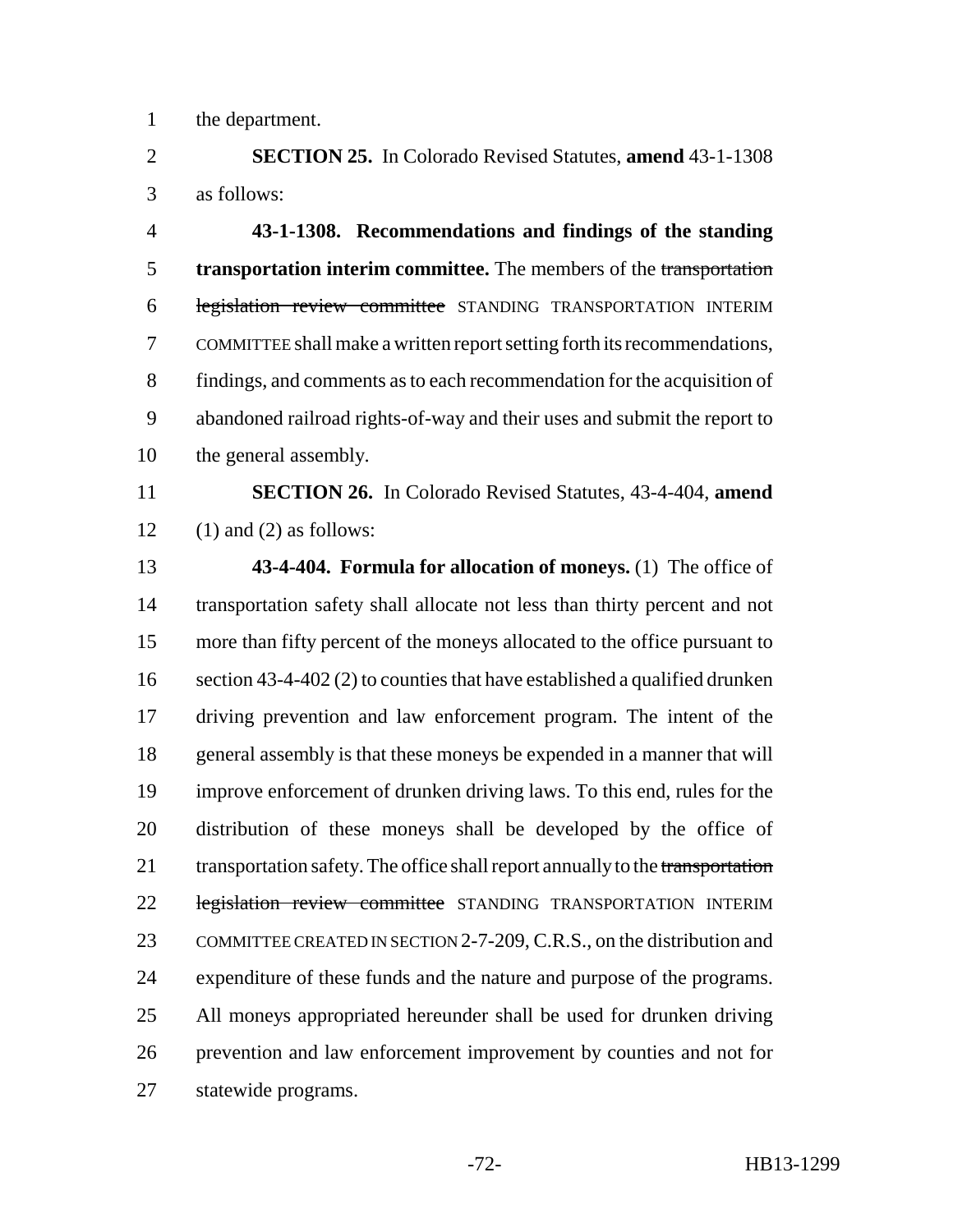the department.

**SECTION 25.** In Colorado Revised Statutes, **amend** 43-1-1308 as follows:

**43-1-1308. Recommendations and findings of the standing transportation interim committee.** The members of the ~~transportation legislation review committee~~ STANDING TRANSPORTATION INTERIM COMMITTEE shall make a written report setting forth its recommendations, findings, and comments as to each recommendation for the acquisition of abandoned railroad rights-of-way and their uses and submit the report to the general assembly.

**SECTION 26.** In Colorado Revised Statutes, 43-4-404, **amend** (1) and (2) as follows:

**43-4-404. Formula for allocation of moneys.** (1) The office of transportation safety shall allocate not less than thirty percent and not more than fifty percent of the moneys allocated to the office pursuant to section 43-4-402 (2) to counties that have established a qualified drunken driving prevention and law enforcement program. The intent of the general assembly is that these moneys be expended in a manner that will improve enforcement of drunken driving laws. To this end, rules for the distribution of these moneys shall be developed by the office of transportation safety. The office shall report annually to the ~~transportation legislation review committee~~ STANDING TRANSPORTATION INTERIM COMMITTEE CREATED IN SECTION 2-7-209, C.R.S., on the distribution and expenditure of these funds and the nature and purpose of the programs. All moneys appropriated hereunder shall be used for drunken driving prevention and law enforcement improvement by counties and not for statewide programs.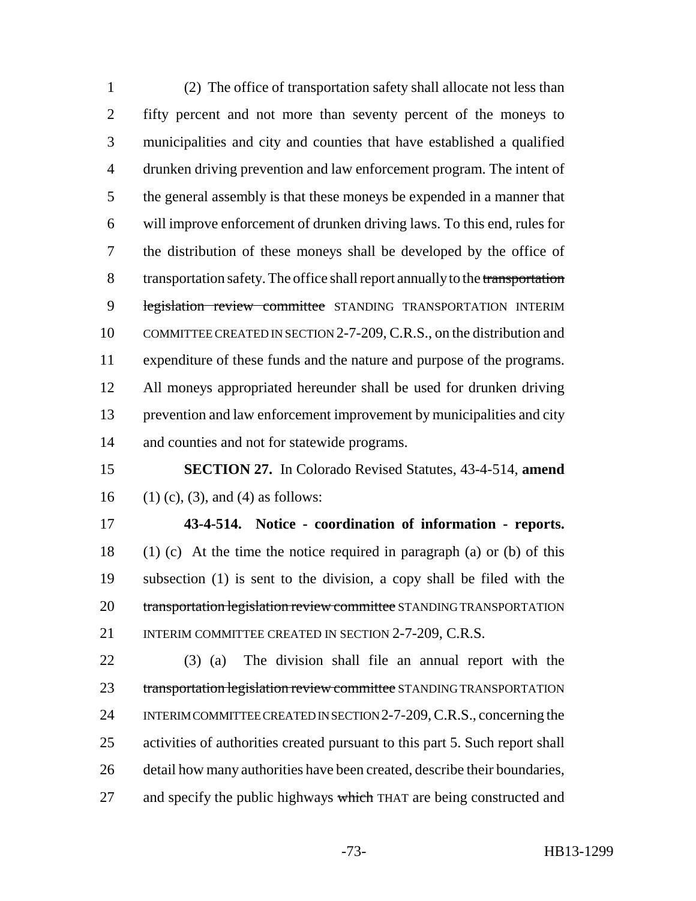(2) The office of transportation safety shall allocate not less than fifty percent and not more than seventy percent of the moneys to municipalities and city and counties that have established a qualified drunken driving prevention and law enforcement program. The intent of the general assembly is that these moneys be expended in a manner that will improve enforcement of drunken driving laws. To this end, rules for the distribution of these moneys shall be developed by the office of transportation safety. The office shall report annually to the ~~transportation legislation review committee~~ STANDING TRANSPORTATION INTERIM COMMITTEE CREATED IN SECTION 2-7-209, C.R.S., on the distribution and expenditure of these funds and the nature and purpose of the programs. All moneys appropriated hereunder shall be used for drunken driving prevention and law enforcement improvement by municipalities and city and counties and not for statewide programs.

**SECTION 27.** In Colorado Revised Statutes, 43-4-514, **amend** (1) (c), (3), and (4) as follows:

**43-4-514. Notice - coordination of information - reports.** (1) (c) At the time the notice required in paragraph (a) or (b) of this subsection (1) is sent to the division, a copy shall be filed with the ~~transportation legislation review committee~~ STANDING TRANSPORTATION INTERIM COMMITTEE CREATED IN SECTION 2-7-209, C.R.S.

(3) (a) The division shall file an annual report with the ~~transportation legislation review committee~~ STANDING TRANSPORTATION INTERIM COMMITTEE CREATED IN SECTION 2-7-209, C.R.S., concerning the activities of authorities created pursuant to this part 5. Such report shall detail how many authorities have been created, describe their boundaries, and specify the public highways ~~which~~ THAT are being constructed and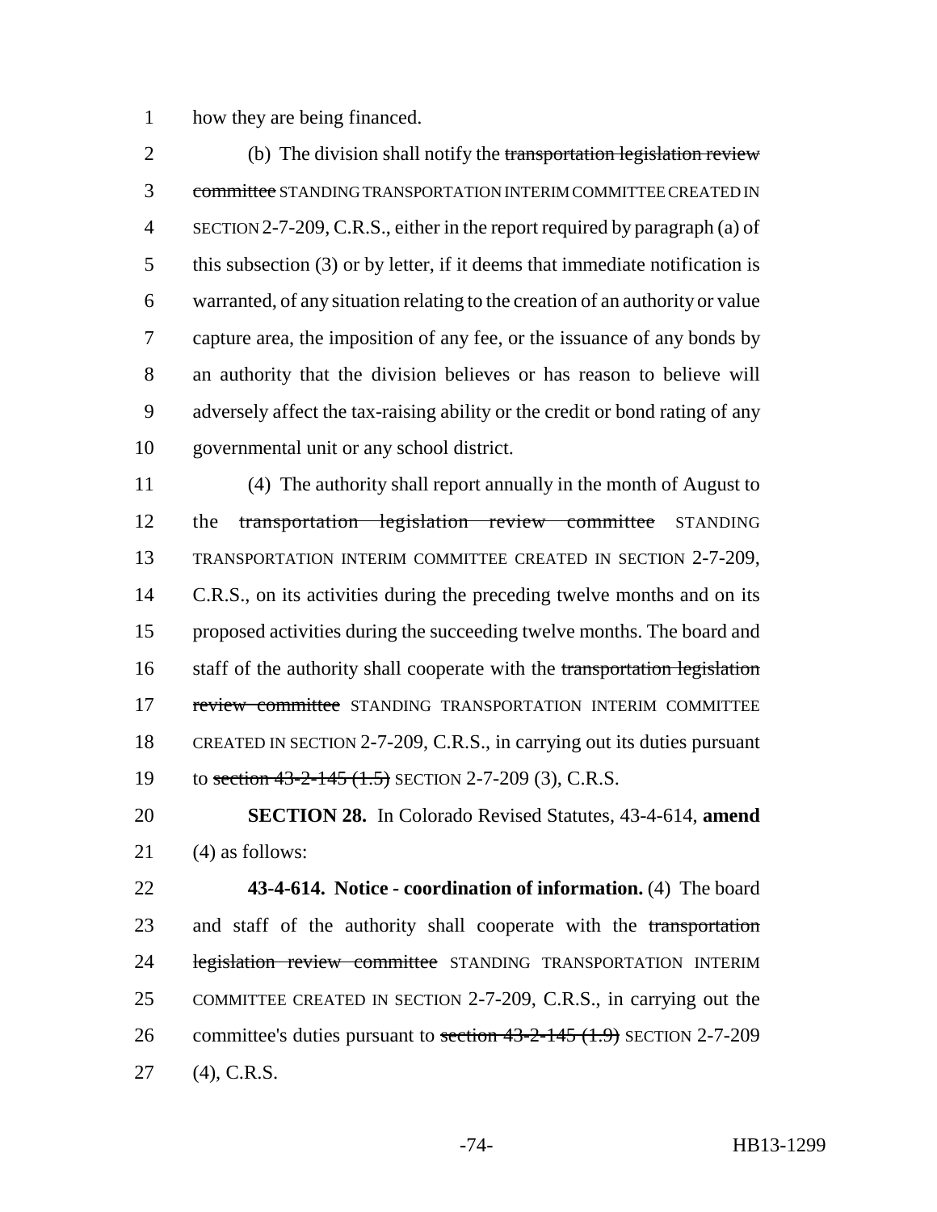how they are being financed.

(b) The division shall notify the ~~transportation legislation review committee~~ STANDING TRANSPORTATION INTERIM COMMITTEE CREATED IN SECTION 2-7-209, C.R.S., either in the report required by paragraph (a) of this subsection (3) or by letter, if it deems that immediate notification is warranted, of any situation relating to the creation of an authority or value capture area, the imposition of any fee, or the issuance of any bonds by an authority that the division believes or has reason to believe will adversely affect the tax-raising ability or the credit or bond rating of any governmental unit or any school district.

(4) The authority shall report annually in the month of August to the ~~transportation legislation review committee~~ STANDING TRANSPORTATION INTERIM COMMITTEE CREATED IN SECTION 2-7-209, C.R.S., on its activities during the preceding twelve months and on its proposed activities during the succeeding twelve months. The board and staff of the authority shall cooperate with the ~~transportation legislation review committee~~ STANDING TRANSPORTATION INTERIM COMMITTEE CREATED IN SECTION 2-7-209, C.R.S., in carrying out its duties pursuant to ~~section 43-2-145 (1.5)~~ SECTION 2-7-209 (3), C.R.S.

**SECTION 28.** In Colorado Revised Statutes, 43-4-614, **amend** (4) as follows:

**43-4-614. Notice - coordination of information.** (4) The board and staff of the authority shall cooperate with the ~~transportation legislation review committee~~ STANDING TRANSPORTATION INTERIM COMMITTEE CREATED IN SECTION 2-7-209, C.R.S., in carrying out the committee's duties pursuant to ~~section 43-2-145 (1.9)~~ SECTION 2-7-209 (4), C.R.S.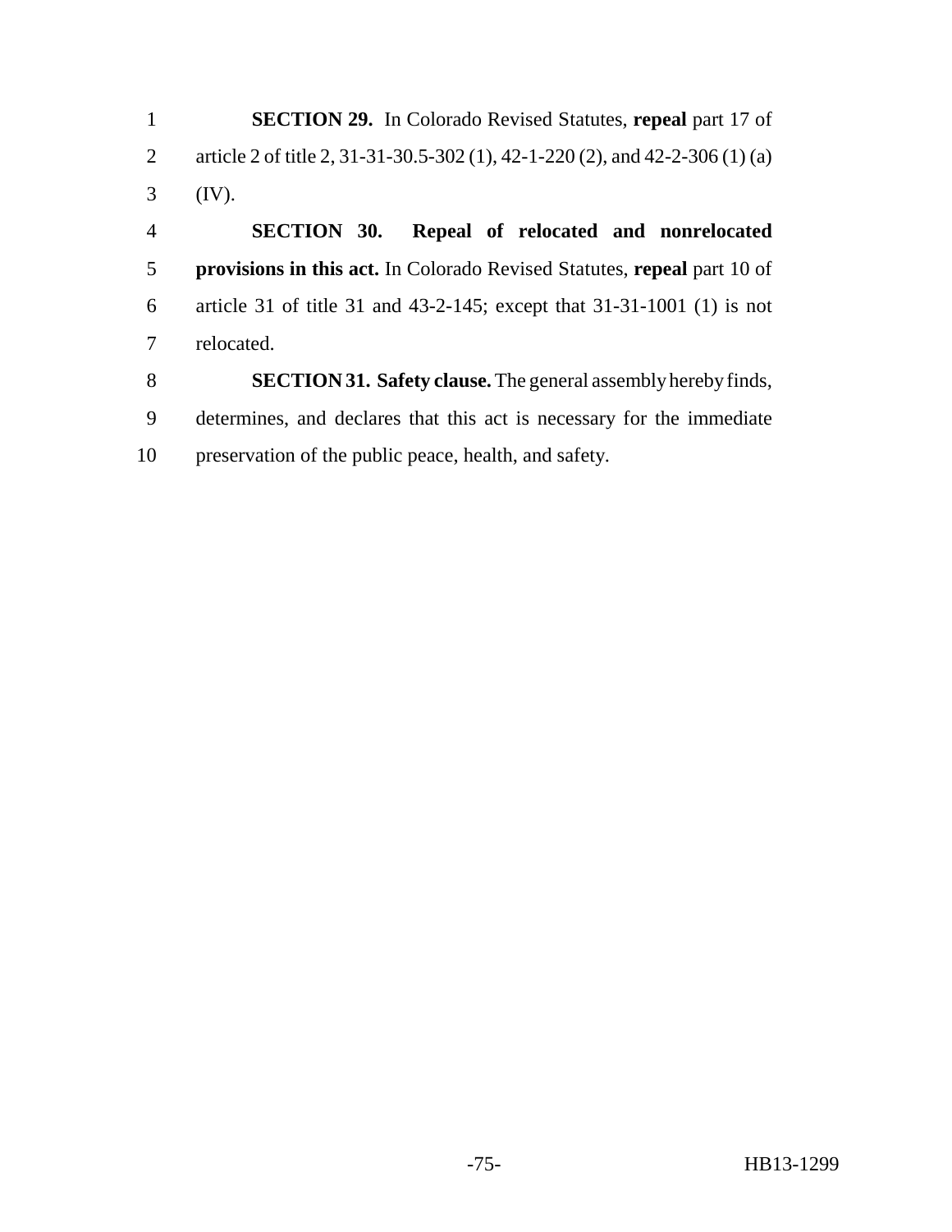**SECTION 29.** In Colorado Revised Statutes, **repeal** part 17 of article 2 of title 2, 31-31-30.5-302 (1), 42-1-220 (2), and 42-2-306 (1) (a) (IV).

**SECTION 30. Repeal of relocated and nonrelocated provisions in this act.** In Colorado Revised Statutes, **repeal** part 10 of article 31 of title 31 and 43-2-145; except that 31-31-1001 (1) is not relocated.

**SECTION 31. Safety clause.** The general assembly hereby finds, determines, and declares that this act is necessary for the immediate preservation of the public peace, health, and safety.